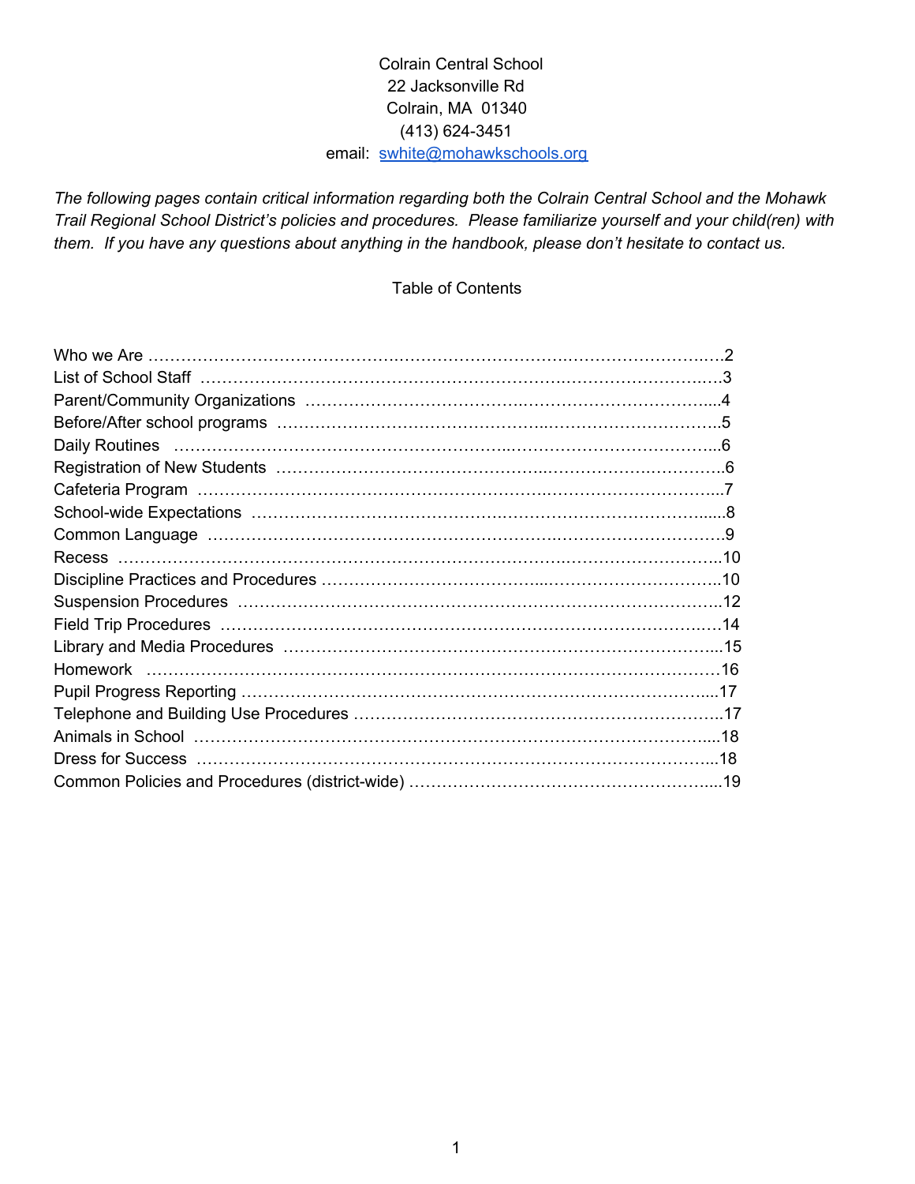Colrain Central School
22 Jacksonville Rd
Colrain, MA 01340
(413) 624-3451
email: swhite@mohawkschools.org

*The following pages contain critical information regarding both the Colrain Central School and the Mohawk Trail Regional School District's policies and procedures. Please familiarize yourself and your child(ren) with them. If you have any questions about anything in the handbook, please don't hesitate to contact us.*

## Table of Contents

Who we Are ..........2
List of School Staff ..........3
Parent/Community Organizations ..........4
Before/After school programs ..........5
Daily Routines ..........6
Registration of New Students ..........6
Cafeteria Program ..........7
School-wide Expectations ..........8
Common Language ..........9
Recess ..........10
Discipline Practices and Procedures ..........10
Suspension Procedures ..........12
Field Trip Procedures ..........14
Library and Media Procedures ..........15
Homework ..........16
Pupil Progress Reporting ..........17
Telephone and Building Use Procedures ..........17
Animals in School ..........18
Dress for Success ..........18
Common Policies and Procedures (district-wide) ..........19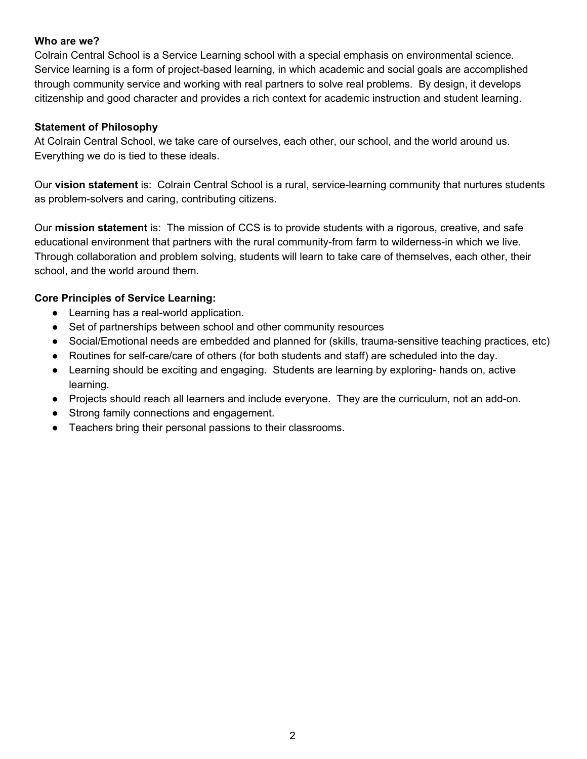**Who are we?**
Colrain Central School is a Service Learning school with a special emphasis on environmental science. Service learning is a form of project-based learning, in which academic and social goals are accomplished through community service and working with real partners to solve real problems. By design, it develops citizenship and good character and provides a rich context for academic instruction and student learning.

**Statement of Philosophy**
At Colrain Central School, we take care of ourselves, each other, our school, and the world around us. Everything we do is tied to these ideals.

Our **vision statement** is: Colrain Central School is a rural, service-learning community that nurtures students as problem-solvers and caring, contributing citizens.

Our **mission statement** is: The mission of CCS is to provide students with a rigorous, creative, and safe educational environment that partners with the rural community-from farm to wilderness-in which we live. Through collaboration and problem solving, students will learn to take care of themselves, each other, their school, and the world around them.

**Core Principles of Service Learning:**

- Learning has a real-world application.
- Set of partnerships between school and other community resources
- Social/Emotional needs are embedded and planned for (skills, trauma-sensitive teaching practices, etc)
- Routines for self-care/care of others (for both students and staff) are scheduled into the day.
- Learning should be exciting and engaging. Students are learning by exploring- hands on, active learning.
- Projects should reach all learners and include everyone. They are the curriculum, not an add-on.
- Strong family connections and engagement.
- Teachers bring their personal passions to their classrooms.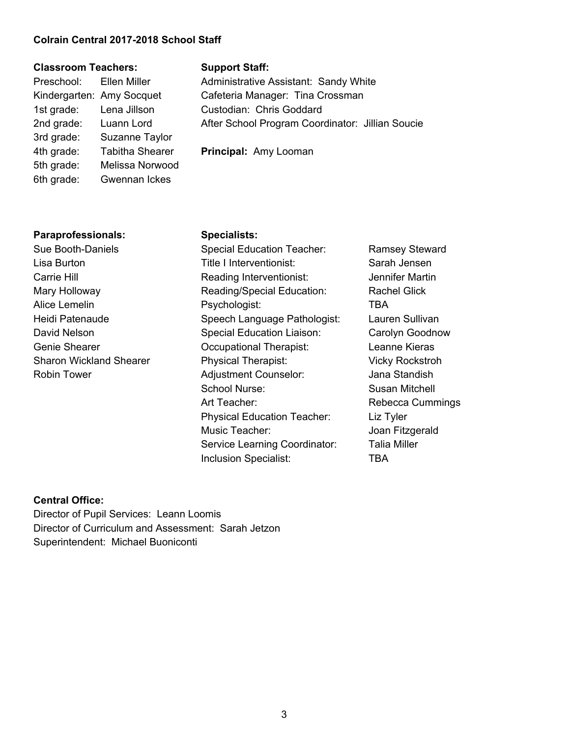**Colrain Central 2017-2018 School Staff**

**Classroom Teachers:**

Preschool: Ellen Miller
Kindergarten: Amy Socquet
1st grade: Lena Jillson
2nd grade: Luann Lord
3rd grade: Suzanne Taylor
4th grade: Tabitha Shearer
5th grade: Melissa Norwood
6th grade: Gwennan Ickes

**Support Staff:**

Administrative Assistant: Sandy White
Cafeteria Manager: Tina Crossman
Custodian: Chris Goddard
After School Program Coordinator: Jillian Soucie

**Principal:** Amy Looman

**Paraprofessionals:**

Sue Booth-Daniels
Lisa Burton
Carrie Hill
Mary Holloway
Alice Lemelin
Heidi Patenaude
David Nelson
Genie Shearer
Sharon Wickland Shearer
Robin Tower

**Specialists:**

| | |
|---|---|
| Special Education Teacher: | Ramsey Steward |
| Title I Interventionist: | Sarah Jensen |
| Reading Interventionist: | Jennifer Martin |
| Reading/Special Education: | Rachel Glick |
| Psychologist: | TBA |
| Speech Language Pathologist: | Lauren Sullivan |
| Special Education Liaison: | Carolyn Goodnow |
| Occupational Therapist: | Leanne Kieras |
| Physical Therapist: | Vicky Rockstroh |
| Adjustment Counselor: | Jana Standish |
| School Nurse: | Susan Mitchell |
| Art Teacher: | Rebecca Cummings |
| Physical Education Teacher: | Liz Tyler |
| Music Teacher: | Joan Fitzgerald |
| Service Learning Coordinator: | Talia Miller |
| Inclusion Specialist: | TBA |

**Central Office:**

Director of Pupil Services: Leann Loomis
Director of Curriculum and Assessment: Sarah Jetzon
Superintendent: Michael Buoniconti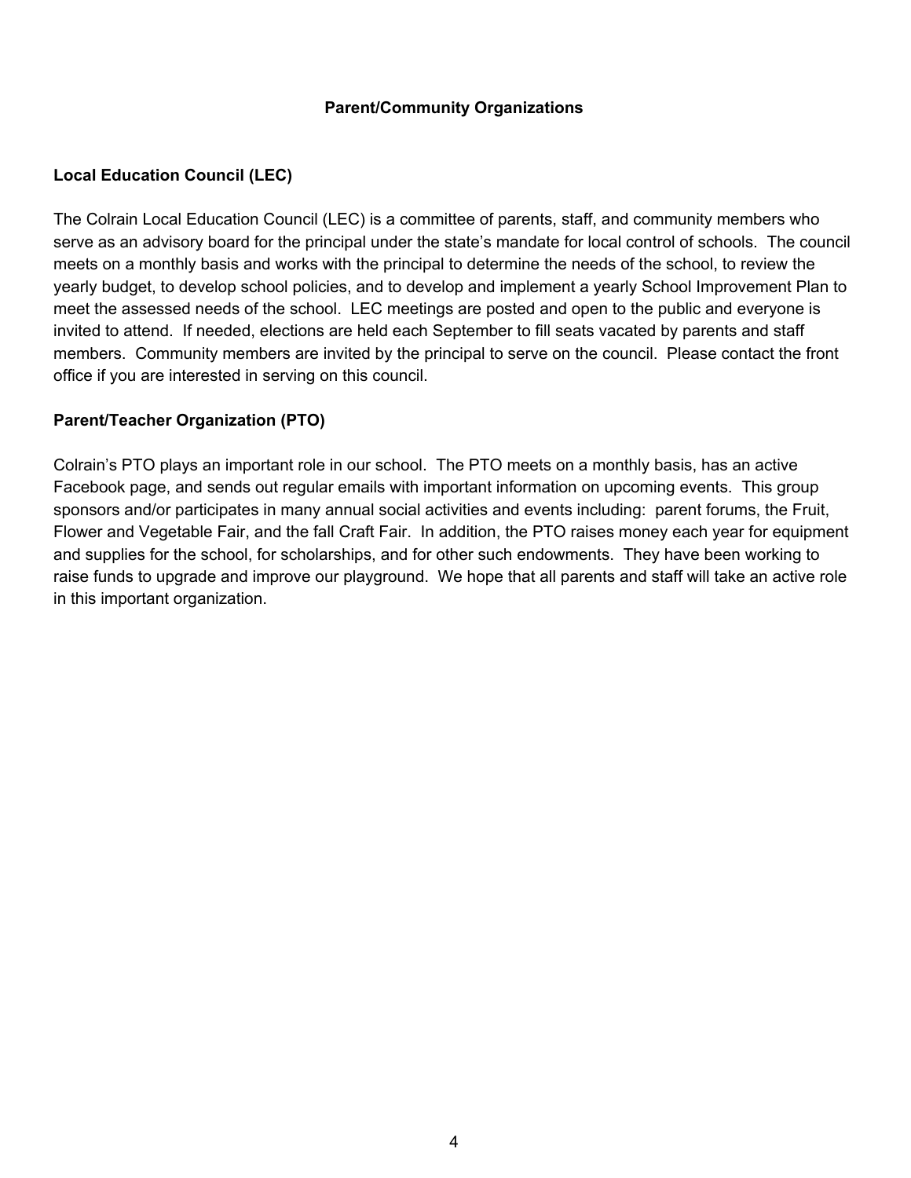## Parent/Community Organizations

### Local Education Council (LEC)

The Colrain Local Education Council (LEC) is a committee of parents, staff, and community members who serve as an advisory board for the principal under the state's mandate for local control of schools. The council meets on a monthly basis and works with the principal to determine the needs of the school, to review the yearly budget, to develop school policies, and to develop and implement a yearly School Improvement Plan to meet the assessed needs of the school. LEC meetings are posted and open to the public and everyone is invited to attend. If needed, elections are held each September to fill seats vacated by parents and staff members. Community members are invited by the principal to serve on the council. Please contact the front office if you are interested in serving on this council.

### Parent/Teacher Organization (PTO)

Colrain's PTO plays an important role in our school. The PTO meets on a monthly basis, has an active Facebook page, and sends out regular emails with important information on upcoming events. This group sponsors and/or participates in many annual social activities and events including: parent forums, the Fruit, Flower and Vegetable Fair, and the fall Craft Fair. In addition, the PTO raises money each year for equipment and supplies for the school, for scholarships, and for other such endowments. They have been working to raise funds to upgrade and improve our playground. We hope that all parents and staff will take an active role in this important organization.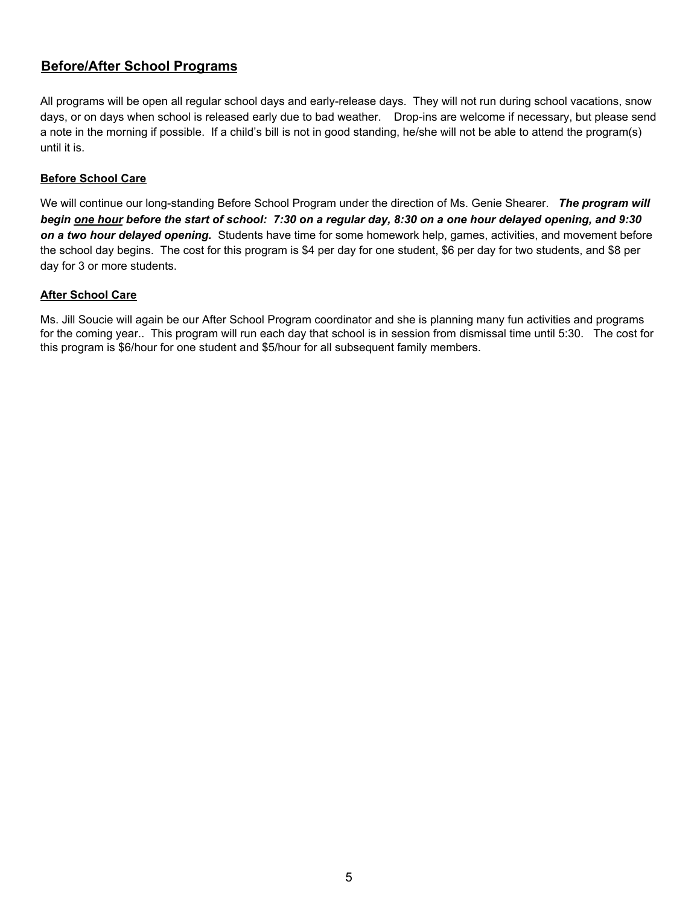## Before/After School Programs

All programs will be open all regular school days and early-release days. They will not run during school vacations, snow days, or on days when school is released early due to bad weather. Drop-ins are welcome if necessary, but please send a note in the morning if possible. If a child's bill is not in good standing, he/she will not be able to attend the program(s) until it is.

### Before School Care

We will continue our long-standing Before School Program under the direction of Ms. Genie Shearer. ***The program will begin <u>one hour</u> before the start of school: 7:30 on a regular day, 8:30 on a one hour delayed opening, and 9:30 on a two hour delayed opening.*** Students have time for some homework help, games, activities, and movement before the school day begins. The cost for this program is $4 per day for one student, $6 per day for two students, and $8 per day for 3 or more students.

### After School Care

Ms. Jill Soucie will again be our After School Program coordinator and she is planning many fun activities and programs for the coming year.. This program will run each day that school is in session from dismissal time until 5:30. The cost for this program is $6/hour for one student and $5/hour for all subsequent family members.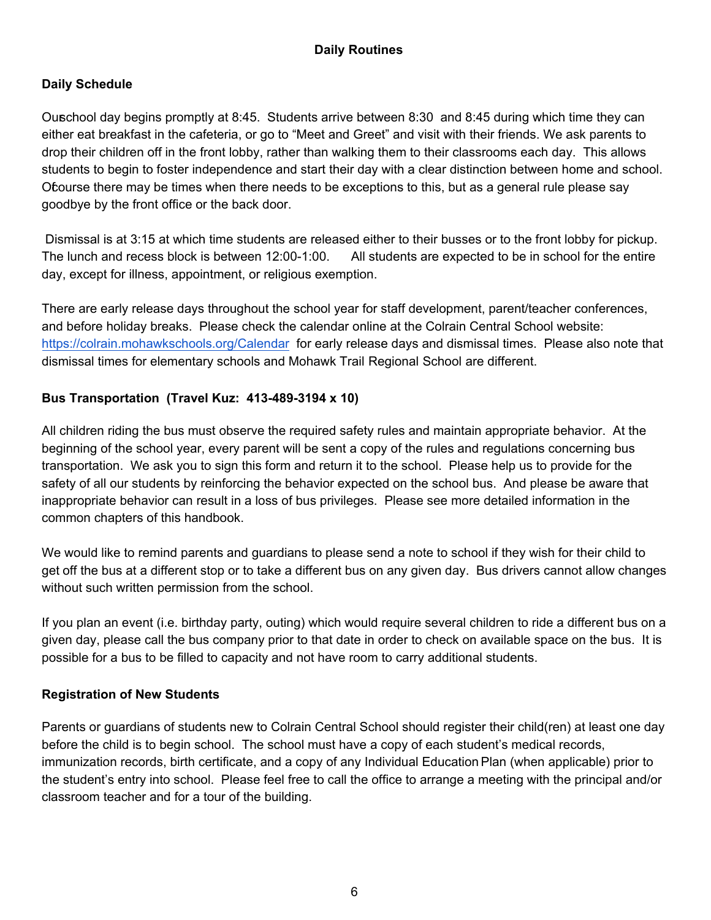## Daily Routines

### Daily Schedule

Our school day begins promptly at 8:45. Students arrive between 8:30 and 8:45 during which time they can either eat breakfast in the cafeteria, or go to "Meet and Greet" and visit with their friends. We ask parents to drop their children off in the front lobby, rather than walking them to their classrooms each day. This allows students to begin to foster independence and start their day with a clear distinction between home and school. Of course there may be times when there needs to be exceptions to this, but as a general rule please say goodbye by the front office or the back door.

Dismissal is at 3:15 at which time students are released either to their busses or to the front lobby for pickup. The lunch and recess block is between 12:00-1:00. All students are expected to be in school for the entire day, except for illness, appointment, or religious exemption.

There are early release days throughout the school year for staff development, parent/teacher conferences, and before holiday breaks. Please check the calendar online at the Colrain Central School website: [https://colrain.mohawkschools.org/Calendar](https://colrain.mohawkschools.org/Calendar) for early release days and dismissal times. Please also note that dismissal times for elementary schools and Mohawk Trail Regional School are different.

### Bus Transportation (Travel Kuz: 413-489-3194 x 10)

All children riding the bus must observe the required safety rules and maintain appropriate behavior. At the beginning of the school year, every parent will be sent a copy of the rules and regulations concerning bus transportation. We ask you to sign this form and return it to the school. Please help us to provide for the safety of all our students by reinforcing the behavior expected on the school bus. And please be aware that inappropriate behavior can result in a loss of bus privileges. Please see more detailed information in the common chapters of this handbook.

We would like to remind parents and guardians to please send a note to school if they wish for their child to get off the bus at a different stop or to take a different bus on any given day. Bus drivers cannot allow changes without such written permission from the school.

If you plan an event (i.e. birthday party, outing) which would require several children to ride a different bus on a given day, please call the bus company prior to that date in order to check on available space on the bus. It is possible for a bus to be filled to capacity and not have room to carry additional students.

### Registration of New Students

Parents or guardians of students new to Colrain Central School should register their child(ren) at least one day before the child is to begin school. The school must have a copy of each student's medical records, immunization records, birth certificate, and a copy of any Individual Education Plan (when applicable) prior to the student's entry into school. Please feel free to call the office to arrange a meeting with the principal and/or classroom teacher and for a tour of the building.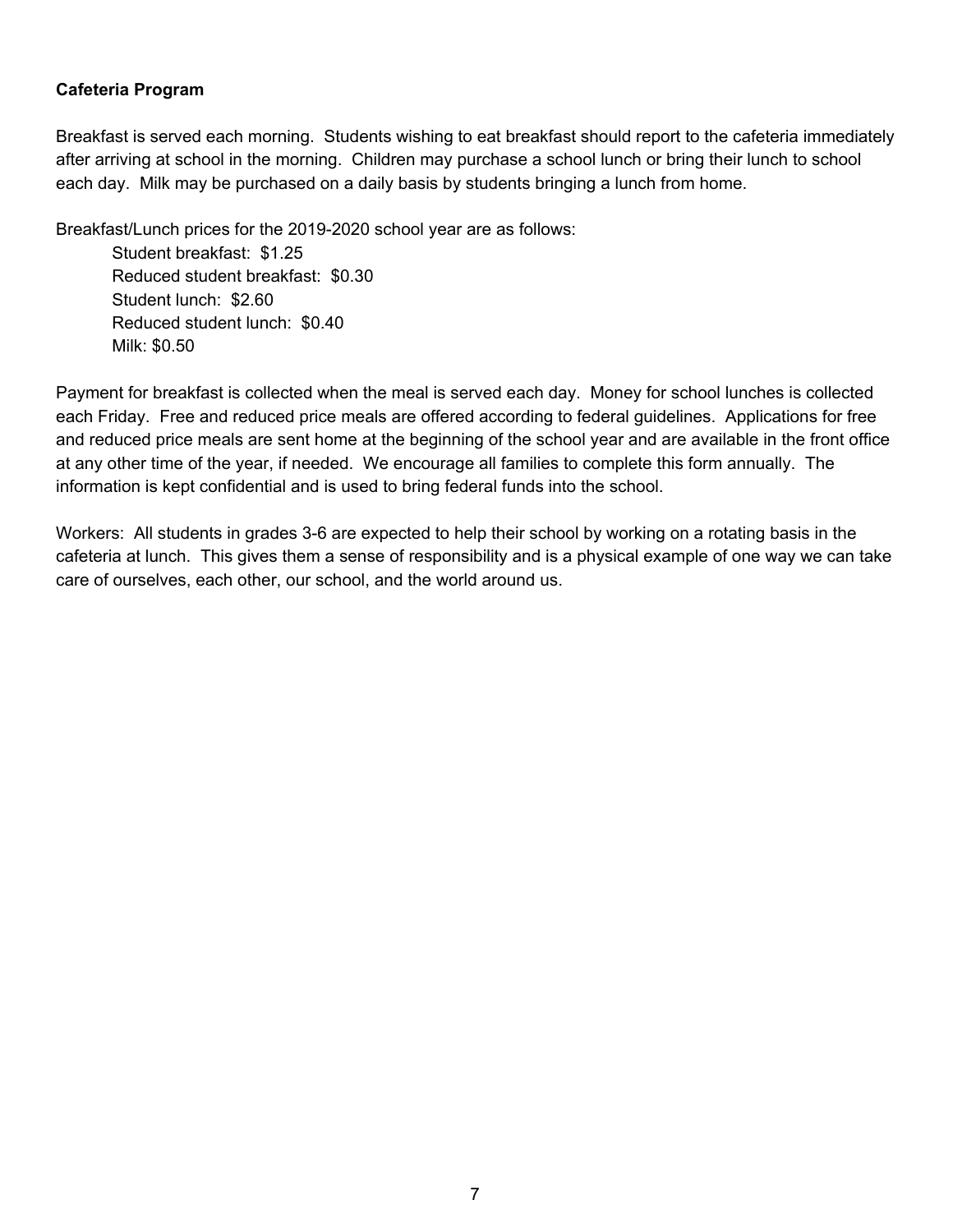**Cafeteria Program**

Breakfast is served each morning. Students wishing to eat breakfast should report to the cafeteria immediately after arriving at school in the morning. Children may purchase a school lunch or bring their lunch to school each day. Milk may be purchased on a daily basis by students bringing a lunch from home.

Breakfast/Lunch prices for the 2019-2020 school year are as follows:

Student breakfast: $1.25
Reduced student breakfast: $0.30
Student lunch: $2.60
Reduced student lunch: $0.40
Milk: $0.50

Payment for breakfast is collected when the meal is served each day. Money for school lunches is collected each Friday. Free and reduced price meals are offered according to federal guidelines. Applications for free and reduced price meals are sent home at the beginning of the school year and are available in the front office at any other time of the year, if needed. We encourage all families to complete this form annually. The information is kept confidential and is used to bring federal funds into the school.

Workers: All students in grades 3-6 are expected to help their school by working on a rotating basis in the cafeteria at lunch. This gives them a sense of responsibility and is a physical example of one way we can take care of ourselves, each other, our school, and the world around us.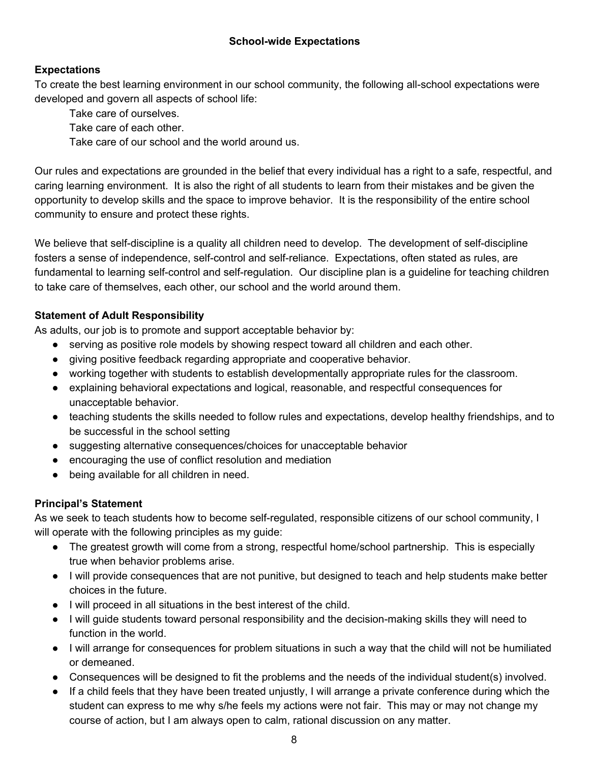## School-wide Expectations

### Expectations

To create the best learning environment in our school community, the following all-school expectations were developed and govern all aspects of school life:

Take care of ourselves.
Take care of each other.
Take care of our school and the world around us.

Our rules and expectations are grounded in the belief that every individual has a right to a safe, respectful, and caring learning environment. It is also the right of all students to learn from their mistakes and be given the opportunity to develop skills and the space to improve behavior. It is the responsibility of the entire school community to ensure and protect these rights.

We believe that self-discipline is a quality all children need to develop. The development of self-discipline fosters a sense of independence, self-control and self-reliance. Expectations, often stated as rules, are fundamental to learning self-control and self-regulation. Our discipline plan is a guideline for teaching children to take care of themselves, each other, our school and the world around them.

### Statement of Adult Responsibility

As adults, our job is to promote and support acceptable behavior by:

- serving as positive role models by showing respect toward all children and each other.
- giving positive feedback regarding appropriate and cooperative behavior.
- working together with students to establish developmentally appropriate rules for the classroom.
- explaining behavioral expectations and logical, reasonable, and respectful consequences for unacceptable behavior.
- teaching students the skills needed to follow rules and expectations, develop healthy friendships, and to be successful in the school setting
- suggesting alternative consequences/choices for unacceptable behavior
- encouraging the use of conflict resolution and mediation
- being available for all children in need.

### Principal's Statement

As we seek to teach students how to become self-regulated, responsible citizens of our school community, I will operate with the following principles as my guide:

- The greatest growth will come from a strong, respectful home/school partnership. This is especially true when behavior problems arise.
- I will provide consequences that are not punitive, but designed to teach and help students make better choices in the future.
- I will proceed in all situations in the best interest of the child.
- I will guide students toward personal responsibility and the decision-making skills they will need to function in the world.
- I will arrange for consequences for problem situations in such a way that the child will not be humiliated or demeaned.
- Consequences will be designed to fit the problems and the needs of the individual student(s) involved.
- If a child feels that they have been treated unjustly, I will arrange a private conference during which the student can express to me why s/he feels my actions were not fair. This may or may not change my course of action, but I am always open to calm, rational discussion on any matter.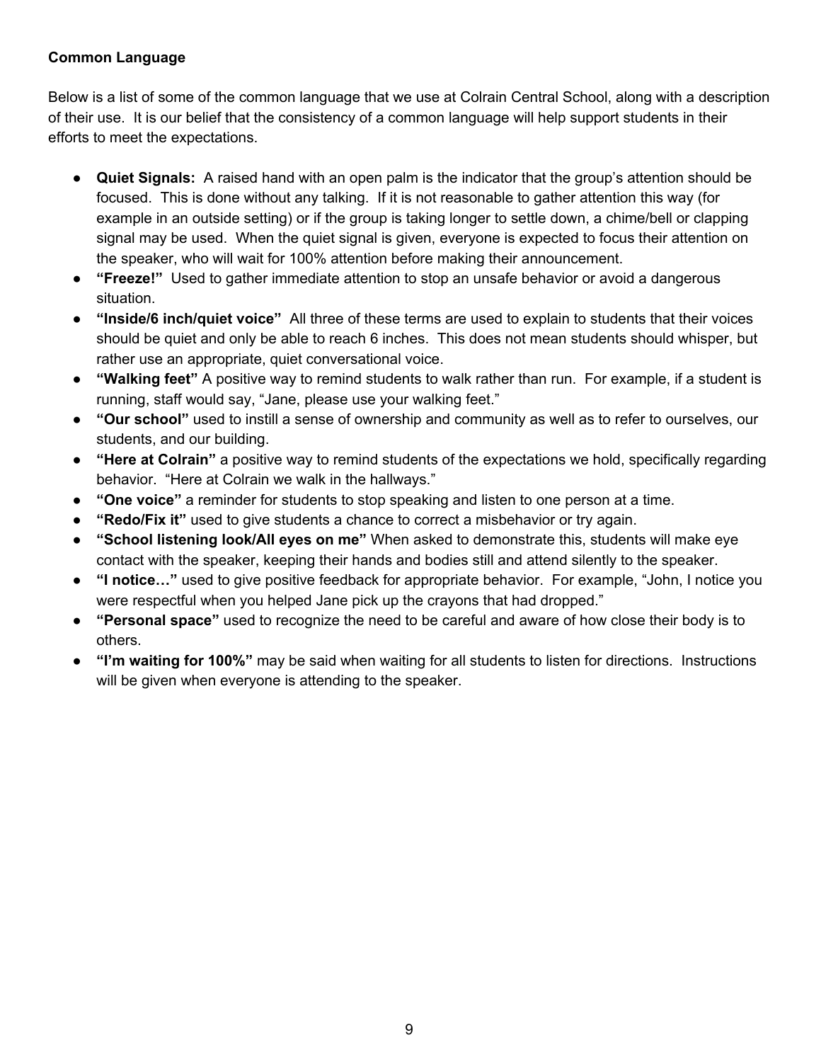**Common Language**

Below is a list of some of the common language that we use at Colrain Central School, along with a description of their use. It is our belief that the consistency of a common language will help support students in their efforts to meet the expectations.

- **Quiet Signals:** A raised hand with an open palm is the indicator that the group's attention should be focused. This is done without any talking. If it is not reasonable to gather attention this way (for example in an outside setting) or if the group is taking longer to settle down, a chime/bell or clapping signal may be used. When the quiet signal is given, everyone is expected to focus their attention on the speaker, who will wait for 100% attention before making their announcement.
- **"Freeze!"** Used to gather immediate attention to stop an unsafe behavior or avoid a dangerous situation.
- **"Inside/6 inch/quiet voice"** All three of these terms are used to explain to students that their voices should be quiet and only be able to reach 6 inches. This does not mean students should whisper, but rather use an appropriate, quiet conversational voice.
- **"Walking feet"** A positive way to remind students to walk rather than run. For example, if a student is running, staff would say, "Jane, please use your walking feet."
- **"Our school"** used to instill a sense of ownership and community as well as to refer to ourselves, our students, and our building.
- **"Here at Colrain"** a positive way to remind students of the expectations we hold, specifically regarding behavior. "Here at Colrain we walk in the hallways."
- **"One voice"** a reminder for students to stop speaking and listen to one person at a time.
- **"Redo/Fix it"** used to give students a chance to correct a misbehavior or try again.
- **"School listening look/All eyes on me"** When asked to demonstrate this, students will make eye contact with the speaker, keeping their hands and bodies still and attend silently to the speaker.
- **"I notice…"** used to give positive feedback for appropriate behavior. For example, "John, I notice you were respectful when you helped Jane pick up the crayons that had dropped."
- **"Personal space"** used to recognize the need to be careful and aware of how close their body is to others.
- **"I'm waiting for 100%"** may be said when waiting for all students to listen for directions. Instructions will be given when everyone is attending to the speaker.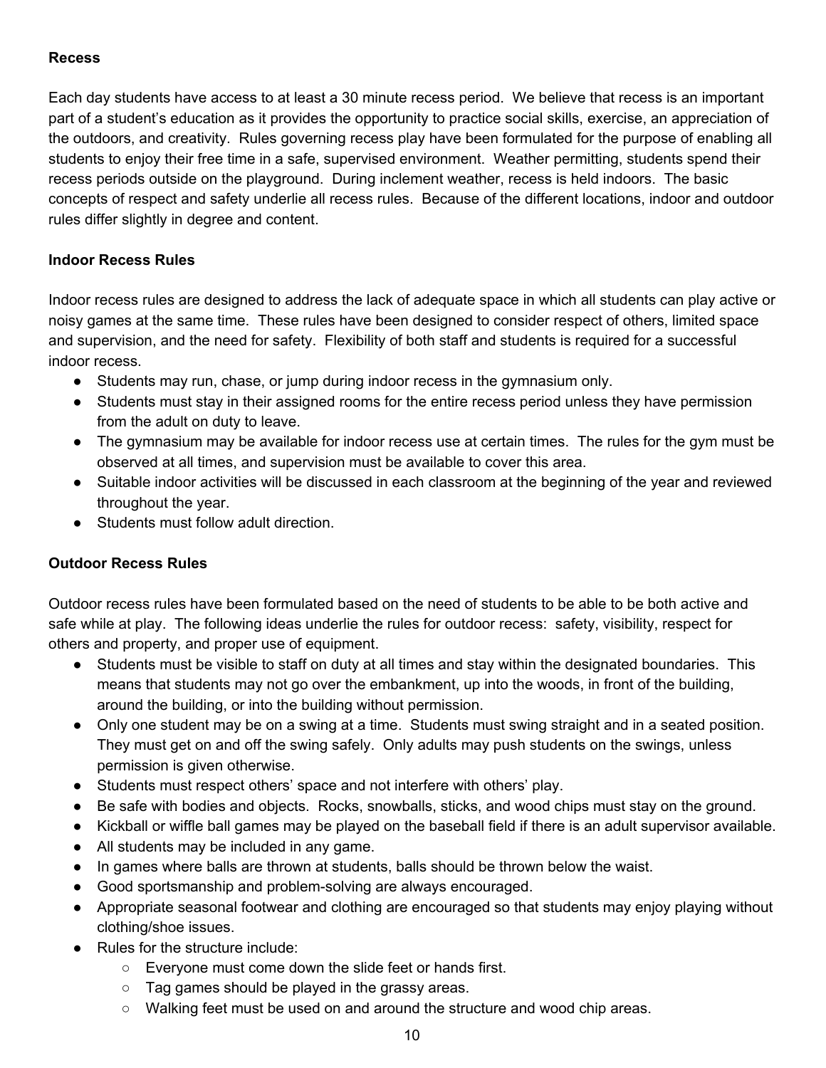**Recess**

Each day students have access to at least a 30 minute recess period. We believe that recess is an important part of a student's education as it provides the opportunity to practice social skills, exercise, an appreciation of the outdoors, and creativity. Rules governing recess play have been formulated for the purpose of enabling all students to enjoy their free time in a safe, supervised environment. Weather permitting, students spend their recess periods outside on the playground. During inclement weather, recess is held indoors. The basic concepts of respect and safety underlie all recess rules. Because of the different locations, indoor and outdoor rules differ slightly in degree and content.

**Indoor Recess Rules**

Indoor recess rules are designed to address the lack of adequate space in which all students can play active or noisy games at the same time. These rules have been designed to consider respect of others, limited space and supervision, and the need for safety. Flexibility of both staff and students is required for a successful indoor recess.

- Students may run, chase, or jump during indoor recess in the gymnasium only.
- Students must stay in their assigned rooms for the entire recess period unless they have permission from the adult on duty to leave.
- The gymnasium may be available for indoor recess use at certain times. The rules for the gym must be observed at all times, and supervision must be available to cover this area.
- Suitable indoor activities will be discussed in each classroom at the beginning of the year and reviewed throughout the year.
- Students must follow adult direction.

**Outdoor Recess Rules**

Outdoor recess rules have been formulated based on the need of students to be able to be both active and safe while at play. The following ideas underlie the rules for outdoor recess: safety, visibility, respect for others and property, and proper use of equipment.

- Students must be visible to staff on duty at all times and stay within the designated boundaries. This means that students may not go over the embankment, up into the woods, in front of the building, around the building, or into the building without permission.
- Only one student may be on a swing at a time. Students must swing straight and in a seated position. They must get on and off the swing safely. Only adults may push students on the swings, unless permission is given otherwise.
- Students must respect others' space and not interfere with others' play.
- Be safe with bodies and objects. Rocks, snowballs, sticks, and wood chips must stay on the ground.
- Kickball or wiffle ball games may be played on the baseball field if there is an adult supervisor available.
- All students may be included in any game.
- In games where balls are thrown at students, balls should be thrown below the waist.
- Good sportsmanship and problem-solving are always encouraged.
- Appropriate seasonal footwear and clothing are encouraged so that students may enjoy playing without clothing/shoe issues.
- Rules for the structure include:
    - Everyone must come down the slide feet or hands first.
    - Tag games should be played in the grassy areas.
    - Walking feet must be used on and around the structure and wood chip areas.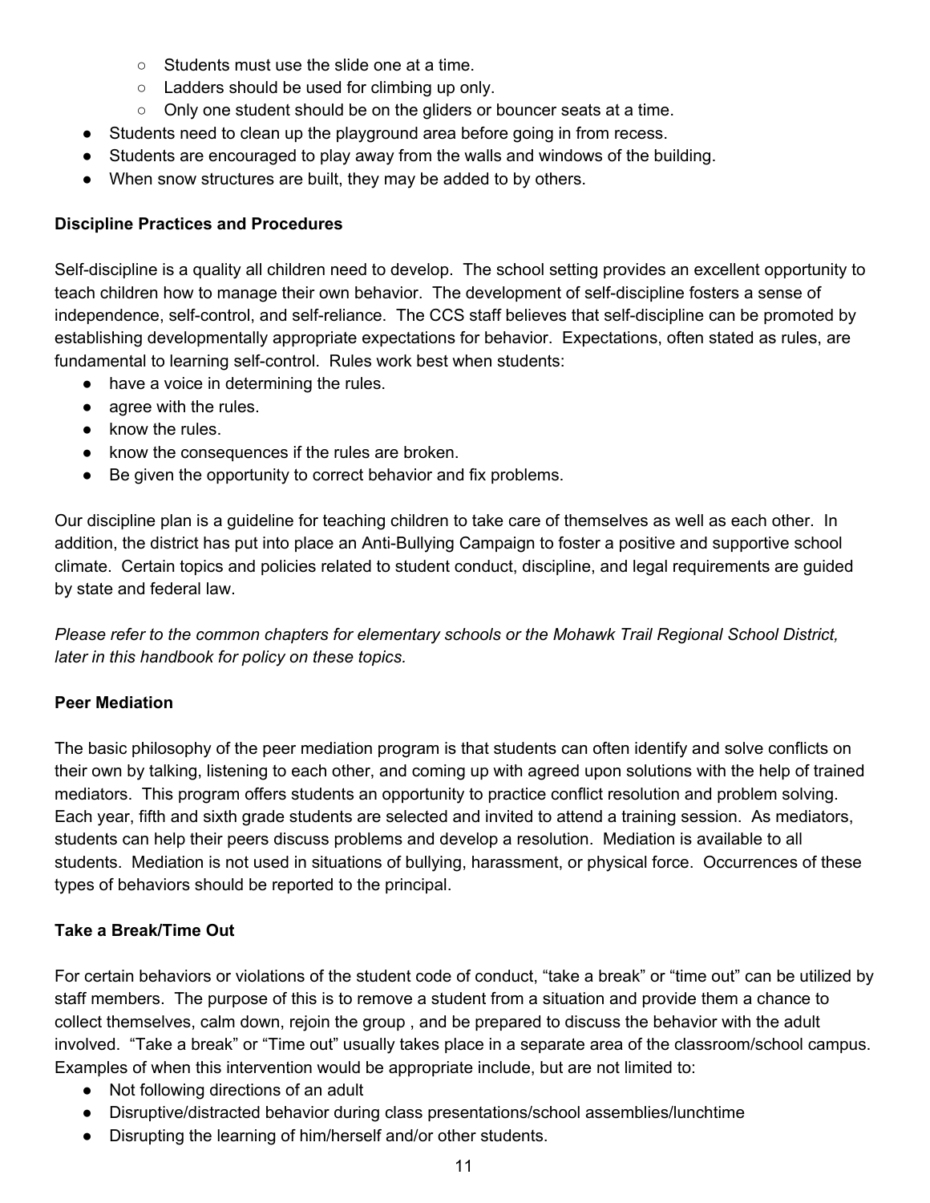- Students must use the slide one at a time.
    - Ladders should be used for climbing up only.
    - Only one student should be on the gliders or bouncer seats at a time.
- Students need to clean up the playground area before going in from recess.
- Students are encouraged to play away from the walls and windows of the building.
- When snow structures are built, they may be added to by others.

**Discipline Practices and Procedures**

Self-discipline is a quality all children need to develop. The school setting provides an excellent opportunity to teach children how to manage their own behavior. The development of self-discipline fosters a sense of independence, self-control, and self-reliance. The CCS staff believes that self-discipline can be promoted by establishing developmentally appropriate expectations for behavior. Expectations, often stated as rules, are fundamental to learning self-control. Rules work best when students:

- have a voice in determining the rules.
- agree with the rules.
- know the rules.
- know the consequences if the rules are broken.
- Be given the opportunity to correct behavior and fix problems.

Our discipline plan is a guideline for teaching children to take care of themselves as well as each other. In addition, the district has put into place an Anti-Bullying Campaign to foster a positive and supportive school climate. Certain topics and policies related to student conduct, discipline, and legal requirements are guided by state and federal law.

*Please refer to the common chapters for elementary schools or the Mohawk Trail Regional School District, later in this handbook for policy on these topics.*

**Peer Mediation**

The basic philosophy of the peer mediation program is that students can often identify and solve conflicts on their own by talking, listening to each other, and coming up with agreed upon solutions with the help of trained mediators. This program offers students an opportunity to practice conflict resolution and problem solving. Each year, fifth and sixth grade students are selected and invited to attend a training session. As mediators, students can help their peers discuss problems and develop a resolution. Mediation is available to all students. Mediation is not used in situations of bullying, harassment, or physical force. Occurrences of these types of behaviors should be reported to the principal.

**Take a Break/Time Out**

For certain behaviors or violations of the student code of conduct, "take a break" or "time out" can be utilized by staff members. The purpose of this is to remove a student from a situation and provide them a chance to collect themselves, calm down, rejoin the group , and be prepared to discuss the behavior with the adult involved. "Take a break" or "Time out" usually takes place in a separate area of the classroom/school campus. Examples of when this intervention would be appropriate include, but are not limited to:

- Not following directions of an adult
- Disruptive/distracted behavior during class presentations/school assemblies/lunchtime
- Disrupting the learning of him/herself and/or other students.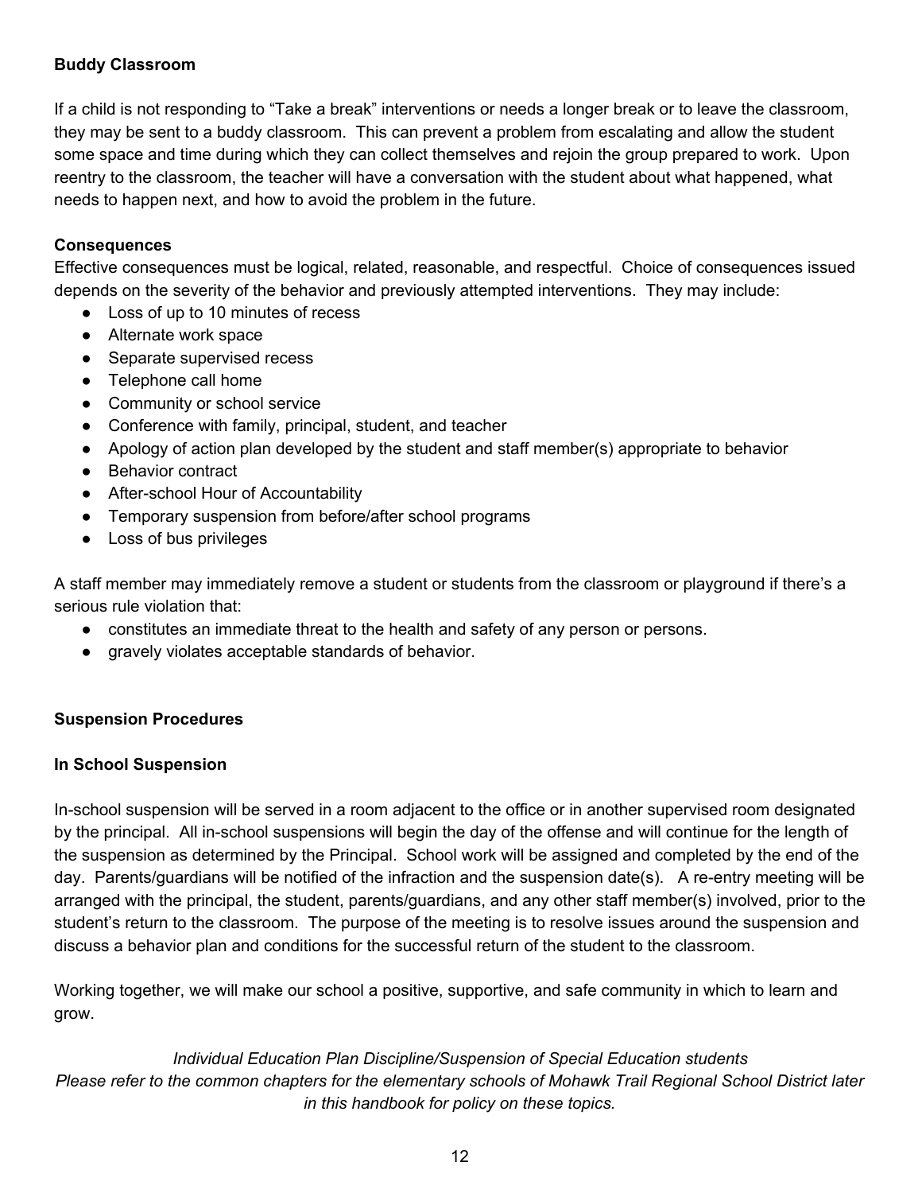**Buddy Classroom**

If a child is not responding to “Take a break” interventions or needs a longer break or to leave the classroom, they may be sent to a buddy classroom. This can prevent a problem from escalating and allow the student some space and time during which they can collect themselves and rejoin the group prepared to work. Upon reentry to the classroom, the teacher will have a conversation with the student about what happened, what needs to happen next, and how to avoid the problem in the future.

**Consequences**

Effective consequences must be logical, related, reasonable, and respectful. Choice of consequences issued depends on the severity of the behavior and previously attempted interventions. They may include:

- Loss of up to 10 minutes of recess
- Alternate work space
- Separate supervised recess
- Telephone call home
- Community or school service
- Conference with family, principal, student, and teacher
- Apology of action plan developed by the student and staff member(s) appropriate to behavior
- Behavior contract
- After-school Hour of Accountability
- Temporary suspension from before/after school programs
- Loss of bus privileges

A staff member may immediately remove a student or students from the classroom or playground if there’s a serious rule violation that:

- constitutes an immediate threat to the health and safety of any person or persons.
- gravely violates acceptable standards of behavior.

**Suspension Procedures**

**In School Suspension**

In-school suspension will be served in a room adjacent to the office or in another supervised room designated by the principal. All in-school suspensions will begin the day of the offense and will continue for the length of the suspension as determined by the Principal. School work will be assigned and completed by the end of the day. Parents/guardians will be notified of the infraction and the suspension date(s). A re-entry meeting will be arranged with the principal, the student, parents/guardians, and any other staff member(s) involved, prior to the student’s return to the classroom. The purpose of the meeting is to resolve issues around the suspension and discuss a behavior plan and conditions for the successful return of the student to the classroom.

Working together, we will make our school a positive, supportive, and safe community in which to learn and grow.

*Individual Education Plan Discipline/Suspension of Special Education students*
*Please refer to the common chapters for the elementary schools of Mohawk Trail Regional School District later in this handbook for policy on these topics.*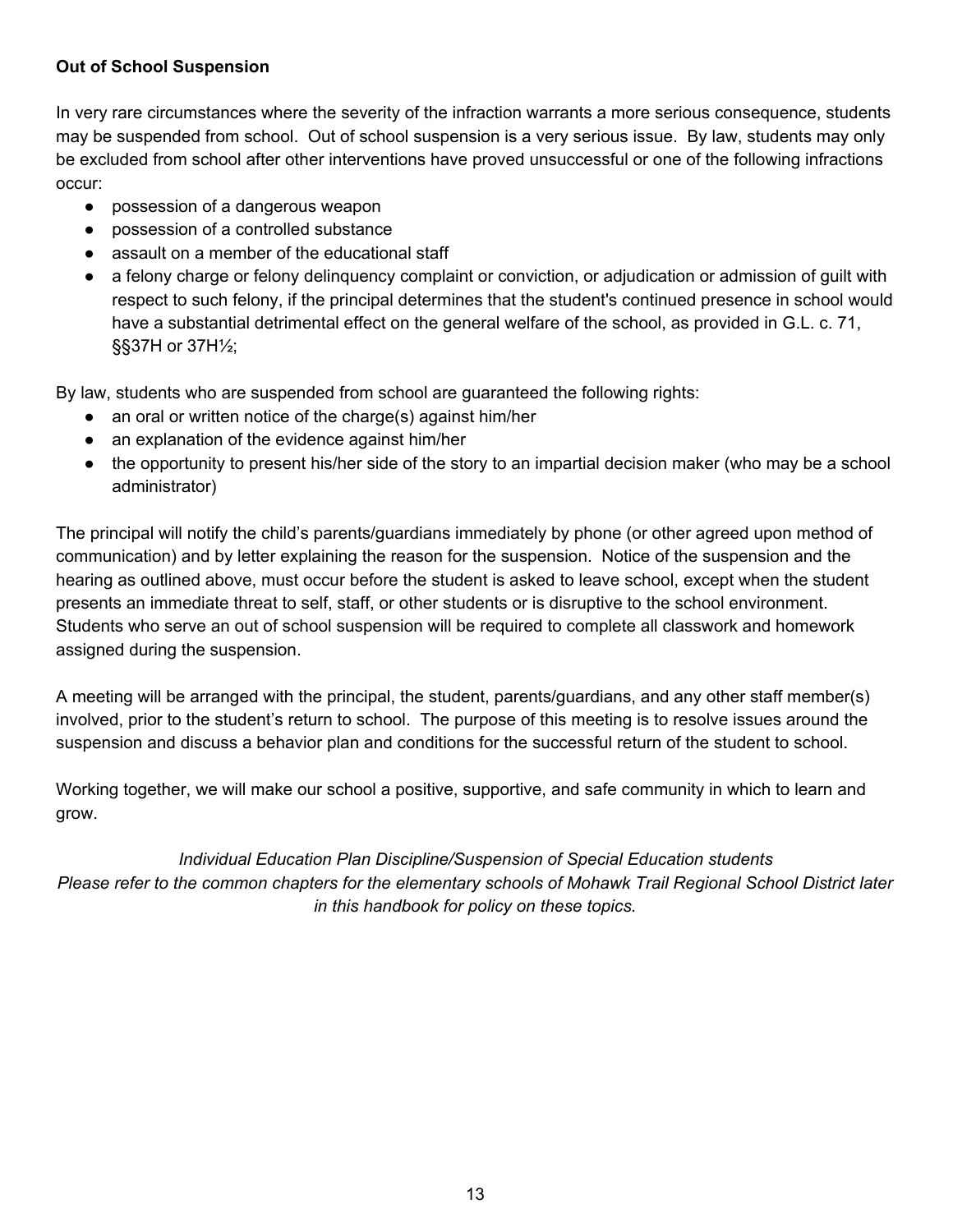**Out of School Suspension**

In very rare circumstances where the severity of the infraction warrants a more serious consequence, students may be suspended from school. Out of school suspension is a very serious issue. By law, students may only be excluded from school after other interventions have proved unsuccessful or one of the following infractions occur:

- possession of a dangerous weapon
- possession of a controlled substance
- assault on a member of the educational staff
- a felony charge or felony delinquency complaint or conviction, or adjudication or admission of guilt with respect to such felony, if the principal determines that the student's continued presence in school would have a substantial detrimental effect on the general welfare of the school, as provided in G.L. c. 71, §§37H or 37H½;

By law, students who are suspended from school are guaranteed the following rights:

- an oral or written notice of the charge(s) against him/her
- an explanation of the evidence against him/her
- the opportunity to present his/her side of the story to an impartial decision maker (who may be a school administrator)

The principal will notify the child's parents/guardians immediately by phone (or other agreed upon method of communication) and by letter explaining the reason for the suspension. Notice of the suspension and the hearing as outlined above, must occur before the student is asked to leave school, except when the student presents an immediate threat to self, staff, or other students or is disruptive to the school environment. Students who serve an out of school suspension will be required to complete all classwork and homework assigned during the suspension.

A meeting will be arranged with the principal, the student, parents/guardians, and any other staff member(s) involved, prior to the student's return to school. The purpose of this meeting is to resolve issues around the suspension and discuss a behavior plan and conditions for the successful return of the student to school.

Working together, we will make our school a positive, supportive, and safe community in which to learn and grow.

*Individual Education Plan Discipline/Suspension of Special Education students*
*Please refer to the common chapters for the elementary schools of Mohawk Trail Regional School District later in this handbook for policy on these topics.*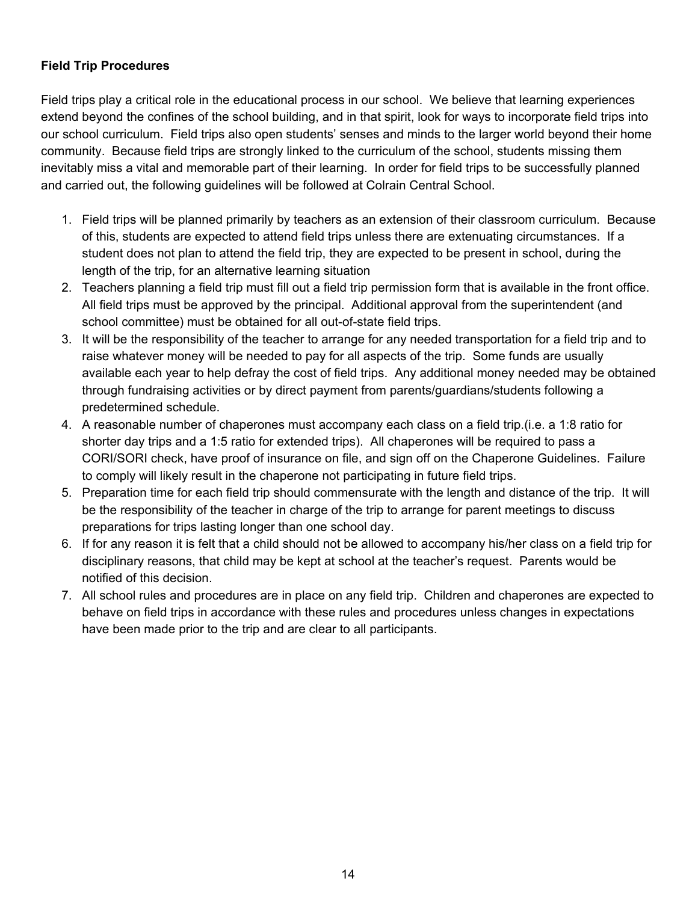**Field Trip Procedures**

Field trips play a critical role in the educational process in our school. We believe that learning experiences extend beyond the confines of the school building, and in that spirit, look for ways to incorporate field trips into our school curriculum. Field trips also open students' senses and minds to the larger world beyond their home community. Because field trips are strongly linked to the curriculum of the school, students missing them inevitably miss a vital and memorable part of their learning. In order for field trips to be successfully planned and carried out, the following guidelines will be followed at Colrain Central School.

1. Field trips will be planned primarily by teachers as an extension of their classroom curriculum. Because of this, students are expected to attend field trips unless there are extenuating circumstances. If a student does not plan to attend the field trip, they are expected to be present in school, during the length of the trip, for an alternative learning situation
2. Teachers planning a field trip must fill out a field trip permission form that is available in the front office. All field trips must be approved by the principal. Additional approval from the superintendent (and school committee) must be obtained for all out-of-state field trips.
3. It will be the responsibility of the teacher to arrange for any needed transportation for a field trip and to raise whatever money will be needed to pay for all aspects of the trip. Some funds are usually available each year to help defray the cost of field trips. Any additional money needed may be obtained through fundraising activities or by direct payment from parents/guardians/students following a predetermined schedule.
4. A reasonable number of chaperones must accompany each class on a field trip.(i.e. a 1:8 ratio for shorter day trips and a 1:5 ratio for extended trips). All chaperones will be required to pass a CORI/SORI check, have proof of insurance on file, and sign off on the Chaperone Guidelines. Failure to comply will likely result in the chaperone not participating in future field trips.
5. Preparation time for each field trip should commensurate with the length and distance of the trip. It will be the responsibility of the teacher in charge of the trip to arrange for parent meetings to discuss preparations for trips lasting longer than one school day.
6. If for any reason it is felt that a child should not be allowed to accompany his/her class on a field trip for disciplinary reasons, that child may be kept at school at the teacher's request. Parents would be notified of this decision.
7. All school rules and procedures are in place on any field trip. Children and chaperones are expected to behave on field trips in accordance with these rules and procedures unless changes in expectations have been made prior to the trip and are clear to all participants.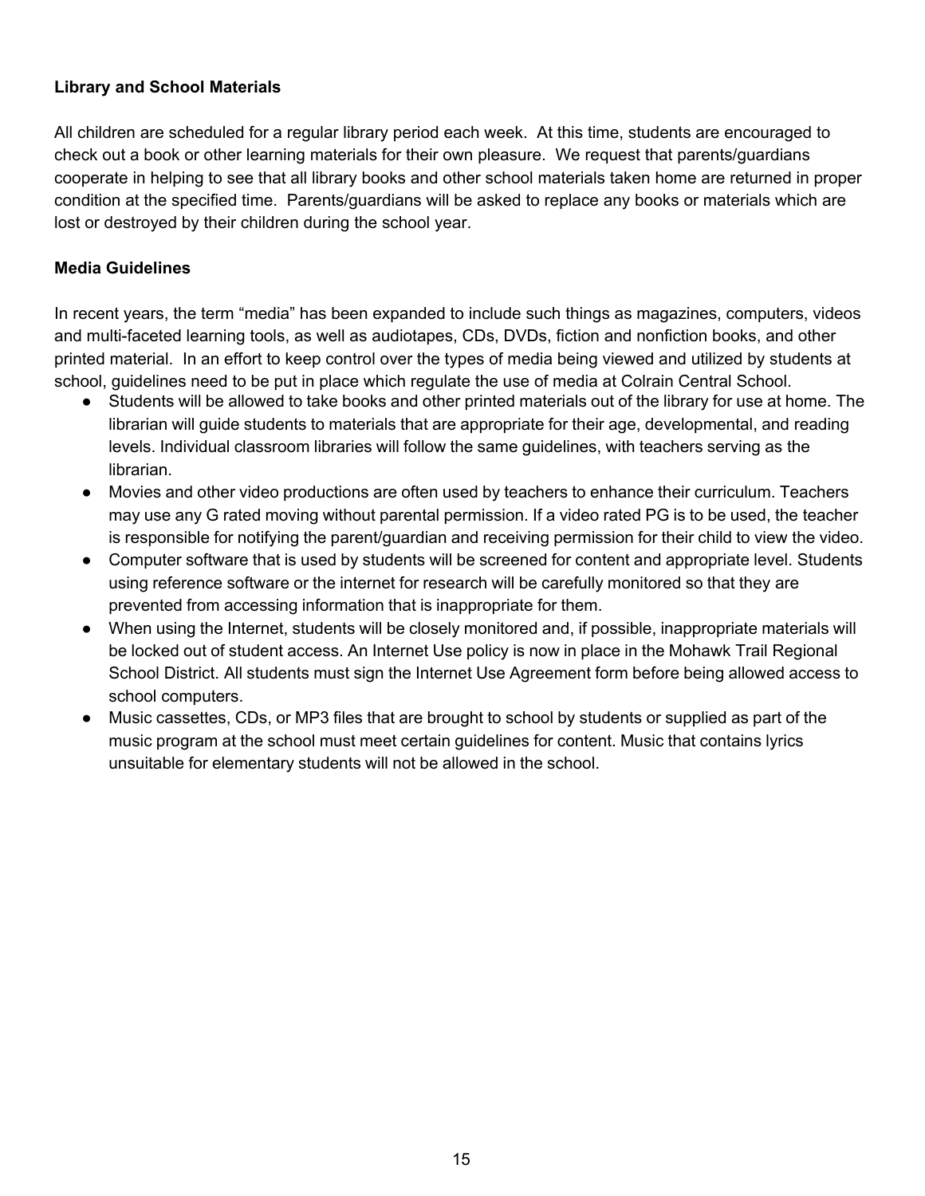**Library and School Materials**

All children are scheduled for a regular library period each week. At this time, students are encouraged to check out a book or other learning materials for their own pleasure. We request that parents/guardians cooperate in helping to see that all library books and other school materials taken home are returned in proper condition at the specified time. Parents/guardians will be asked to replace any books or materials which are lost or destroyed by their children during the school year.

**Media Guidelines**

In recent years, the term "media" has been expanded to include such things as magazines, computers, videos and multi-faceted learning tools, as well as audiotapes, CDs, DVDs, fiction and nonfiction books, and other printed material. In an effort to keep control over the types of media being viewed and utilized by students at school, guidelines need to be put in place which regulate the use of media at Colrain Central School.

- Students will be allowed to take books and other printed materials out of the library for use at home. The librarian will guide students to materials that are appropriate for their age, developmental, and reading levels. Individual classroom libraries will follow the same guidelines, with teachers serving as the librarian.
- Movies and other video productions are often used by teachers to enhance their curriculum. Teachers may use any G rated moving without parental permission. If a video rated PG is to be used, the teacher is responsible for notifying the parent/guardian and receiving permission for their child to view the video.
- Computer software that is used by students will be screened for content and appropriate level. Students using reference software or the internet for research will be carefully monitored so that they are prevented from accessing information that is inappropriate for them.
- When using the Internet, students will be closely monitored and, if possible, inappropriate materials will be locked out of student access. An Internet Use policy is now in place in the Mohawk Trail Regional School District. All students must sign the Internet Use Agreement form before being allowed access to school computers.
- Music cassettes, CDs, or MP3 files that are brought to school by students or supplied as part of the music program at the school must meet certain guidelines for content. Music that contains lyrics unsuitable for elementary students will not be allowed in the school.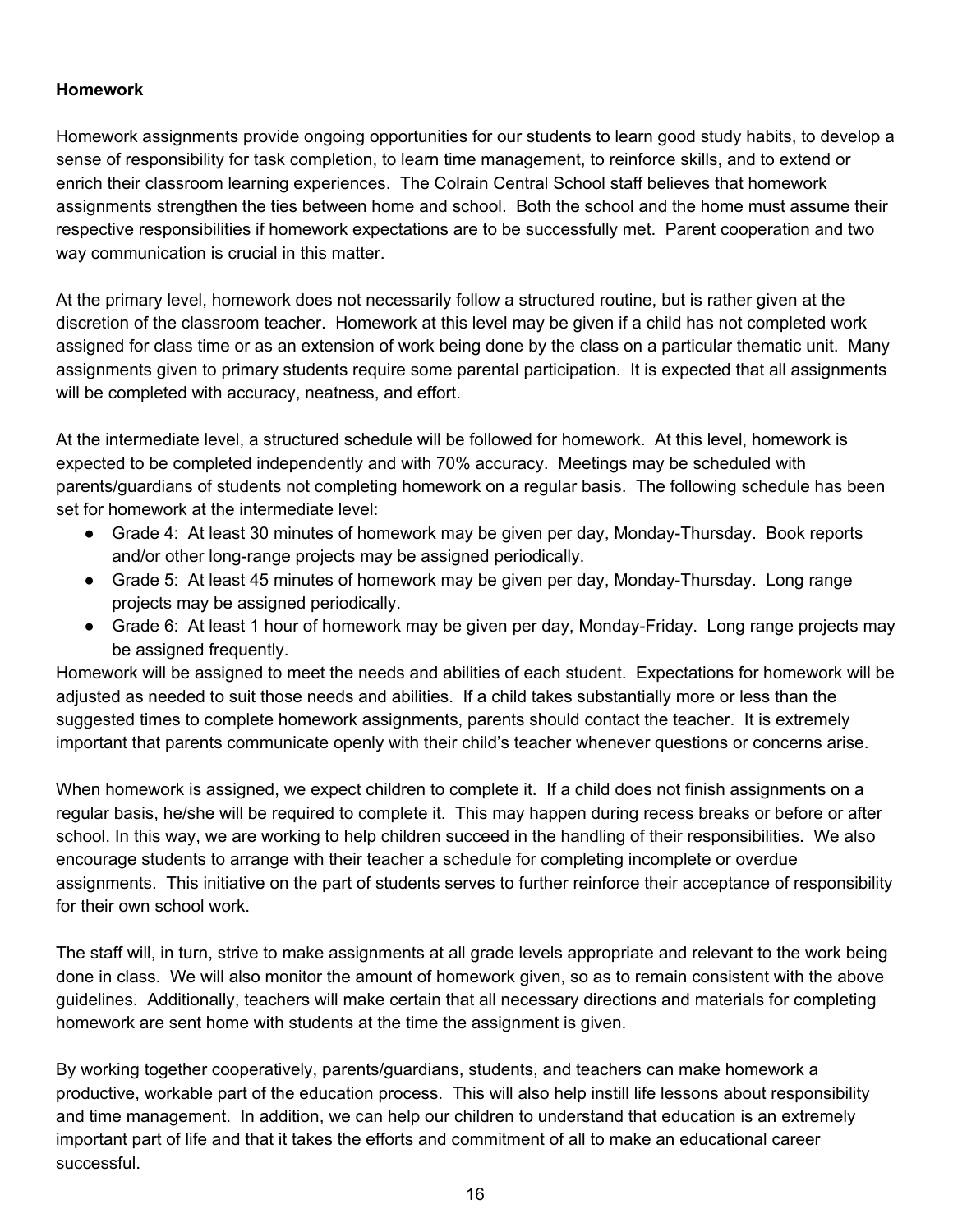**Homework**

Homework assignments provide ongoing opportunities for our students to learn good study habits, to develop a sense of responsibility for task completion, to learn time management, to reinforce skills, and to extend or enrich their classroom learning experiences. The Colrain Central School staff believes that homework assignments strengthen the ties between home and school. Both the school and the home must assume their respective responsibilities if homework expectations are to be successfully met. Parent cooperation and two way communication is crucial in this matter.

At the primary level, homework does not necessarily follow a structured routine, but is rather given at the discretion of the classroom teacher. Homework at this level may be given if a child has not completed work assigned for class time or as an extension of work being done by the class on a particular thematic unit. Many assignments given to primary students require some parental participation. It is expected that all assignments will be completed with accuracy, neatness, and effort.

At the intermediate level, a structured schedule will be followed for homework. At this level, homework is expected to be completed independently and with 70% accuracy. Meetings may be scheduled with parents/guardians of students not completing homework on a regular basis. The following schedule has been set for homework at the intermediate level:

- Grade 4: At least 30 minutes of homework may be given per day, Monday-Thursday. Book reports and/or other long-range projects may be assigned periodically.
- Grade 5: At least 45 minutes of homework may be given per day, Monday-Thursday. Long range projects may be assigned periodically.
- Grade 6: At least 1 hour of homework may be given per day, Monday-Friday. Long range projects may be assigned frequently.

Homework will be assigned to meet the needs and abilities of each student. Expectations for homework will be adjusted as needed to suit those needs and abilities. If a child takes substantially more or less than the suggested times to complete homework assignments, parents should contact the teacher. It is extremely important that parents communicate openly with their child's teacher whenever questions or concerns arise.

When homework is assigned, we expect children to complete it. If a child does not finish assignments on a regular basis, he/she will be required to complete it. This may happen during recess breaks or before or after school. In this way, we are working to help children succeed in the handling of their responsibilities. We also encourage students to arrange with their teacher a schedule for completing incomplete or overdue assignments. This initiative on the part of students serves to further reinforce their acceptance of responsibility for their own school work.

The staff will, in turn, strive to make assignments at all grade levels appropriate and relevant to the work being done in class. We will also monitor the amount of homework given, so as to remain consistent with the above guidelines. Additionally, teachers will make certain that all necessary directions and materials for completing homework are sent home with students at the time the assignment is given.

By working together cooperatively, parents/guardians, students, and teachers can make homework a productive, workable part of the education process. This will also help instill life lessons about responsibility and time management. In addition, we can help our children to understand that education is an extremely important part of life and that it takes the efforts and commitment of all to make an educational career successful.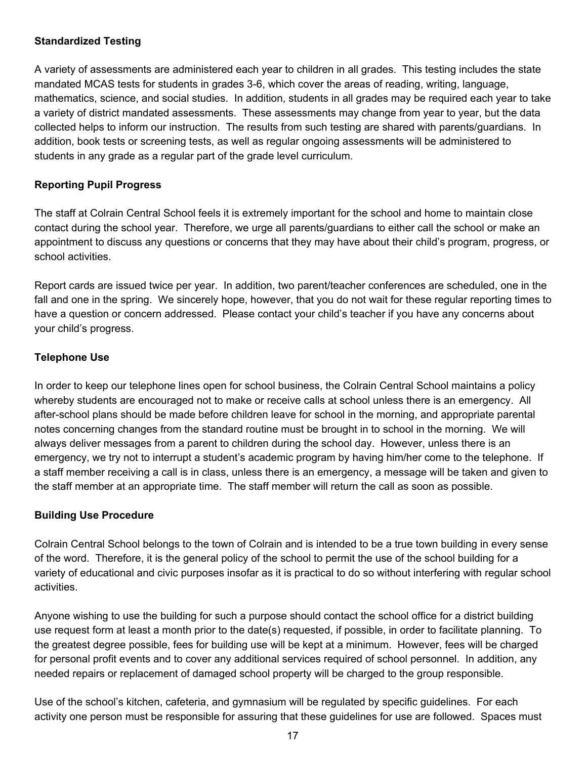**Standardized Testing**

A variety of assessments are administered each year to children in all grades. This testing includes the state mandated MCAS tests for students in grades 3-6, which cover the areas of reading, writing, language, mathematics, science, and social studies. In addition, students in all grades may be required each year to take a variety of district mandated assessments. These assessments may change from year to year, but the data collected helps to inform our instruction. The results from such testing are shared with parents/guardians. In addition, book tests or screening tests, as well as regular ongoing assessments will be administered to students in any grade as a regular part of the grade level curriculum.

**Reporting Pupil Progress**

The staff at Colrain Central School feels it is extremely important for the school and home to maintain close contact during the school year. Therefore, we urge all parents/guardians to either call the school or make an appointment to discuss any questions or concerns that they may have about their child's program, progress, or school activities.

Report cards are issued twice per year. In addition, two parent/teacher conferences are scheduled, one in the fall and one in the spring. We sincerely hope, however, that you do not wait for these regular reporting times to have a question or concern addressed. Please contact your child's teacher if you have any concerns about your child's progress.

**Telephone Use**

In order to keep our telephone lines open for school business, the Colrain Central School maintains a policy whereby students are encouraged not to make or receive calls at school unless there is an emergency. All after-school plans should be made before children leave for school in the morning, and appropriate parental notes concerning changes from the standard routine must be brought in to school in the morning. We will always deliver messages from a parent to children during the school day. However, unless there is an emergency, we try not to interrupt a student's academic program by having him/her come to the telephone. If a staff member receiving a call is in class, unless there is an emergency, a message will be taken and given to the staff member at an appropriate time. The staff member will return the call as soon as possible.

**Building Use Procedure**

Colrain Central School belongs to the town of Colrain and is intended to be a true town building in every sense of the word. Therefore, it is the general policy of the school to permit the use of the school building for a variety of educational and civic purposes insofar as it is practical to do so without interfering with regular school activities.

Anyone wishing to use the building for such a purpose should contact the school office for a district building use request form at least a month prior to the date(s) requested, if possible, in order to facilitate planning. To the greatest degree possible, fees for building use will be kept at a minimum. However, fees will be charged for personal profit events and to cover any additional services required of school personnel. In addition, any needed repairs or replacement of damaged school property will be charged to the group responsible.

Use of the school's kitchen, cafeteria, and gymnasium will be regulated by specific guidelines. For each activity one person must be responsible for assuring that these guidelines for use are followed. Spaces must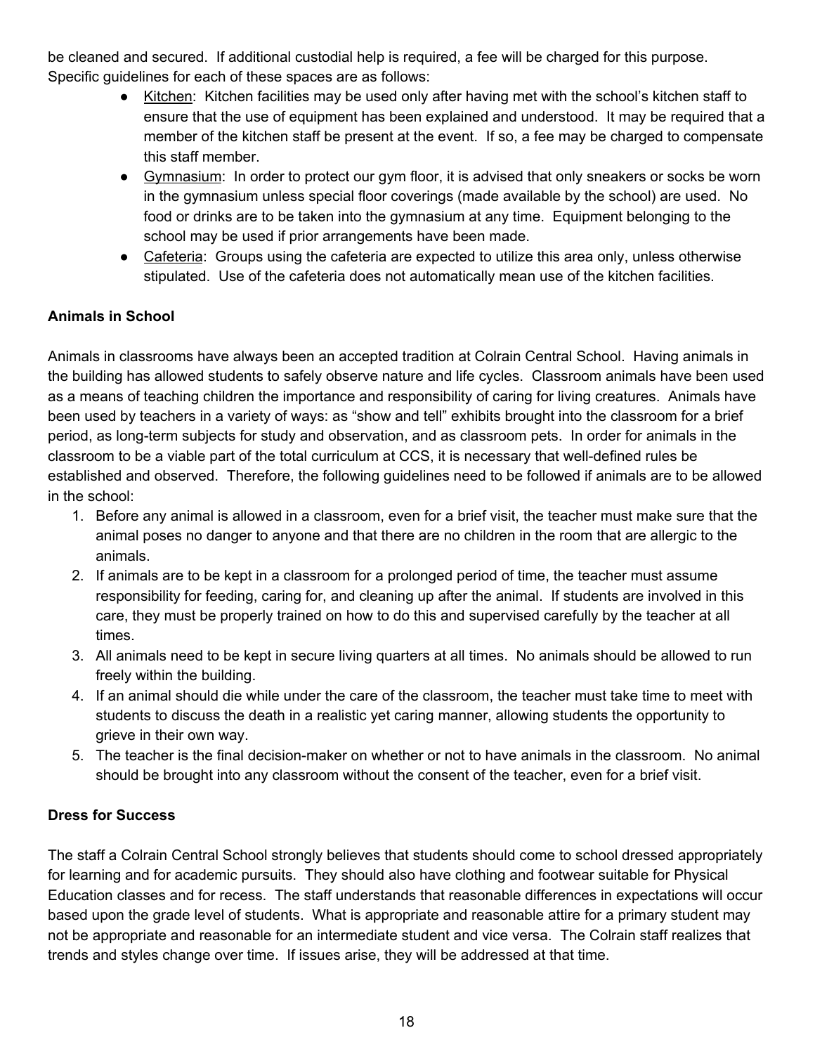be cleaned and secured. If additional custodial help is required, a fee will be charged for this purpose. Specific guidelines for each of these spaces are as follows:

- Kitchen: Kitchen facilities may be used only after having met with the school's kitchen staff to ensure that the use of equipment has been explained and understood. It may be required that a member of the kitchen staff be present at the event. If so, a fee may be charged to compensate this staff member.
- Gymnasium: In order to protect our gym floor, it is advised that only sneakers or socks be worn in the gymnasium unless special floor coverings (made available by the school) are used. No food or drinks are to be taken into the gymnasium at any time. Equipment belonging to the school may be used if prior arrangements have been made.
- Cafeteria: Groups using the cafeteria are expected to utilize this area only, unless otherwise stipulated. Use of the cafeteria does not automatically mean use of the kitchen facilities.

**Animals in School**

Animals in classrooms have always been an accepted tradition at Colrain Central School. Having animals in the building has allowed students to safely observe nature and life cycles. Classroom animals have been used as a means of teaching children the importance and responsibility of caring for living creatures. Animals have been used by teachers in a variety of ways: as "show and tell" exhibits brought into the classroom for a brief period, as long-term subjects for study and observation, and as classroom pets. In order for animals in the classroom to be a viable part of the total curriculum at CCS, it is necessary that well-defined rules be established and observed. Therefore, the following guidelines need to be followed if animals are to be allowed in the school:

1. Before any animal is allowed in a classroom, even for a brief visit, the teacher must make sure that the animal poses no danger to anyone and that there are no children in the room that are allergic to the animals.
2. If animals are to be kept in a classroom for a prolonged period of time, the teacher must assume responsibility for feeding, caring for, and cleaning up after the animal. If students are involved in this care, they must be properly trained on how to do this and supervised carefully by the teacher at all times.
3. All animals need to be kept in secure living quarters at all times. No animals should be allowed to run freely within the building.
4. If an animal should die while under the care of the classroom, the teacher must take time to meet with students to discuss the death in a realistic yet caring manner, allowing students the opportunity to grieve in their own way.
5. The teacher is the final decision-maker on whether or not to have animals in the classroom. No animal should be brought into any classroom without the consent of the teacher, even for a brief visit.

**Dress for Success**

The staff a Colrain Central School strongly believes that students should come to school dressed appropriately for learning and for academic pursuits. They should also have clothing and footwear suitable for Physical Education classes and for recess. The staff understands that reasonable differences in expectations will occur based upon the grade level of students. What is appropriate and reasonable attire for a primary student may not be appropriate and reasonable for an intermediate student and vice versa. The Colrain staff realizes that trends and styles change over time. If issues arise, they will be addressed at that time.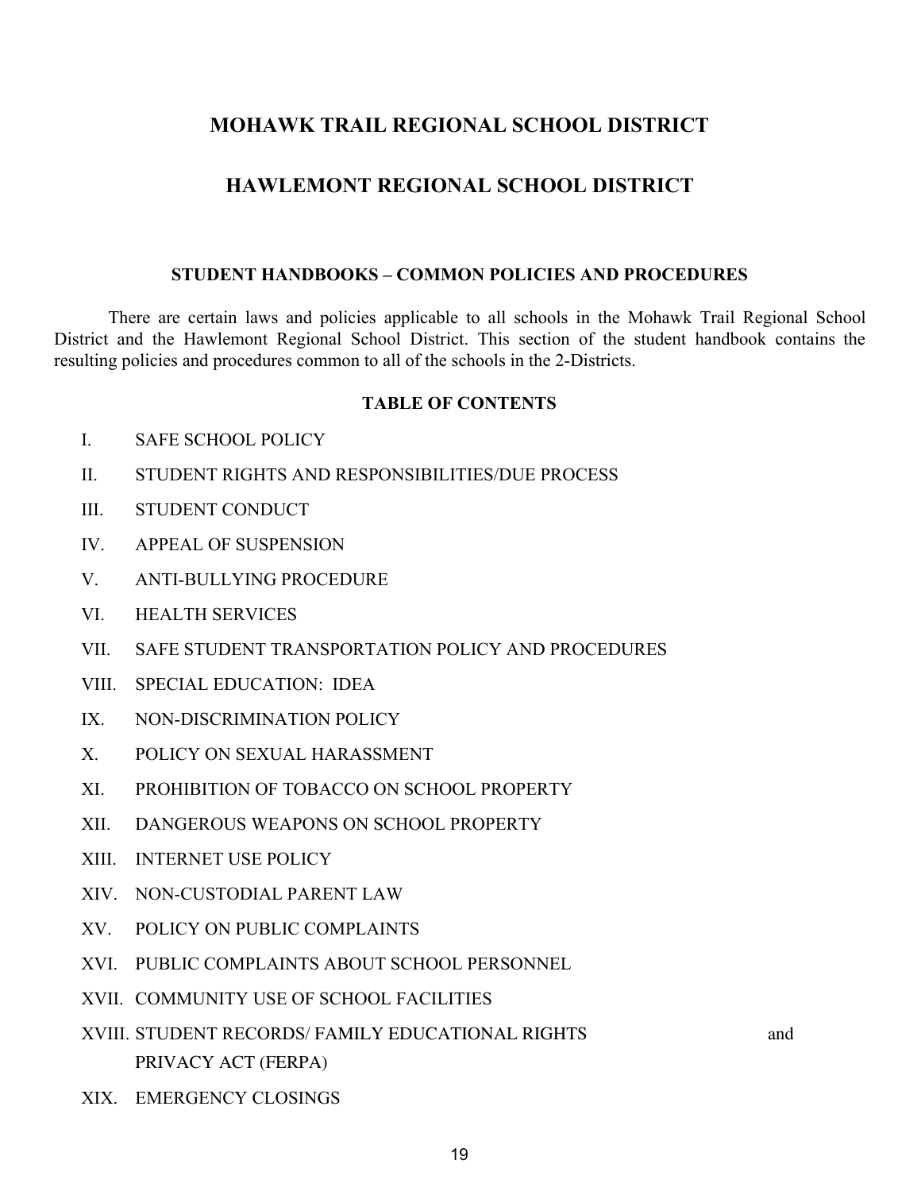# MOHAWK TRAIL REGIONAL SCHOOL DISTRICT

# HAWLEMONT REGIONAL SCHOOL DISTRICT

## STUDENT HANDBOOKS – COMMON POLICIES AND PROCEDURES

There are certain laws and policies applicable to all schools in the Mohawk Trail Regional School District and the Hawlemont Regional School District. This section of the student handbook contains the resulting policies and procedures common to all of the schools in the 2-Districts.

### TABLE OF CONTENTS

- I. SAFE SCHOOL POLICY
- II. STUDENT RIGHTS AND RESPONSIBILITIES/DUE PROCESS
- III. STUDENT CONDUCT
- IV. APPEAL OF SUSPENSION
- V. ANTI-BULLYING PROCEDURE
- VI. HEALTH SERVICES
- VII. SAFE STUDENT TRANSPORTATION POLICY AND PROCEDURES
- VIII. SPECIAL EDUCATION: IDEA
- IX. NON-DISCRIMINATION POLICY
- X. POLICY ON SEXUAL HARASSMENT
- XI. PROHIBITION OF TOBACCO ON SCHOOL PROPERTY
- XII. DANGEROUS WEAPONS ON SCHOOL PROPERTY
- XIII. INTERNET USE POLICY
- XIV. NON-CUSTODIAL PARENT LAW
- XV. POLICY ON PUBLIC COMPLAINTS
- XVI. PUBLIC COMPLAINTS ABOUT SCHOOL PERSONNEL
- XVII. COMMUNITY USE OF SCHOOL FACILITIES
- XVIII. STUDENT RECORDS/ FAMILY EDUCATIONAL RIGHTS and PRIVACY ACT (FERPA)
- XIX. EMERGENCY CLOSINGS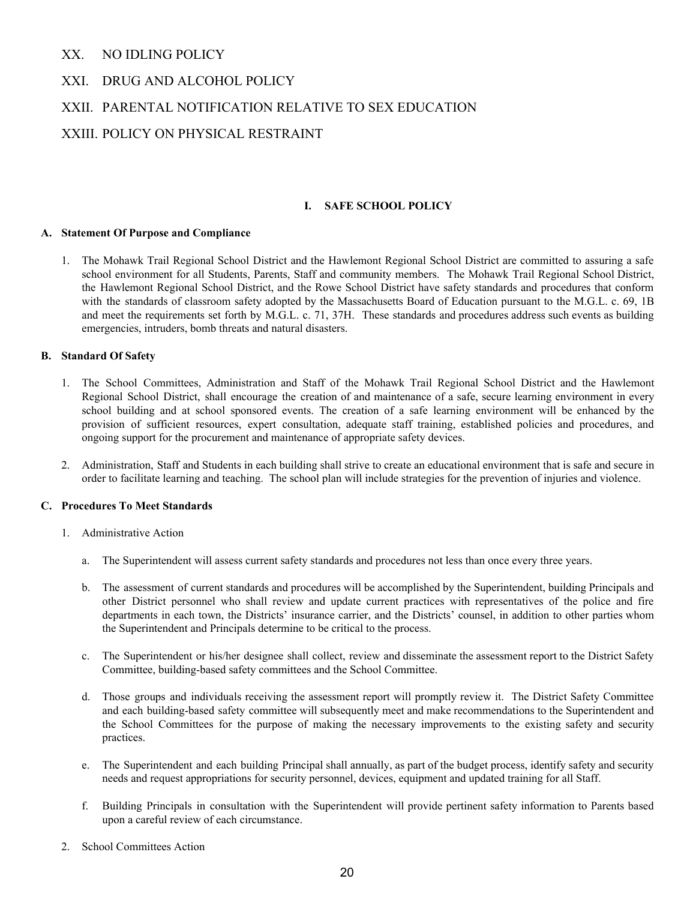XX. NO IDLING POLICY

XXI. DRUG AND ALCOHOL POLICY

XXII. PARENTAL NOTIFICATION RELATIVE TO SEX EDUCATION

XXIII. POLICY ON PHYSICAL RESTRAINT

## I. SAFE SCHOOL POLICY

**A. Statement Of Purpose and Compliance**

1. The Mohawk Trail Regional School District and the Hawlemont Regional School District are committed to assuring a safe school environment for all Students, Parents, Staff and community members. The Mohawk Trail Regional School District, the Hawlemont Regional School District, and the Rowe School District have safety standards and procedures that conform with the standards of classroom safety adopted by the Massachusetts Board of Education pursuant to the M.G.L. c. 69, 1B and meet the requirements set forth by M.G.L. c. 71, 37H. These standards and procedures address such events as building emergencies, intruders, bomb threats and natural disasters.

**B. Standard Of Safety**

1. The School Committees, Administration and Staff of the Mohawk Trail Regional School District and the Hawlemont Regional School District, shall encourage the creation of and maintenance of a safe, secure learning environment in every school building and at school sponsored events. The creation of a safe learning environment will be enhanced by the provision of sufficient resources, expert consultation, adequate staff training, established policies and procedures, and ongoing support for the procurement and maintenance of appropriate safety devices.

2. Administration, Staff and Students in each building shall strive to create an educational environment that is safe and secure in order to facilitate learning and teaching. The school plan will include strategies for the prevention of injuries and violence.

**C. Procedures To Meet Standards**

1. Administrative Action

   a. The Superintendent will assess current safety standards and procedures not less than once every three years.

   b. The assessment of current standards and procedures will be accomplished by the Superintendent, building Principals and other District personnel who shall review and update current practices with representatives of the police and fire departments in each town, the Districts' insurance carrier, and the Districts' counsel, in addition to other parties whom the Superintendent and Principals determine to be critical to the process.

   c. The Superintendent or his/her designee shall collect, review and disseminate the assessment report to the District Safety Committee, building-based safety committees and the School Committee.

   d. Those groups and individuals receiving the assessment report will promptly review it. The District Safety Committee and each building-based safety committee will subsequently meet and make recommendations to the Superintendent and the School Committees for the purpose of making the necessary improvements to the existing safety and security practices.

   e. The Superintendent and each building Principal shall annually, as part of the budget process, identify safety and security needs and request appropriations for security personnel, devices, equipment and updated training for all Staff.

   f. Building Principals in consultation with the Superintendent will provide pertinent safety information to Parents based upon a careful review of each circumstance.

2. School Committees Action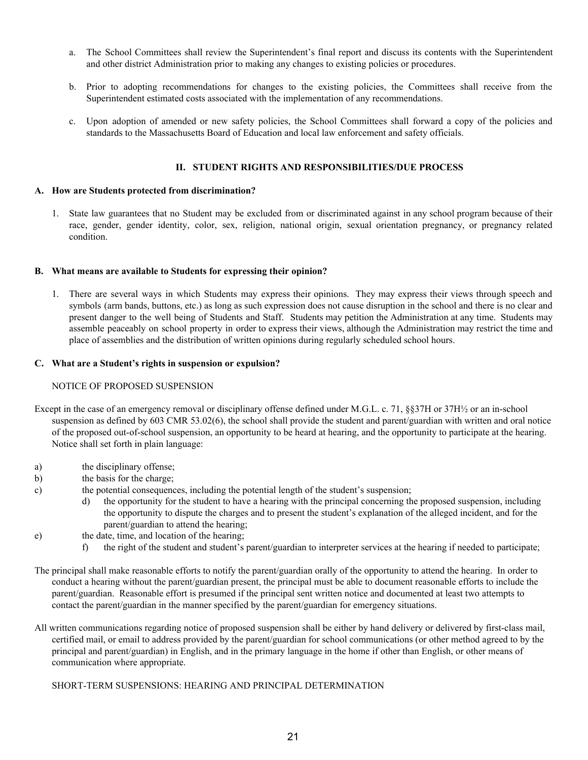a. The School Committees shall review the Superintendent's final report and discuss its contents with the Superintendent and other district Administration prior to making any changes to existing policies or procedures.

b. Prior to adopting recommendations for changes to the existing policies, the Committees shall receive from the Superintendent estimated costs associated with the implementation of any recommendations.

c. Upon adoption of amended or new safety policies, the School Committees shall forward a copy of the policies and standards to the Massachusetts Board of Education and local law enforcement and safety officials.

## II. STUDENT RIGHTS AND RESPONSIBILITIES/DUE PROCESS

### A. How are Students protected from discrimination?

1. State law guarantees that no Student may be excluded from or discriminated against in any school program because of their race, gender, gender identity, color, sex, religion, national origin, sexual orientation pregnancy, or pregnancy related condition.

### B. What means are available to Students for expressing their opinion?

1. There are several ways in which Students may express their opinions. They may express their views through speech and symbols (arm bands, buttons, etc.) as long as such expression does not cause disruption in the school and there is no clear and present danger to the well being of Students and Staff. Students may petition the Administration at any time. Students may assemble peaceably on school property in order to express their views, although the Administration may restrict the time and place of assemblies and the distribution of written opinions during regularly scheduled school hours.

### C. What are a Student's rights in suspension or expulsion?

NOTICE OF PROPOSED SUSPENSION

Except in the case of an emergency removal or disciplinary offense defined under M.G.L. c. 71, §§37H or 37H½ or an in-school suspension as defined by 603 CMR 53.02(6), the school shall provide the student and parent/guardian with written and oral notice of the proposed out-of-school suspension, an opportunity to be heard at hearing, and the opportunity to participate at the hearing. Notice shall set forth in plain language:

a) the disciplinary offense;
b) the basis for the charge;
c) the potential consequences, including the potential length of the student's suspension;
d) the opportunity for the student to have a hearing with the principal concerning the proposed suspension, including the opportunity to dispute the charges and to present the student's explanation of the alleged incident, and for the parent/guardian to attend the hearing;
e) the date, time, and location of the hearing;
f) the right of the student and student's parent/guardian to interpreter services at the hearing if needed to participate;

The principal shall make reasonable efforts to notify the parent/guardian orally of the opportunity to attend the hearing. In order to conduct a hearing without the parent/guardian present, the principal must be able to document reasonable efforts to include the parent/guardian. Reasonable effort is presumed if the principal sent written notice and documented at least two attempts to contact the parent/guardian in the manner specified by the parent/guardian for emergency situations.

All written communications regarding notice of proposed suspension shall be either by hand delivery or delivered by first-class mail, certified mail, or email to address provided by the parent/guardian for school communications (or other method agreed to by the principal and parent/guardian) in English, and in the primary language in the home if other than English, or other means of communication where appropriate.

SHORT-TERM SUSPENSIONS: HEARING AND PRINCIPAL DETERMINATION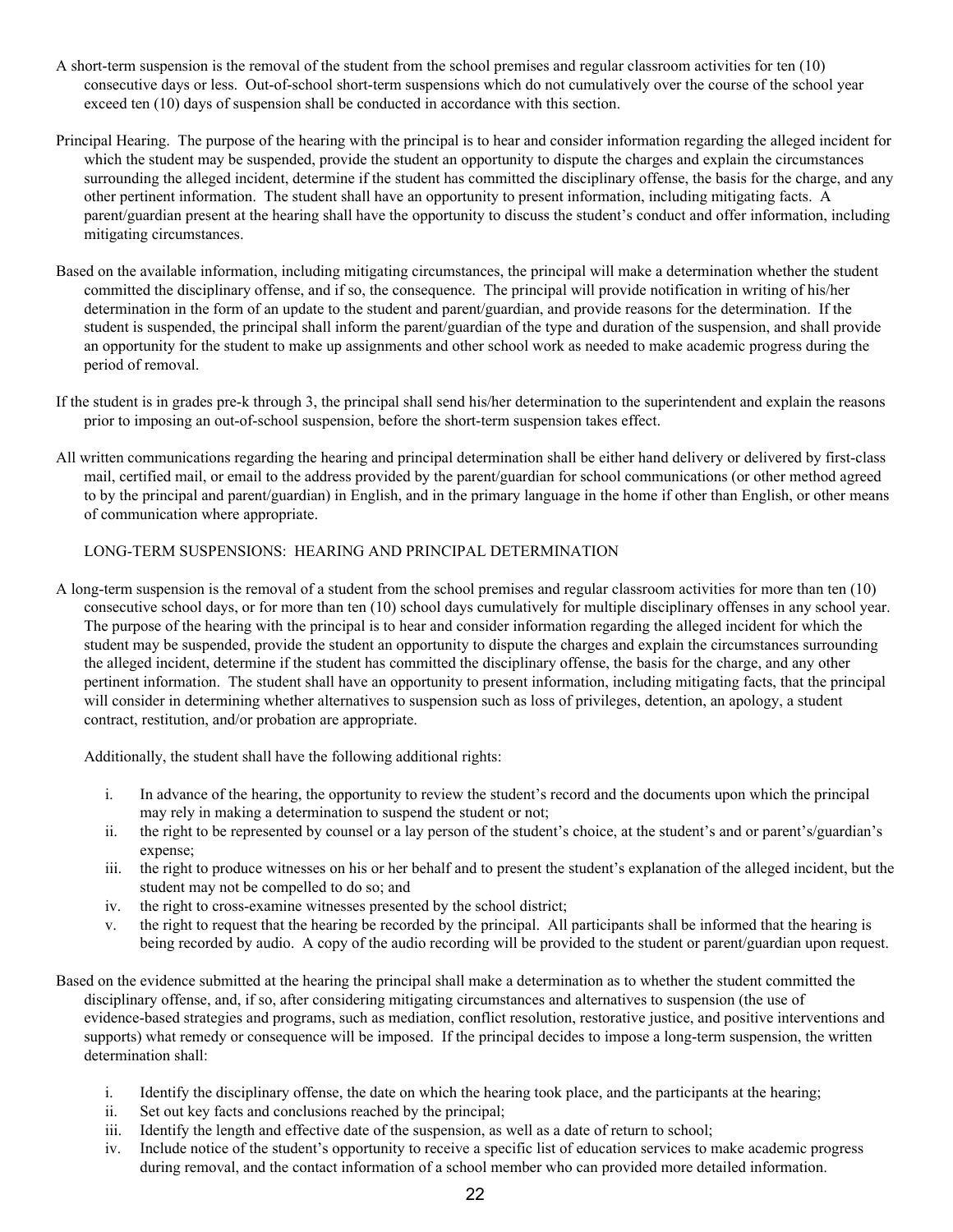A short-term suspension is the removal of the student from the school premises and regular classroom activities for ten (10) consecutive days or less. Out-of-school short-term suspensions which do not cumulatively over the course of the school year exceed ten (10) days of suspension shall be conducted in accordance with this section.

Principal Hearing. The purpose of the hearing with the principal is to hear and consider information regarding the alleged incident for which the student may be suspended, provide the student an opportunity to dispute the charges and explain the circumstances surrounding the alleged incident, determine if the student has committed the disciplinary offense, the basis for the charge, and any other pertinent information. The student shall have an opportunity to present information, including mitigating facts. A parent/guardian present at the hearing shall have the opportunity to discuss the student's conduct and offer information, including mitigating circumstances.

Based on the available information, including mitigating circumstances, the principal will make a determination whether the student committed the disciplinary offense, and if so, the consequence. The principal will provide notification in writing of his/her determination in the form of an update to the student and parent/guardian, and provide reasons for the determination. If the student is suspended, the principal shall inform the parent/guardian of the type and duration of the suspension, and shall provide an opportunity for the student to make up assignments and other school work as needed to make academic progress during the period of removal.

If the student is in grades pre-k through 3, the principal shall send his/her determination to the superintendent and explain the reasons prior to imposing an out-of-school suspension, before the short-term suspension takes effect.

All written communications regarding the hearing and principal determination shall be either hand delivery or delivered by first-class mail, certified mail, or email to the address provided by the parent/guardian for school communications (or other method agreed to by the principal and parent/guardian) in English, and in the primary language in the home if other than English, or other means of communication where appropriate.

## LONG-TERM SUSPENSIONS: HEARING AND PRINCIPAL DETERMINATION

A long-term suspension is the removal of a student from the school premises and regular classroom activities for more than ten (10) consecutive school days, or for more than ten (10) school days cumulatively for multiple disciplinary offenses in any school year. The purpose of the hearing with the principal is to hear and consider information regarding the alleged incident for which the student may be suspended, provide the student an opportunity to dispute the charges and explain the circumstances surrounding the alleged incident, determine if the student has committed the disciplinary offense, the basis for the charge, and any other pertinent information. The student shall have an opportunity to present information, including mitigating facts, that the principal will consider in determining whether alternatives to suspension such as loss of privileges, detention, an apology, a student contract, restitution, and/or probation are appropriate.

Additionally, the student shall have the following additional rights:

i. In advance of the hearing, the opportunity to review the student's record and the documents upon which the principal may rely in making a determination to suspend the student or not;
ii. the right to be represented by counsel or a lay person of the student's choice, at the student's and or parent's/guardian's expense;
iii. the right to produce witnesses on his or her behalf and to present the student's explanation of the alleged incident, but the student may not be compelled to do so; and
iv. the right to cross-examine witnesses presented by the school district;
v. the right to request that the hearing be recorded by the principal. All participants shall be informed that the hearing is being recorded by audio. A copy of the audio recording will be provided to the student or parent/guardian upon request.

Based on the evidence submitted at the hearing the principal shall make a determination as to whether the student committed the disciplinary offense, and, if so, after considering mitigating circumstances and alternatives to suspension (the use of evidence-based strategies and programs, such as mediation, conflict resolution, restorative justice, and positive interventions and supports) what remedy or consequence will be imposed. If the principal decides to impose a long-term suspension, the written determination shall:

i. Identify the disciplinary offense, the date on which the hearing took place, and the participants at the hearing;
ii. Set out key facts and conclusions reached by the principal;
iii. Identify the length and effective date of the suspension, as well as a date of return to school;
iv. Include notice of the student's opportunity to receive a specific list of education services to make academic progress during removal, and the contact information of a school member who can provided more detailed information.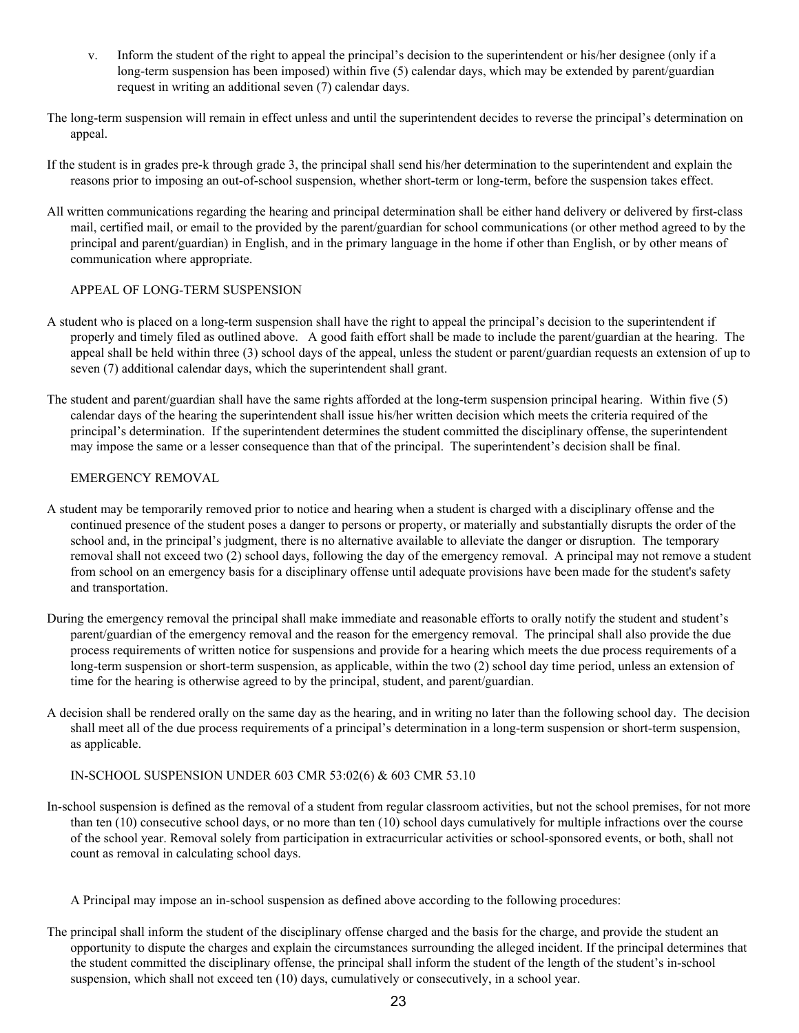v. Inform the student of the right to appeal the principal's decision to the superintendent or his/her designee (only if a long-term suspension has been imposed) within five (5) calendar days, which may be extended by parent/guardian request in writing an additional seven (7) calendar days.

The long-term suspension will remain in effect unless and until the superintendent decides to reverse the principal's determination on appeal.

If the student is in grades pre-k through grade 3, the principal shall send his/her determination to the superintendent and explain the reasons prior to imposing an out-of-school suspension, whether short-term or long-term, before the suspension takes effect.

All written communications regarding the hearing and principal determination shall be either hand delivery or delivered by first-class mail, certified mail, or email to the provided by the parent/guardian for school communications (or other method agreed to by the principal and parent/guardian) in English, and in the primary language in the home if other than English, or by other means of communication where appropriate.

## APPEAL OF LONG-TERM SUSPENSION

A student who is placed on a long-term suspension shall have the right to appeal the principal's decision to the superintendent if properly and timely filed as outlined above. A good faith effort shall be made to include the parent/guardian at the hearing. The appeal shall be held within three (3) school days of the appeal, unless the student or parent/guardian requests an extension of up to seven (7) additional calendar days, which the superintendent shall grant.

The student and parent/guardian shall have the same rights afforded at the long-term suspension principal hearing. Within five (5) calendar days of the hearing the superintendent shall issue his/her written decision which meets the criteria required of the principal's determination. If the superintendent determines the student committed the disciplinary offense, the superintendent may impose the same or a lesser consequence than that of the principal. The superintendent's decision shall be final.

## EMERGENCY REMOVAL

A student may be temporarily removed prior to notice and hearing when a student is charged with a disciplinary offense and the continued presence of the student poses a danger to persons or property, or materially and substantially disrupts the order of the school and, in the principal's judgment, there is no alternative available to alleviate the danger or disruption. The temporary removal shall not exceed two (2) school days, following the day of the emergency removal. A principal may not remove a student from school on an emergency basis for a disciplinary offense until adequate provisions have been made for the student's safety and transportation.

During the emergency removal the principal shall make immediate and reasonable efforts to orally notify the student and student's parent/guardian of the emergency removal and the reason for the emergency removal. The principal shall also provide the due process requirements of written notice for suspensions and provide for a hearing which meets the due process requirements of a long-term suspension or short-term suspension, as applicable, within the two (2) school day time period, unless an extension of time for the hearing is otherwise agreed to by the principal, student, and parent/guardian.

A decision shall be rendered orally on the same day as the hearing, and in writing no later than the following school day. The decision shall meet all of the due process requirements of a principal's determination in a long-term suspension or short-term suspension, as applicable.

## IN-SCHOOL SUSPENSION UNDER 603 CMR 53:02(6) & 603 CMR 53.10

In-school suspension is defined as the removal of a student from regular classroom activities, but not the school premises, for not more than ten (10) consecutive school days, or no more than ten (10) school days cumulatively for multiple infractions over the course of the school year. Removal solely from participation in extracurricular activities or school-sponsored events, or both, shall not count as removal in calculating school days.

A Principal may impose an in-school suspension as defined above according to the following procedures:

The principal shall inform the student of the disciplinary offense charged and the basis for the charge, and provide the student an opportunity to dispute the charges and explain the circumstances surrounding the alleged incident. If the principal determines that the student committed the disciplinary offense, the principal shall inform the student of the length of the student's in-school suspension, which shall not exceed ten (10) days, cumulatively or consecutively, in a school year.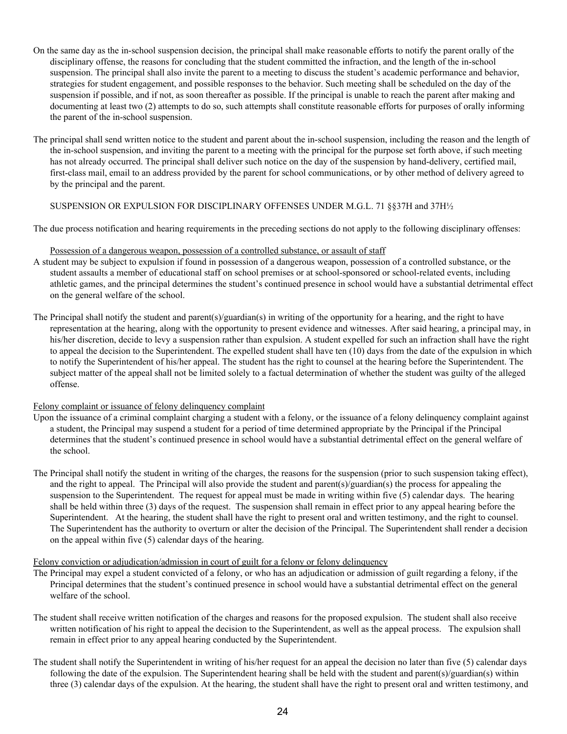On the same day as the in-school suspension decision, the principal shall make reasonable efforts to notify the parent orally of the disciplinary offense, the reasons for concluding that the student committed the infraction, and the length of the in-school suspension. The principal shall also invite the parent to a meeting to discuss the student's academic performance and behavior, strategies for student engagement, and possible responses to the behavior. Such meeting shall be scheduled on the day of the suspension if possible, and if not, as soon thereafter as possible. If the principal is unable to reach the parent after making and documenting at least two (2) attempts to do so, such attempts shall constitute reasonable efforts for purposes of orally informing the parent of the in-school suspension.

The principal shall send written notice to the student and parent about the in-school suspension, including the reason and the length of the in-school suspension, and inviting the parent to a meeting with the principal for the purpose set forth above, if such meeting has not already occurred. The principal shall deliver such notice on the day of the suspension by hand-delivery, certified mail, first-class mail, email to an address provided by the parent for school communications, or by other method of delivery agreed to by the principal and the parent.

SUSPENSION OR EXPULSION FOR DISCIPLINARY OFFENSES UNDER M.G.L. 71 §§37H and 37H½

The due process notification and hearing requirements in the preceding sections do not apply to the following disciplinary offenses:

<u>Possession of a dangerous weapon, possession of a controlled substance, or assault of staff</u>

A student may be subject to expulsion if found in possession of a dangerous weapon, possession of a controlled substance, or the student assaults a member of educational staff on school premises or at school-sponsored or school-related events, including athletic games, and the principal determines the student's continued presence in school would have a substantial detrimental effect on the general welfare of the school.

The Principal shall notify the student and parent(s)/guardian(s) in writing of the opportunity for a hearing, and the right to have representation at the hearing, along with the opportunity to present evidence and witnesses. After said hearing, a principal may, in his/her discretion, decide to levy a suspension rather than expulsion. A student expelled for such an infraction shall have the right to appeal the decision to the Superintendent. The expelled student shall have ten (10) days from the date of the expulsion in which to notify the Superintendent of his/her appeal. The student has the right to counsel at the hearing before the Superintendent. The subject matter of the appeal shall not be limited solely to a factual determination of whether the student was guilty of the alleged offense.

<u>Felony complaint or issuance of felony delinquency complaint</u>

Upon the issuance of a criminal complaint charging a student with a felony, or the issuance of a felony delinquency complaint against a student, the Principal may suspend a student for a period of time determined appropriate by the Principal if the Principal determines that the student's continued presence in school would have a substantial detrimental effect on the general welfare of the school.

The Principal shall notify the student in writing of the charges, the reasons for the suspension (prior to such suspension taking effect), and the right to appeal. The Principal will also provide the student and parent(s)/guardian(s) the process for appealing the suspension to the Superintendent. The request for appeal must be made in writing within five (5) calendar days. The hearing shall be held within three (3) days of the request. The suspension shall remain in effect prior to any appeal hearing before the Superintendent. At the hearing, the student shall have the right to present oral and written testimony, and the right to counsel. The Superintendent has the authority to overturn or alter the decision of the Principal. The Superintendent shall render a decision on the appeal within five (5) calendar days of the hearing.

<u>Felony conviction or adjudication/admission in court of guilt for a felony or felony delinquency</u>

The Principal may expel a student convicted of a felony, or who has an adjudication or admission of guilt regarding a felony, if the Principal determines that the student's continued presence in school would have a substantial detrimental effect on the general welfare of the school.

The student shall receive written notification of the charges and reasons for the proposed expulsion. The student shall also receive written notification of his right to appeal the decision to the Superintendent, as well as the appeal process. The expulsion shall remain in effect prior to any appeal hearing conducted by the Superintendent.

The student shall notify the Superintendent in writing of his/her request for an appeal the decision no later than five (5) calendar days following the date of the expulsion. The Superintendent hearing shall be held with the student and parent(s)/guardian(s) within three (3) calendar days of the expulsion. At the hearing, the student shall have the right to present oral and written testimony, and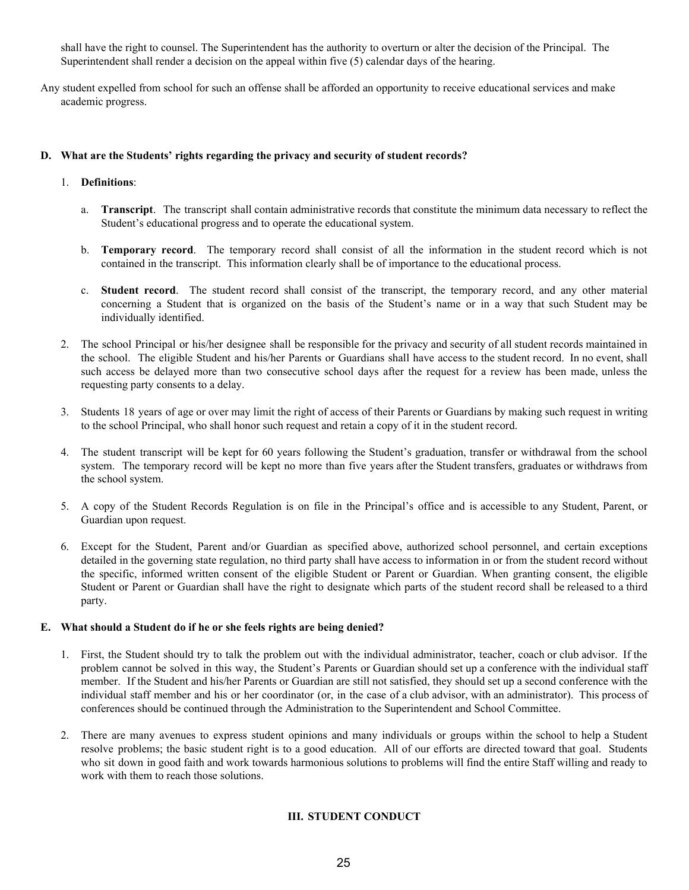shall have the right to counsel. The Superintendent has the authority to overturn or alter the decision of the Principal. The Superintendent shall render a decision on the appeal within five (5) calendar days of the hearing.

Any student expelled from school for such an offense shall be afforded an opportunity to receive educational services and make academic progress.

### D. What are the Students' rights regarding the privacy and security of student records?

1. **Definitions**:

   a. **Transcript**. The transcript shall contain administrative records that constitute the minimum data necessary to reflect the Student's educational progress and to operate the educational system.

   b. **Temporary record**. The temporary record shall consist of all the information in the student record which is not contained in the transcript. This information clearly shall be of importance to the educational process.

   c. **Student record**. The student record shall consist of the transcript, the temporary record, and any other material concerning a Student that is organized on the basis of the Student's name or in a way that such Student may be individually identified.

2. The school Principal or his/her designee shall be responsible for the privacy and security of all student records maintained in the school. The eligible Student and his/her Parents or Guardians shall have access to the student record. In no event, shall such access be delayed more than two consecutive school days after the request for a review has been made, unless the requesting party consents to a delay.

3. Students 18 years of age or over may limit the right of access of their Parents or Guardians by making such request in writing to the school Principal, who shall honor such request and retain a copy of it in the student record.

4. The student transcript will be kept for 60 years following the Student's graduation, transfer or withdrawal from the school system. The temporary record will be kept no more than five years after the Student transfers, graduates or withdraws from the school system.

5. A copy of the Student Records Regulation is on file in the Principal's office and is accessible to any Student, Parent, or Guardian upon request.

6. Except for the Student, Parent and/or Guardian as specified above, authorized school personnel, and certain exceptions detailed in the governing state regulation, no third party shall have access to information in or from the student record without the specific, informed written consent of the eligible Student or Parent or Guardian. When granting consent, the eligible Student or Parent or Guardian shall have the right to designate which parts of the student record shall be released to a third party.

### E. What should a Student do if he or she feels rights are being denied?

1. First, the Student should try to talk the problem out with the individual administrator, teacher, coach or club advisor. If the problem cannot be solved in this way, the Student's Parents or Guardian should set up a conference with the individual staff member. If the Student and his/her Parents or Guardian are still not satisfied, they should set up a second conference with the individual staff member and his or her coordinator (or, in the case of a club advisor, with an administrator). This process of conferences should be continued through the Administration to the Superintendent and School Committee.

2. There are many avenues to express student opinions and many individuals or groups within the school to help a Student resolve problems; the basic student right is to a good education. All of our efforts are directed toward that goal. Students who sit down in good faith and work towards harmonious solutions to problems will find the entire Staff willing and ready to work with them to reach those solutions.

## III. STUDENT CONDUCT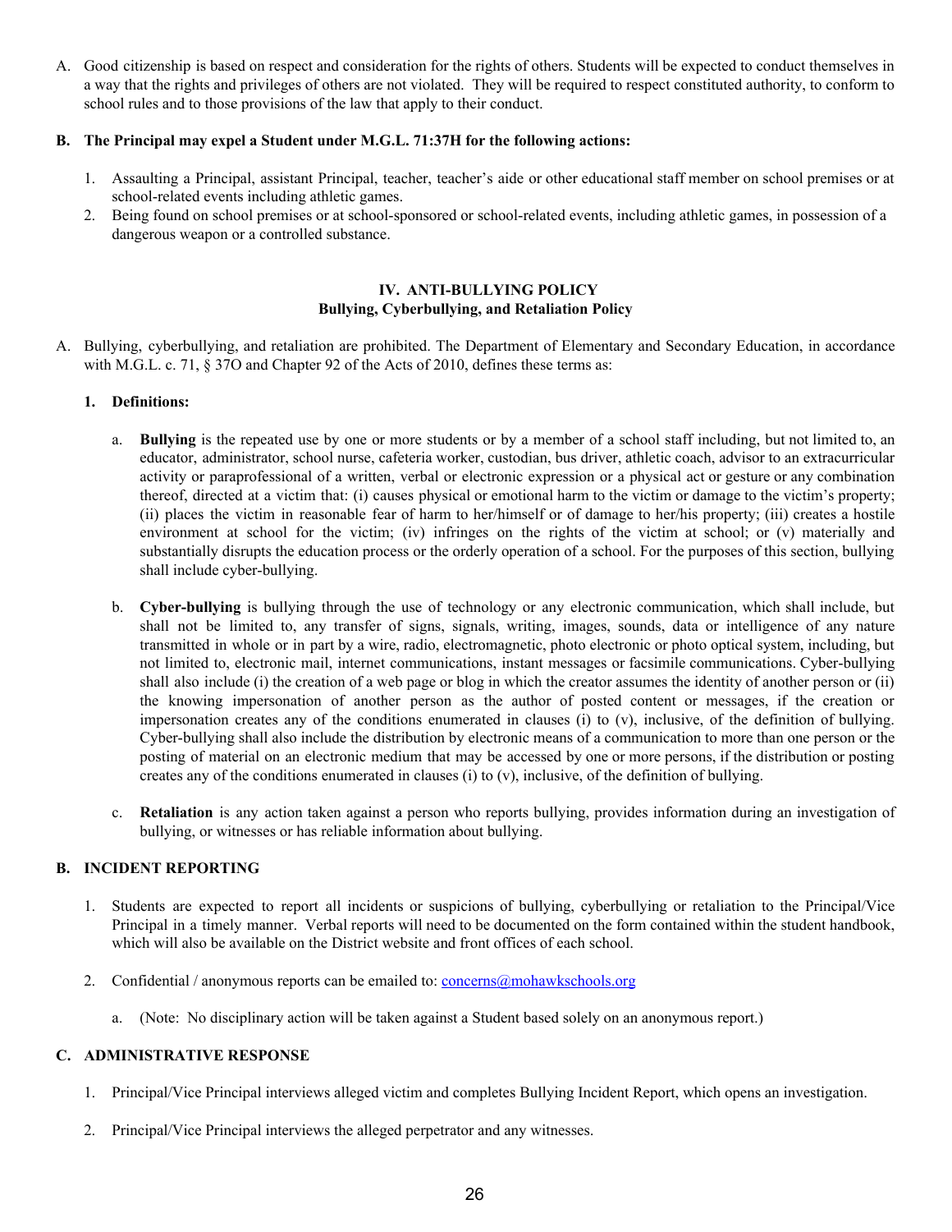A. Good citizenship is based on respect and consideration for the rights of others. Students will be expected to conduct themselves in a way that the rights and privileges of others are not violated. They will be required to respect constituted authority, to conform to school rules and to those provisions of the law that apply to their conduct.

**B. The Principal may expel a Student under M.G.L. 71:37H for the following actions:**

1. Assaulting a Principal, assistant Principal, teacher, teacher's aide or other educational staff member on school premises or at school-related events including athletic games.
2. Being found on school premises or at school-sponsored or school-related events, including athletic games, in possession of a dangerous weapon or a controlled substance.

## IV. ANTI-BULLYING POLICY
### Bullying, Cyberbullying, and Retaliation Policy

A. Bullying, cyberbullying, and retaliation are prohibited. The Department of Elementary and Secondary Education, in accordance with M.G.L. c. 71, § 37O and Chapter 92 of the Acts of 2010, defines these terms as:

**1. Definitions:**

a. **Bullying** is the repeated use by one or more students or by a member of a school staff including, but not limited to, an educator, administrator, school nurse, cafeteria worker, custodian, bus driver, athletic coach, advisor to an extracurricular activity or paraprofessional of a written, verbal or electronic expression or a physical act or gesture or any combination thereof, directed at a victim that: (i) causes physical or emotional harm to the victim or damage to the victim's property; (ii) places the victim in reasonable fear of harm to her/himself or of damage to her/his property; (iii) creates a hostile environment at school for the victim; (iv) infringes on the rights of the victim at school; or (v) materially and substantially disrupts the education process or the orderly operation of a school. For the purposes of this section, bullying shall include cyber-bullying.

b. **Cyber-bullying** is bullying through the use of technology or any electronic communication, which shall include, but shall not be limited to, any transfer of signs, signals, writing, images, sounds, data or intelligence of any nature transmitted in whole or in part by a wire, radio, electromagnetic, photo electronic or photo optical system, including, but not limited to, electronic mail, internet communications, instant messages or facsimile communications. Cyber-bullying shall also include (i) the creation of a web page or blog in which the creator assumes the identity of another person or (ii) the knowing impersonation of another person as the author of posted content or messages, if the creation or impersonation creates any of the conditions enumerated in clauses (i) to (v), inclusive, of the definition of bullying. Cyber-bullying shall also include the distribution by electronic means of a communication to more than one person or the posting of material on an electronic medium that may be accessed by one or more persons, if the distribution or posting creates any of the conditions enumerated in clauses (i) to (v), inclusive, of the definition of bullying.

c. **Retaliation** is any action taken against a person who reports bullying, provides information during an investigation of bullying, or witnesses or has reliable information about bullying.

**B. INCIDENT REPORTING**

1. Students are expected to report all incidents or suspicions of bullying, cyberbullying or retaliation to the Principal/Vice Principal in a timely manner. Verbal reports will need to be documented on the form contained within the student handbook, which will also be available on the District website and front offices of each school.

2. Confidential / anonymous reports can be emailed to: concerns@mohawkschools.org

   a. (Note: No disciplinary action will be taken against a Student based solely on an anonymous report.)

**C. ADMINISTRATIVE RESPONSE**

1. Principal/Vice Principal interviews alleged victim and completes Bullying Incident Report, which opens an investigation.

2. Principal/Vice Principal interviews the alleged perpetrator and any witnesses.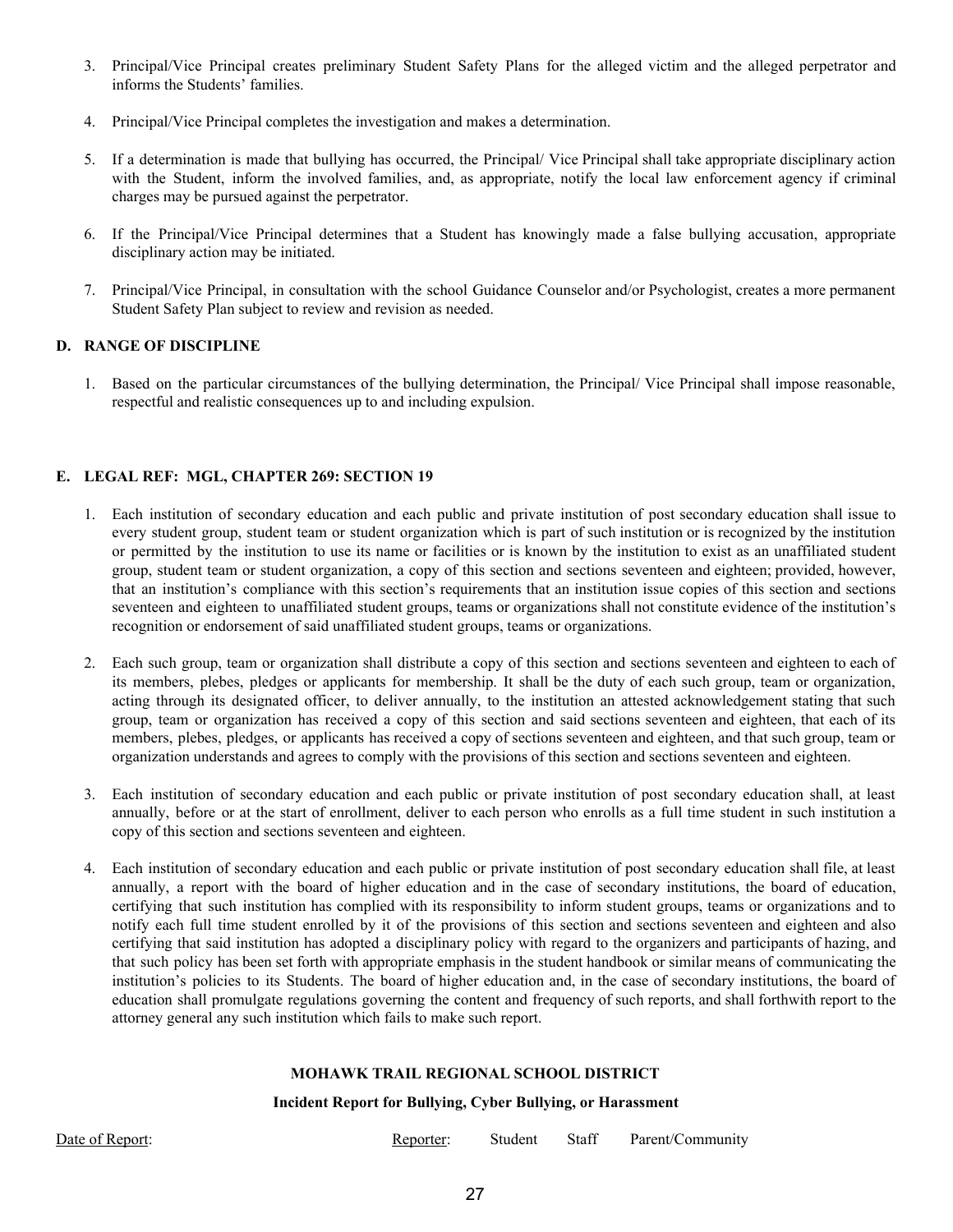3. Principal/Vice Principal creates preliminary Student Safety Plans for the alleged victim and the alleged perpetrator and informs the Students' families.

4. Principal/Vice Principal completes the investigation and makes a determination.

5. If a determination is made that bullying has occurred, the Principal/ Vice Principal shall take appropriate disciplinary action with the Student, inform the involved families, and, as appropriate, notify the local law enforcement agency if criminal charges may be pursued against the perpetrator.

6. If the Principal/Vice Principal determines that a Student has knowingly made a false bullying accusation, appropriate disciplinary action may be initiated.

7. Principal/Vice Principal, in consultation with the school Guidance Counselor and/or Psychologist, creates a more permanent Student Safety Plan subject to review and revision as needed.

### D. RANGE OF DISCIPLINE

1. Based on the particular circumstances of the bullying determination, the Principal/ Vice Principal shall impose reasonable, respectful and realistic consequences up to and including expulsion.

### E. LEGAL REF: MGL, CHAPTER 269: SECTION 19

1. Each institution of secondary education and each public and private institution of post secondary education shall issue to every student group, student team or student organization which is part of such institution or is recognized by the institution or permitted by the institution to use its name or facilities or is known by the institution to exist as an unaffiliated student group, student team or student organization, a copy of this section and sections seventeen and eighteen; provided, however, that an institution's compliance with this section's requirements that an institution issue copies of this section and sections seventeen and eighteen to unaffiliated student groups, teams or organizations shall not constitute evidence of the institution's recognition or endorsement of said unaffiliated student groups, teams or organizations.

2. Each such group, team or organization shall distribute a copy of this section and sections seventeen and eighteen to each of its members, plebes, pledges or applicants for membership. It shall be the duty of each such group, team or organization, acting through its designated officer, to deliver annually, to the institution an attested acknowledgement stating that such group, team or organization has received a copy of this section and said sections seventeen and eighteen, that each of its members, plebes, pledges, or applicants has received a copy of sections seventeen and eighteen, and that such group, team or organization understands and agrees to comply with the provisions of this section and sections seventeen and eighteen.

3. Each institution of secondary education and each public or private institution of post secondary education shall, at least annually, before or at the start of enrollment, deliver to each person who enrolls as a full time student in such institution a copy of this section and sections seventeen and eighteen.

4. Each institution of secondary education and each public or private institution of post secondary education shall file, at least annually, a report with the board of higher education and in the case of secondary institutions, the board of education, certifying that such institution has complied with its responsibility to inform student groups, teams or organizations and to notify each full time student enrolled by it of the provisions of this section and sections seventeen and eighteen and also certifying that said institution has adopted a disciplinary policy with regard to the organizers and participants of hazing, and that such policy has been set forth with appropriate emphasis in the student handbook or similar means of communicating the institution's policies to its Students. The board of higher education and, in the case of secondary institutions, the board of education shall promulgate regulations governing the content and frequency of such reports, and shall forthwith report to the attorney general any such institution which fails to make such report.

## MOHAWK TRAIL REGIONAL SCHOOL DISTRICT

**Incident Report for Bullying, Cyber Bullying, or Harassment**

Date of Report: Reporter: Student Staff Parent/Community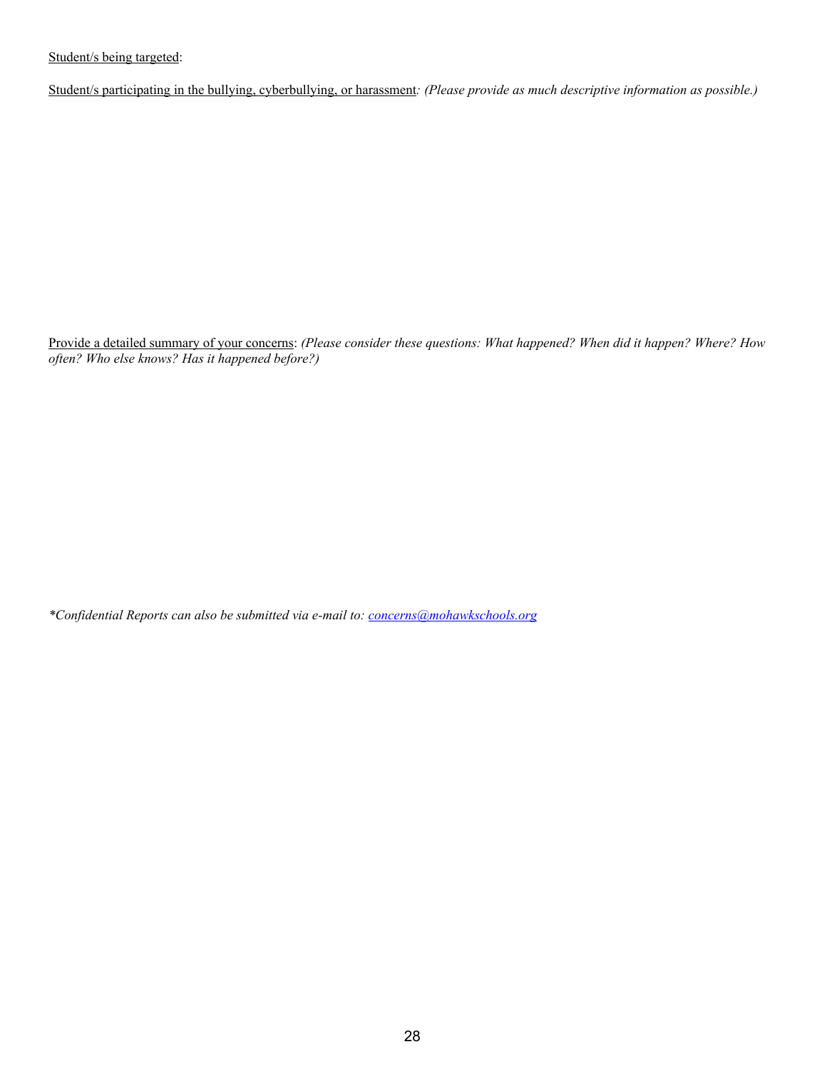Student/s being targeted:

Student/s participating in the bullying, cyberbullying, or harassment*: (Please provide as much descriptive information as possible.)*

Provide a detailed summary of your concerns: *(Please consider these questions: What happened? When did it happen? Where? How often? Who else knows? Has it happened before?)*

*\*Confidential Reports can also be submitted via e-mail to: [concerns@mohawkschools.org](mailto:concerns@mohawkschools.org)*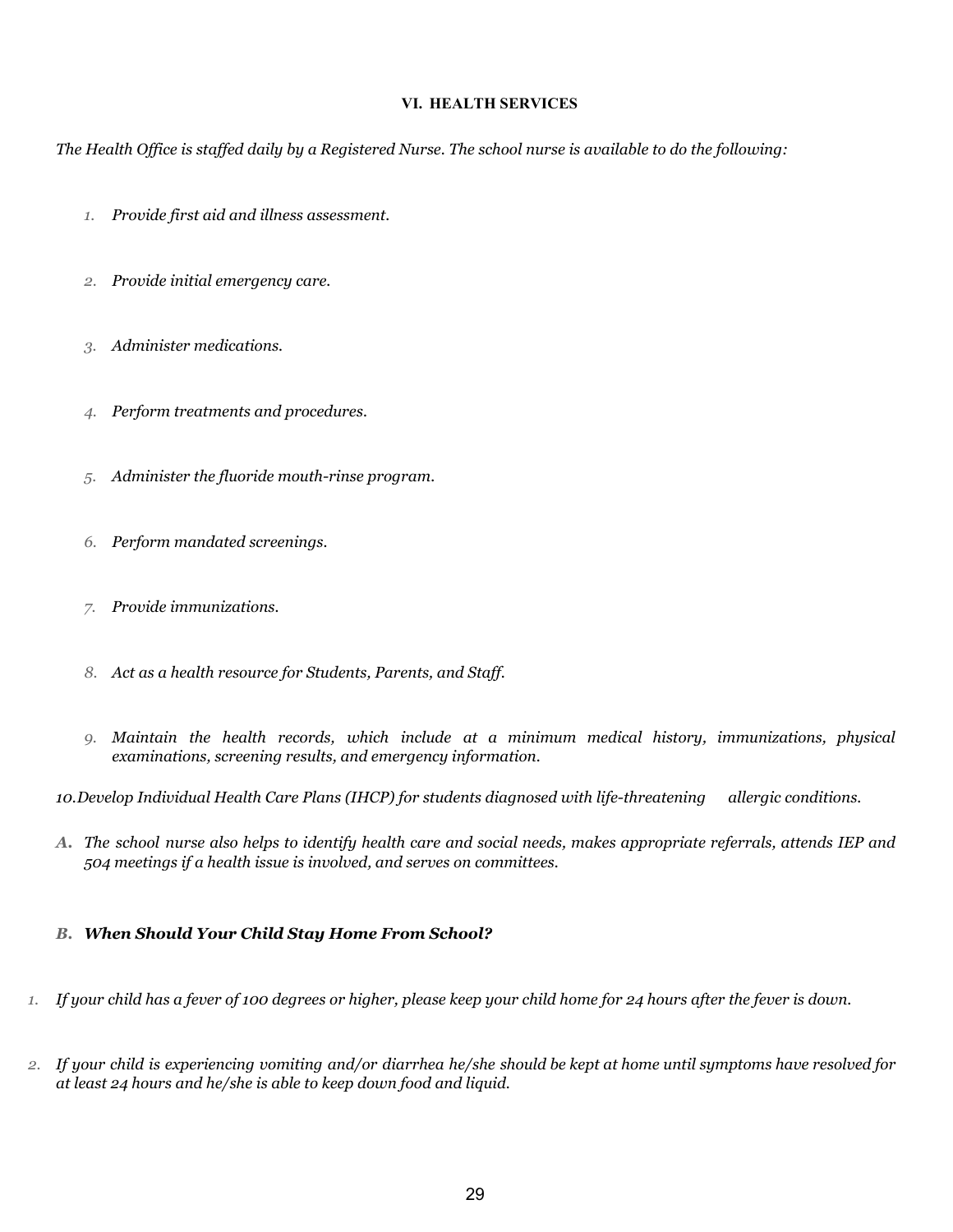**VI. HEALTH SERVICES**

*The Health Office is staffed daily by a Registered Nurse. The school nurse is available to do the following:*

1. *Provide first aid and illness assessment.*
2. *Provide initial emergency care.*
3. *Administer medications.*
4. *Perform treatments and procedures.*
5. *Administer the fluoride mouth-rinse program.*
6. *Perform mandated screenings.*
7. *Provide immunizations.*
8. *Act as a health resource for Students, Parents, and Staff.*
9. *Maintain the health records, which include at a minimum medical history, immunizations, physical examinations, screening results, and emergency information.*
10. *Develop Individual Health Care Plans (IHCP) for students diagnosed with life-threatening allergic conditions.*

**A.** *The school nurse also helps to identify health care and social needs, makes appropriate referrals, attends IEP and 504 meetings if a health issue is involved, and serves on committees.*

**B. *When Should Your Child Stay Home From School?***

1. *If your child has a fever of 100 degrees or higher, please keep your child home for 24 hours after the fever is down.*
2. *If your child is experiencing vomiting and/or diarrhea he/she should be kept at home until symptoms have resolved for at least 24 hours and he/she is able to keep down food and liquid.*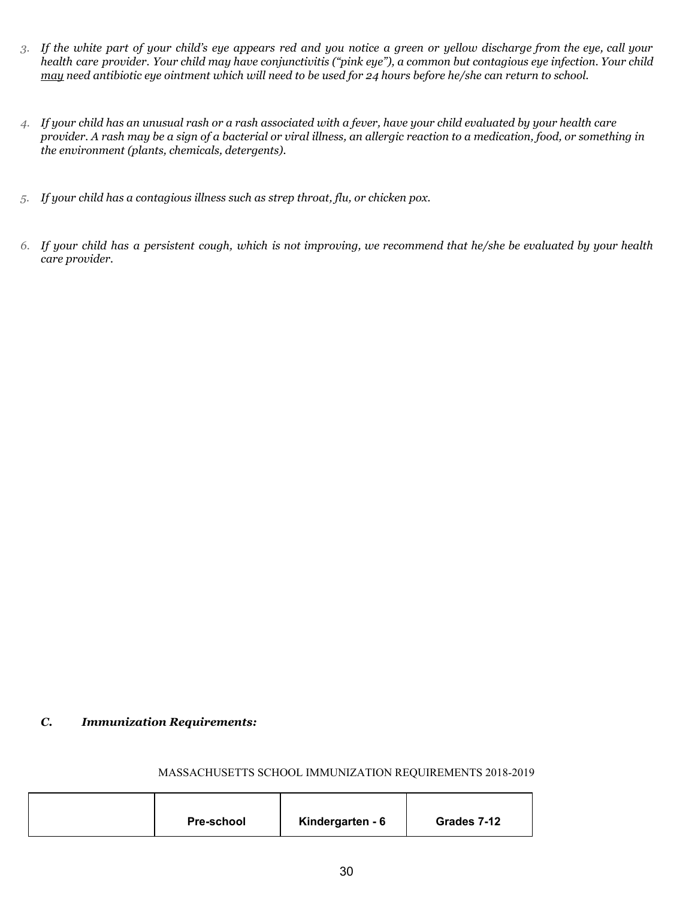3. *If the white part of your child's eye appears red and you notice a green or yellow discharge from the eye, call your health care provider. Your child may have conjunctivitis ("pink eye"), a common but contagious eye infection. Your child* <u>*may*</u> *need antibiotic eye ointment which will need to be used for 24 hours before he/she can return to school.*

4. *If your child has an unusual rash or a rash associated with a fever, have your child evaluated by your health care provider. A rash may be a sign of a bacterial or viral illness, an allergic reaction to a medication, food, or something in the environment (plants, chemicals, detergents).*

5. *If your child has a contagious illness such as strep throat, flu, or chicken pox.*

6. *If your child has a persistent cough, which is not improving, we recommend that he/she be evaluated by your health care provider.*

### *C. Immunization Requirements:*

MASSACHUSETTS SCHOOL IMMUNIZATION REQUIREMENTS 2018-2019

| | **Pre-school** | **Kindergarten - 6** | **Grades 7-12** |
|---|---|---|---|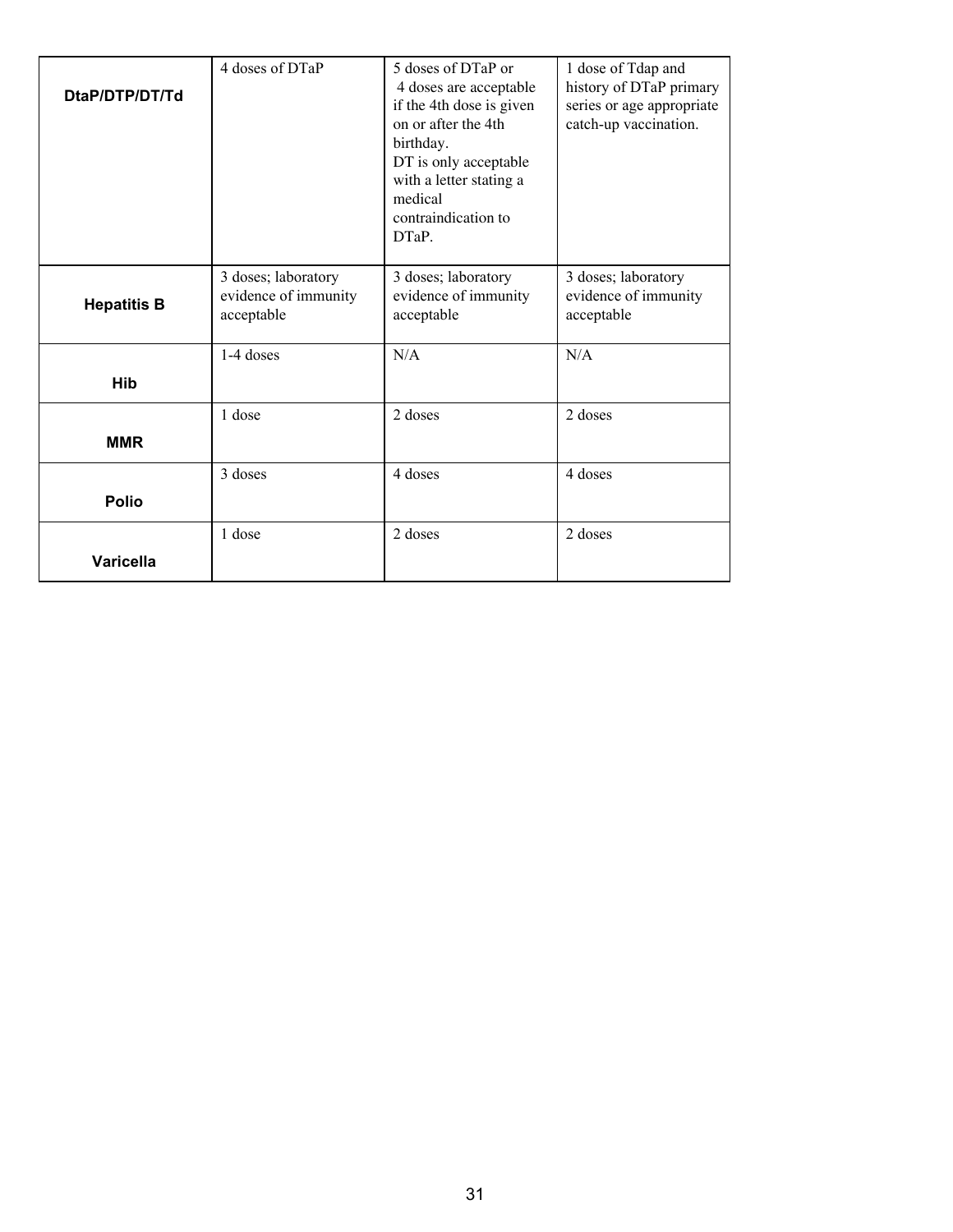| DtaP/DTP/DT/Td | 4 doses of DTaP | 5 doses of DTaP or 4 doses are acceptable if the 4th dose is given on or after the 4th birthday. DT is only acceptable with a letter stating a medical contraindication to DTaP. | 1 dose of Tdap and history of DTaP primary series or age appropriate catch-up vaccination. |
|---|---|---|---|
| **Hepatitis B** | 3 doses; laboratory evidence of immunity acceptable | 3 doses; laboratory evidence of immunity acceptable | 3 doses; laboratory evidence of immunity acceptable |
| **Hib** | 1-4 doses | N/A | N/A |
| **MMR** | 1 dose | 2 doses | 2 doses |
| **Polio** | 3 doses | 4 doses | 4 doses |
| **Varicella** | 1 dose | 2 doses | 2 doses |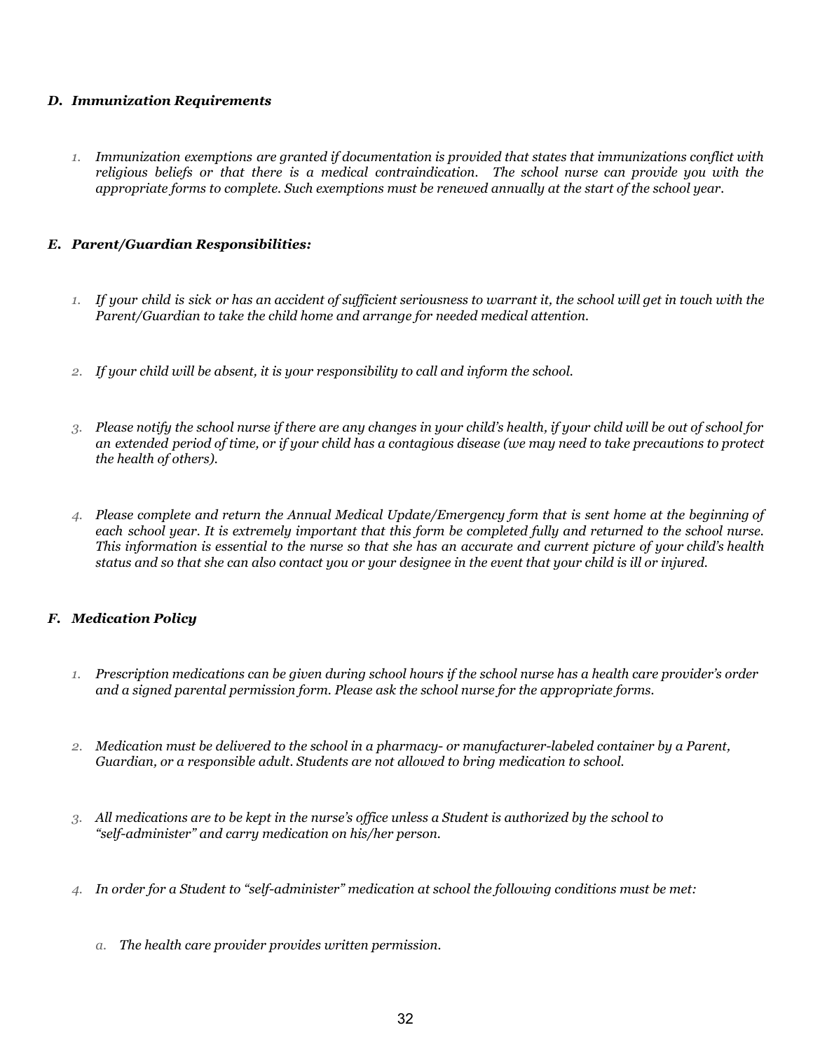### *D. Immunization Requirements*

1. *Immunization exemptions are granted if documentation is provided that states that immunizations conflict with religious beliefs or that there is a medical contraindication. The school nurse can provide you with the appropriate forms to complete. Such exemptions must be renewed annually at the start of the school year.*

### *E. Parent/Guardian Responsibilities:*

1. *If your child is sick or has an accident of sufficient seriousness to warrant it, the school will get in touch with the Parent/Guardian to take the child home and arrange for needed medical attention.*

2. *If your child will be absent, it is your responsibility to call and inform the school.*

3. *Please notify the school nurse if there are any changes in your child's health, if your child will be out of school for an extended period of time, or if your child has a contagious disease (we may need to take precautions to protect the health of others).*

4. *Please complete and return the Annual Medical Update/Emergency form that is sent home at the beginning of each school year. It is extremely important that this form be completed fully and returned to the school nurse. This information is essential to the nurse so that she has an accurate and current picture of your child's health status and so that she can also contact you or your designee in the event that your child is ill or injured.*

### *F. Medication Policy*

1. *Prescription medications can be given during school hours if the school nurse has a health care provider's order and a signed parental permission form. Please ask the school nurse for the appropriate forms.*

2. *Medication must be delivered to the school in a pharmacy- or manufacturer-labeled container by a Parent, Guardian, or a responsible adult. Students are not allowed to bring medication to school.*

3. *All medications are to be kept in the nurse's office unless a Student is authorized by the school to "self-administer" and carry medication on his/her person.*

4. *In order for a Student to "self-administer" medication at school the following conditions must be met:*

   a. *The health care provider provides written permission.*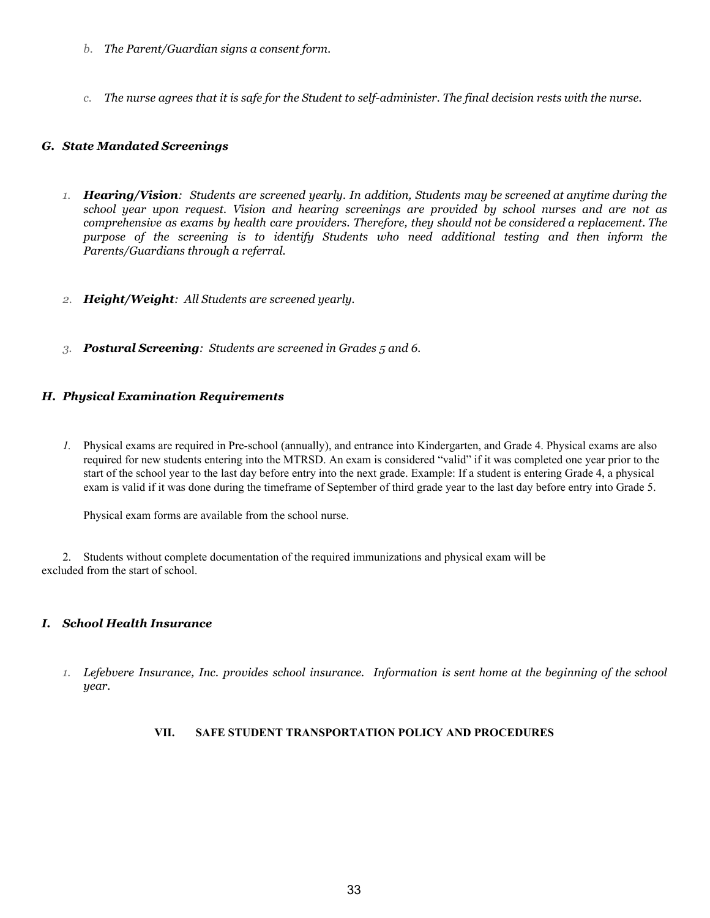b. *The Parent/Guardian signs a consent form.*

c. *The nurse agrees that it is safe for the Student to self-administer. The final decision rests with the nurse.*

### *G. State Mandated Screenings*

1. ***Hearing/Vision**: Students are screened yearly. In addition, Students may be screened at anytime during the school year upon request. Vision and hearing screenings are provided by school nurses and are not as comprehensive as exams by health care providers. Therefore, they should not be considered a replacement. The purpose of the screening is to identify Students who need additional testing and then inform the Parents/Guardians through a referral.*

2. ***Height/Weight**: All Students are screened yearly.*

3. ***Postural Screening**: Students are screened in Grades 5 and 6.*

### *H. Physical Examination Requirements*

1. Physical exams are required in Pre-school (annually), and entrance into Kindergarten, and Grade 4. Physical exams are also required for new students entering into the MTRSD. An exam is considered "valid" if it was completed one year prior to the start of the school year to the last day before entry into the next grade. Example: If a student is entering Grade 4, a physical exam is valid if it was done during the timeframe of September of third grade year to the last day before entry into Grade 5.

   Physical exam forms are available from the school nurse.

2. Students without complete documentation of the required immunizations and physical exam will be excluded from the start of school.

### *I. School Health Insurance*

1. *Lefebvere Insurance, Inc. provides school insurance. Information is sent home at the beginning of the school year.*

## VII. SAFE STUDENT TRANSPORTATION POLICY AND PROCEDURES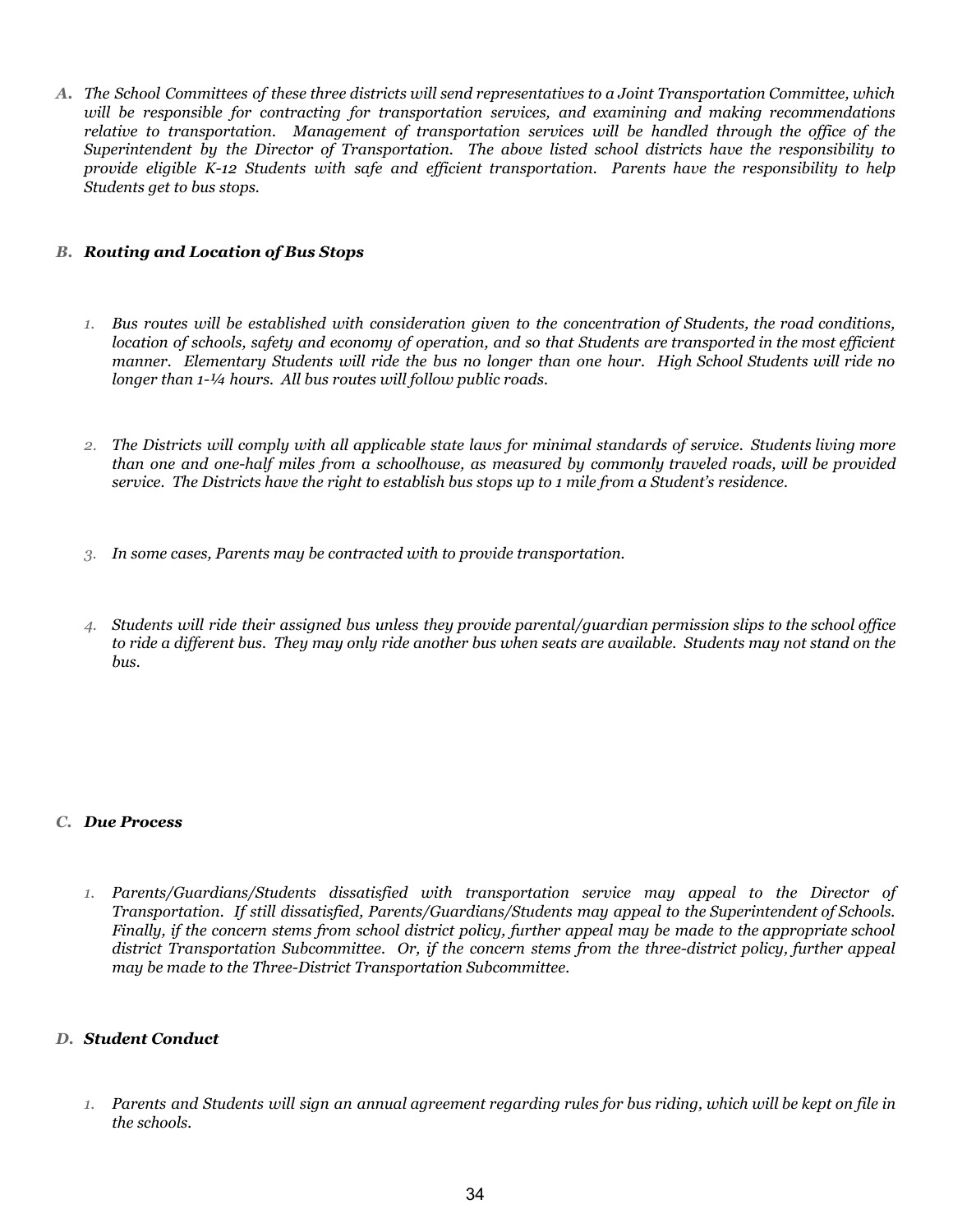***A.*** *The School Committees of these three districts will send representatives to a Joint Transportation Committee, which will be responsible for contracting for transportation services, and examining and making recommendations relative to transportation. Management of transportation services will be handled through the office of the Superintendent by the Director of Transportation. The above listed school districts have the responsibility to provide eligible K-12 Students with safe and efficient transportation. Parents have the responsibility to help Students get to bus stops.*

***B. Routing and Location of Bus Stops***

1. *Bus routes will be established with consideration given to the concentration of Students, the road conditions, location of schools, safety and economy of operation, and so that Students are transported in the most efficient manner. Elementary Students will ride the bus no longer than one hour. High School Students will ride no longer than 1-¼ hours. All bus routes will follow public roads.*

2. *The Districts will comply with all applicable state laws for minimal standards of service. Students living more than one and one-half miles from a schoolhouse, as measured by commonly traveled roads, will be provided service. The Districts have the right to establish bus stops up to 1 mile from a Student's residence.*

3. *In some cases, Parents may be contracted with to provide transportation.*

4. *Students will ride their assigned bus unless they provide parental/guardian permission slips to the school office to ride a different bus. They may only ride another bus when seats are available. Students may not stand on the bus.*

***C. Due Process***

1. *Parents/Guardians/Students dissatisfied with transportation service may appeal to the Director of Transportation. If still dissatisfied, Parents/Guardians/Students may appeal to the Superintendent of Schools. Finally, if the concern stems from school district policy, further appeal may be made to the appropriate school district Transportation Subcommittee. Or, if the concern stems from the three-district policy, further appeal may be made to the Three-District Transportation Subcommittee.*

***D. Student Conduct***

1. *Parents and Students will sign an annual agreement regarding rules for bus riding, which will be kept on file in the schools.*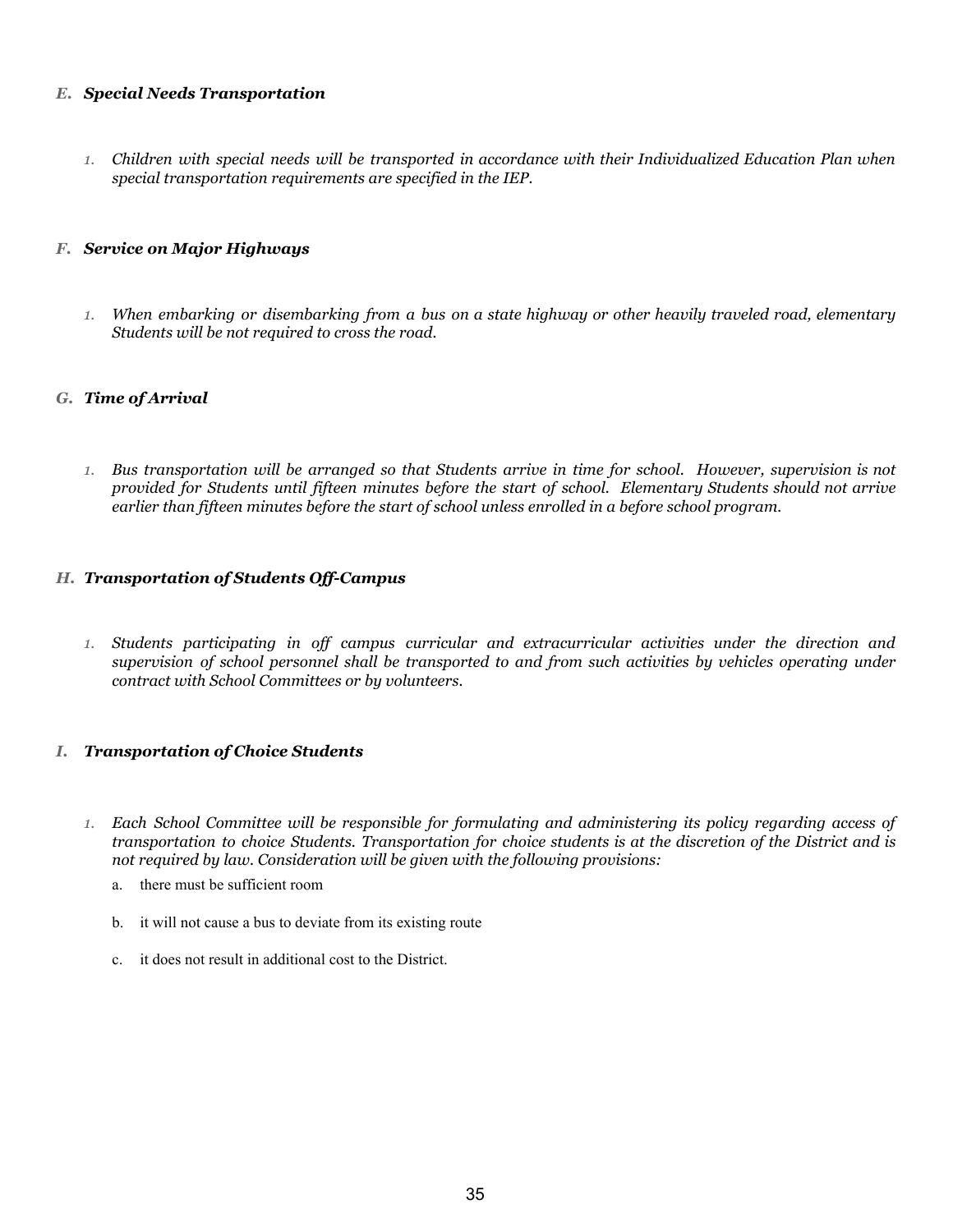### *E. Special Needs Transportation*

1. *Children with special needs will be transported in accordance with their Individualized Education Plan when special transportation requirements are specified in the IEP.*

### *F. Service on Major Highways*

1. *When embarking or disembarking from a bus on a state highway or other heavily traveled road, elementary Students will be not required to cross the road.*

### *G. Time of Arrival*

1. *Bus transportation will be arranged so that Students arrive in time for school. However, supervision is not provided for Students until fifteen minutes before the start of school. Elementary Students should not arrive earlier than fifteen minutes before the start of school unless enrolled in a before school program.*

### *H. Transportation of Students Off-Campus*

1. *Students participating in off campus curricular and extracurricular activities under the direction and supervision of school personnel shall be transported to and from such activities by vehicles operating under contract with School Committees or by volunteers.*

### *I. Transportation of Choice Students*

1. *Each School Committee will be responsible for formulating and administering its policy regarding access of transportation to choice Students. Transportation for choice students is at the discretion of the District and is not required by law. Consideration will be given with the following provisions:*
   a. there must be sufficient room
   b. it will not cause a bus to deviate from its existing route
   c. it does not result in additional cost to the District.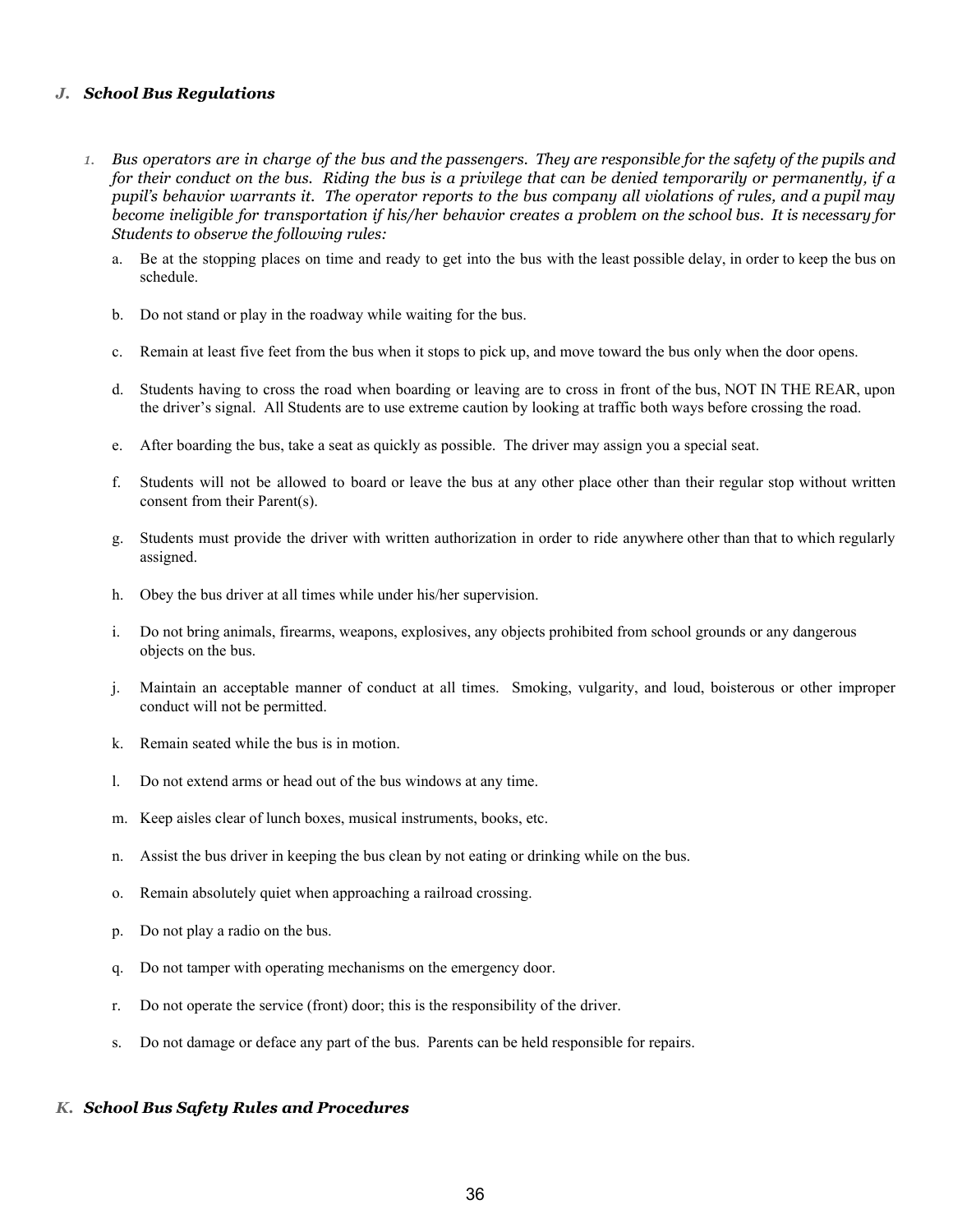### *J. School Bus Regulations*

1. *Bus operators are in charge of the bus and the passengers. They are responsible for the safety of the pupils and for their conduct on the bus. Riding the bus is a privilege that can be denied temporarily or permanently, if a pupil's behavior warrants it. The operator reports to the bus company all violations of rules, and a pupil may become ineligible for transportation if his/her behavior creates a problem on the school bus. It is necessary for Students to observe the following rules:*

   a. Be at the stopping places on time and ready to get into the bus with the least possible delay, in order to keep the bus on schedule.

   b. Do not stand or play in the roadway while waiting for the bus.

   c. Remain at least five feet from the bus when it stops to pick up, and move toward the bus only when the door opens.

   d. Students having to cross the road when boarding or leaving are to cross in front of the bus, NOT IN THE REAR, upon the driver's signal. All Students are to use extreme caution by looking at traffic both ways before crossing the road.

   e. After boarding the bus, take a seat as quickly as possible. The driver may assign you a special seat.

   f. Students will not be allowed to board or leave the bus at any other place other than their regular stop without written consent from their Parent(s).

   g. Students must provide the driver with written authorization in order to ride anywhere other than that to which regularly assigned.

   h. Obey the bus driver at all times while under his/her supervision.

   i. Do not bring animals, firearms, weapons, explosives, any objects prohibited from school grounds or any dangerous objects on the bus.

   j. Maintain an acceptable manner of conduct at all times. Smoking, vulgarity, and loud, boisterous or other improper conduct will not be permitted.

   k. Remain seated while the bus is in motion.

   l. Do not extend arms or head out of the bus windows at any time.

   m. Keep aisles clear of lunch boxes, musical instruments, books, etc.

   n. Assist the bus driver in keeping the bus clean by not eating or drinking while on the bus.

   o. Remain absolutely quiet when approaching a railroad crossing.

   p. Do not play a radio on the bus.

   q. Do not tamper with operating mechanisms on the emergency door.

   r. Do not operate the service (front) door; this is the responsibility of the driver.

   s. Do not damage or deface any part of the bus. Parents can be held responsible for repairs.

### *K. School Bus Safety Rules and Procedures*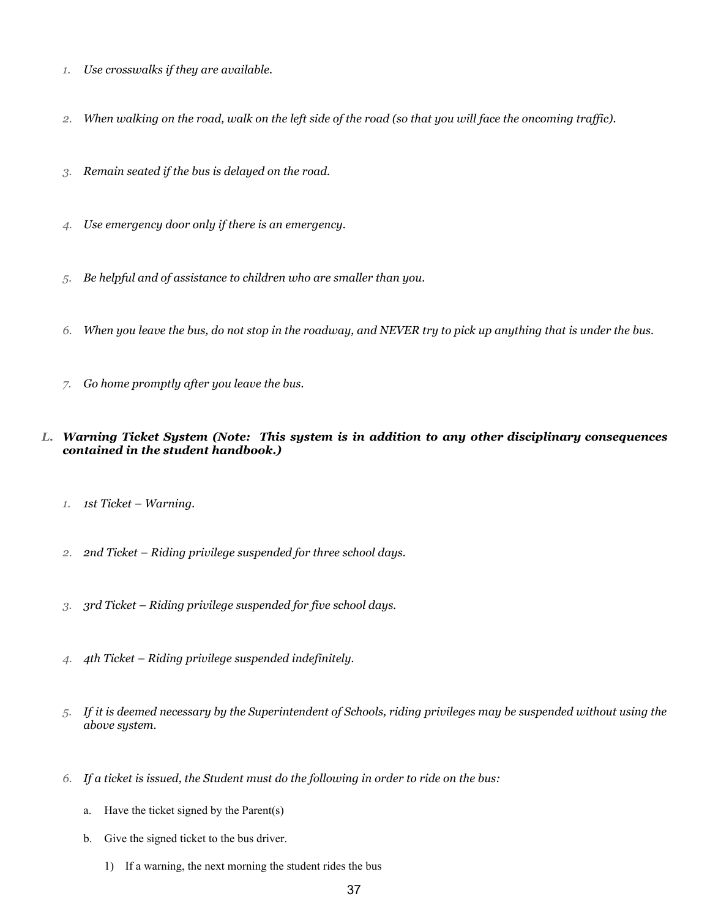1. *Use crosswalks if they are available.*

2. *When walking on the road, walk on the left side of the road (so that you will face the oncoming traffic).*

3. *Remain seated if the bus is delayed on the road.*

4. *Use emergency door only if there is an emergency.*

5. *Be helpful and of assistance to children who are smaller than you.*

6. *When you leave the bus, do not stop in the roadway, and NEVER try to pick up anything that is under the bus.*

7. *Go home promptly after you leave the bus.*

**L. *Warning Ticket System (Note: This system is in addition to any other disciplinary consequences contained in the student handbook.)***

1. *1st Ticket – Warning.*

2. *2nd Ticket – Riding privilege suspended for three school days.*

3. *3rd Ticket – Riding privilege suspended for five school days.*

4. *4th Ticket – Riding privilege suspended indefinitely.*

5. *If it is deemed necessary by the Superintendent of Schools, riding privileges may be suspended without using the above system.*

6. *If a ticket is issued, the Student must do the following in order to ride on the bus:*

   a. Have the ticket signed by the Parent(s)

   b. Give the signed ticket to the bus driver.

      1) If a warning, the next morning the student rides the bus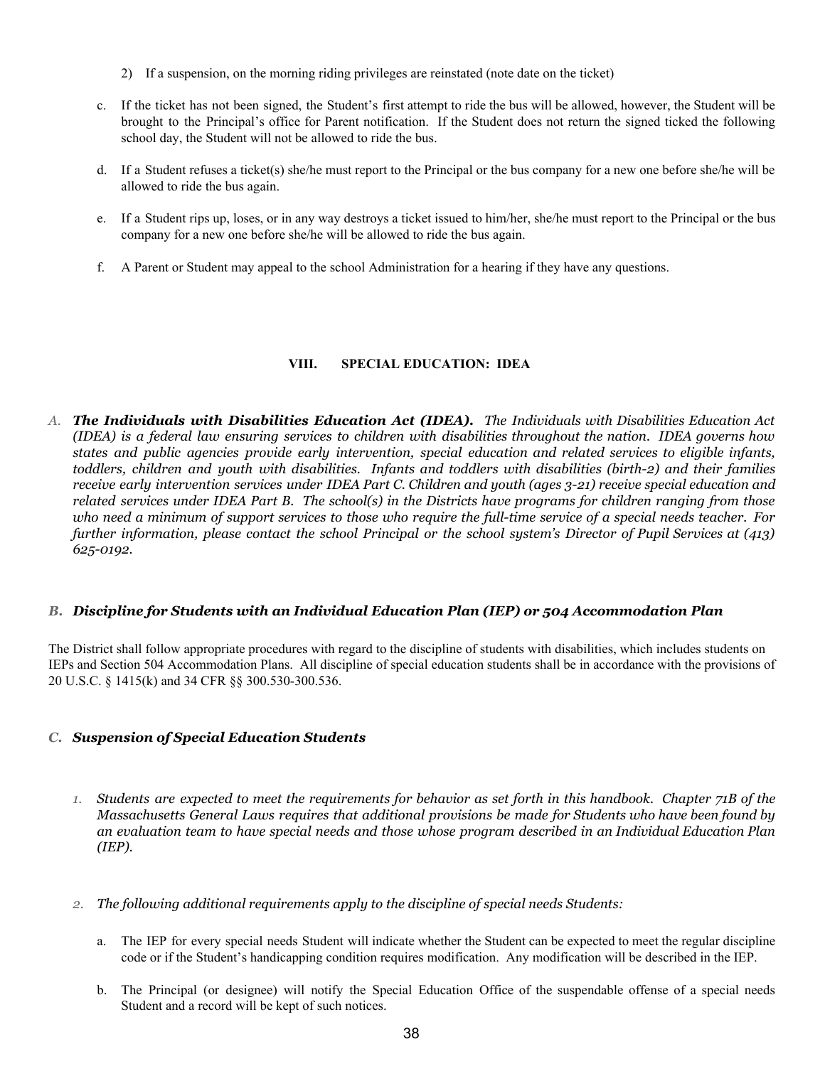2) If a suspension, on the morning riding privileges are reinstated (note date on the ticket)

c. If the ticket has not been signed, the Student's first attempt to ride the bus will be allowed, however, the Student will be brought to the Principal's office for Parent notification. If the Student does not return the signed ticked the following school day, the Student will not be allowed to ride the bus.

d. If a Student refuses a ticket(s) she/he must report to the Principal or the bus company for a new one before she/he will be allowed to ride the bus again.

e. If a Student rips up, loses, or in any way destroys a ticket issued to him/her, she/he must report to the Principal or the bus company for a new one before she/he will be allowed to ride the bus again.

f. A Parent or Student may appeal to the school Administration for a hearing if they have any questions.

## VIII. SPECIAL EDUCATION: IDEA

*A.* ***The Individuals with Disabilities Education Act (IDEA).*** *The Individuals with Disabilities Education Act (IDEA) is a federal law ensuring services to children with disabilities throughout the nation. IDEA governs how states and public agencies provide early intervention, special education and related services to eligible infants, toddlers, children and youth with disabilities. Infants and toddlers with disabilities (birth-2) and their families receive early intervention services under IDEA Part C. Children and youth (ages 3-21) receive special education and related services under IDEA Part B. The school(s) in the Districts have programs for children ranging from those who need a minimum of support services to those who require the full-time service of a special needs teacher. For further information, please contact the school Principal or the school system's Director of Pupil Services at (413) 625-0192.*

### *B. Discipline for Students with an Individual Education Plan (IEP) or 504 Accommodation Plan*

The District shall follow appropriate procedures with regard to the discipline of students with disabilities, which includes students on IEPs and Section 504 Accommodation Plans. All discipline of special education students shall be in accordance with the provisions of 20 U.S.C. § 1415(k) and 34 CFR §§ 300.530-300.536.

### *C. Suspension of Special Education Students*

*1. Students are expected to meet the requirements for behavior as set forth in this handbook. Chapter 71B of the Massachusetts General Laws requires that additional provisions be made for Students who have been found by an evaluation team to have special needs and those whose program described in an Individual Education Plan (IEP).*

*2. The following additional requirements apply to the discipline of special needs Students:*

a. The IEP for every special needs Student will indicate whether the Student can be expected to meet the regular discipline code or if the Student's handicapping condition requires modification. Any modification will be described in the IEP.

b. The Principal (or designee) will notify the Special Education Office of the suspendable offense of a special needs Student and a record will be kept of such notices.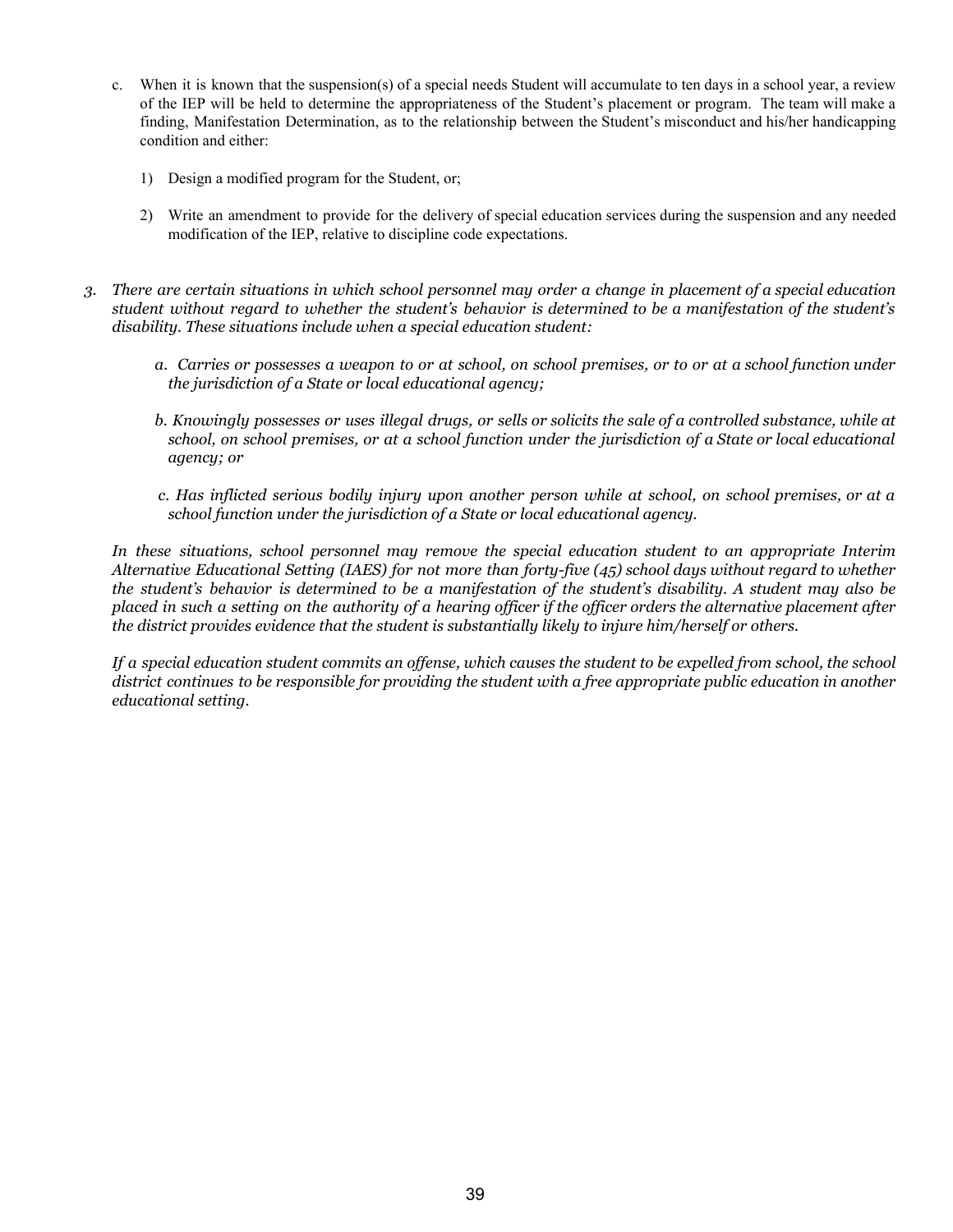c. When it is known that the suspension(s) of a special needs Student will accumulate to ten days in a school year, a review of the IEP will be held to determine the appropriateness of the Student's placement or program. The team will make a finding, Manifestation Determination, as to the relationship between the Student's misconduct and his/her handicapping condition and either:

   1) Design a modified program for the Student, or;

   2) Write an amendment to provide for the delivery of special education services during the suspension and any needed modification of the IEP, relative to discipline code expectations.

3. *There are certain situations in which school personnel may order a change in placement of a special education student without regard to whether the student's behavior is determined to be a manifestation of the student's disability. These situations include when a special education student:*

   *a. Carries or possesses a weapon to or at school, on school premises, or to or at a school function under the jurisdiction of a State or local educational agency;*

   *b. Knowingly possesses or uses illegal drugs, or sells or solicits the sale of a controlled substance, while at school, on school premises, or at a school function under the jurisdiction of a State or local educational agency; or*

   *c. Has inflicted serious bodily injury upon another person while at school, on school premises, or at a school function under the jurisdiction of a State or local educational agency.*

   *In these situations, school personnel may remove the special education student to an appropriate Interim Alternative Educational Setting (IAES) for not more than forty-five (45) school days without regard to whether the student's behavior is determined to be a manifestation of the student's disability. A student may also be placed in such a setting on the authority of a hearing officer if the officer orders the alternative placement after the district provides evidence that the student is substantially likely to injure him/herself or others.*

   *If a special education student commits an offense, which causes the student to be expelled from school, the school district continues to be responsible for providing the student with a free appropriate public education in another educational setting.*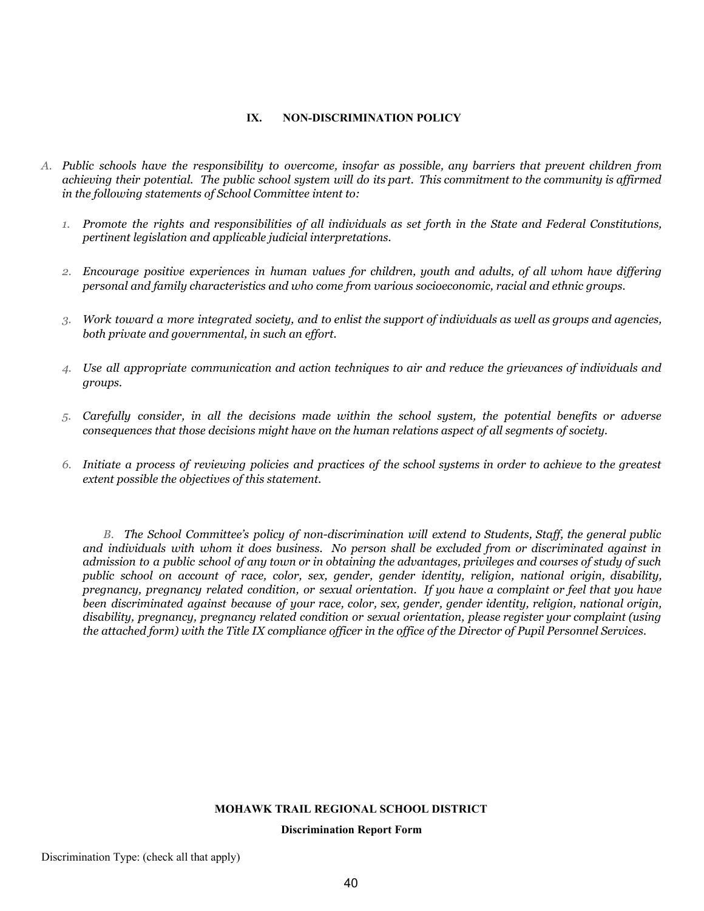## IX. NON-DISCRIMINATION POLICY

A. *Public schools have the responsibility to overcome, insofar as possible, any barriers that prevent children from achieving their potential. The public school system will do its part. This commitment to the community is affirmed in the following statements of School Committee intent to:*

1. *Promote the rights and responsibilities of all individuals as set forth in the State and Federal Constitutions, pertinent legislation and applicable judicial interpretations.*

2. *Encourage positive experiences in human values for children, youth and adults, of all whom have differing personal and family characteristics and who come from various socioeconomic, racial and ethnic groups.*

3. *Work toward a more integrated society, and to enlist the support of individuals as well as groups and agencies, both private and governmental, in such an effort.*

4. *Use all appropriate communication and action techniques to air and reduce the grievances of individuals and groups.*

5. *Carefully consider, in all the decisions made within the school system, the potential benefits or adverse consequences that those decisions might have on the human relations aspect of all segments of society.*

6. *Initiate a process of reviewing policies and practices of the school systems in order to achieve to the greatest extent possible the objectives of this statement.*

B. *The School Committee's policy of non-discrimination will extend to Students, Staff, the general public and individuals with whom it does business. No person shall be excluded from or discriminated against in admission to a public school of any town or in obtaining the advantages, privileges and courses of study of such public school on account of race, color, sex, gender, gender identity, religion, national origin, disability, pregnancy, pregnancy related condition, or sexual orientation. If you have a complaint or feel that you have been discriminated against because of your race, color, sex, gender, gender identity, religion, national origin, disability, pregnancy, pregnancy related condition or sexual orientation, please register your complaint (using the attached form) with the Title IX compliance officer in the office of the Director of Pupil Personnel Services.*

**MOHAWK TRAIL REGIONAL SCHOOL DISTRICT**

**Discrimination Report Form**

Discrimination Type: (check all that apply)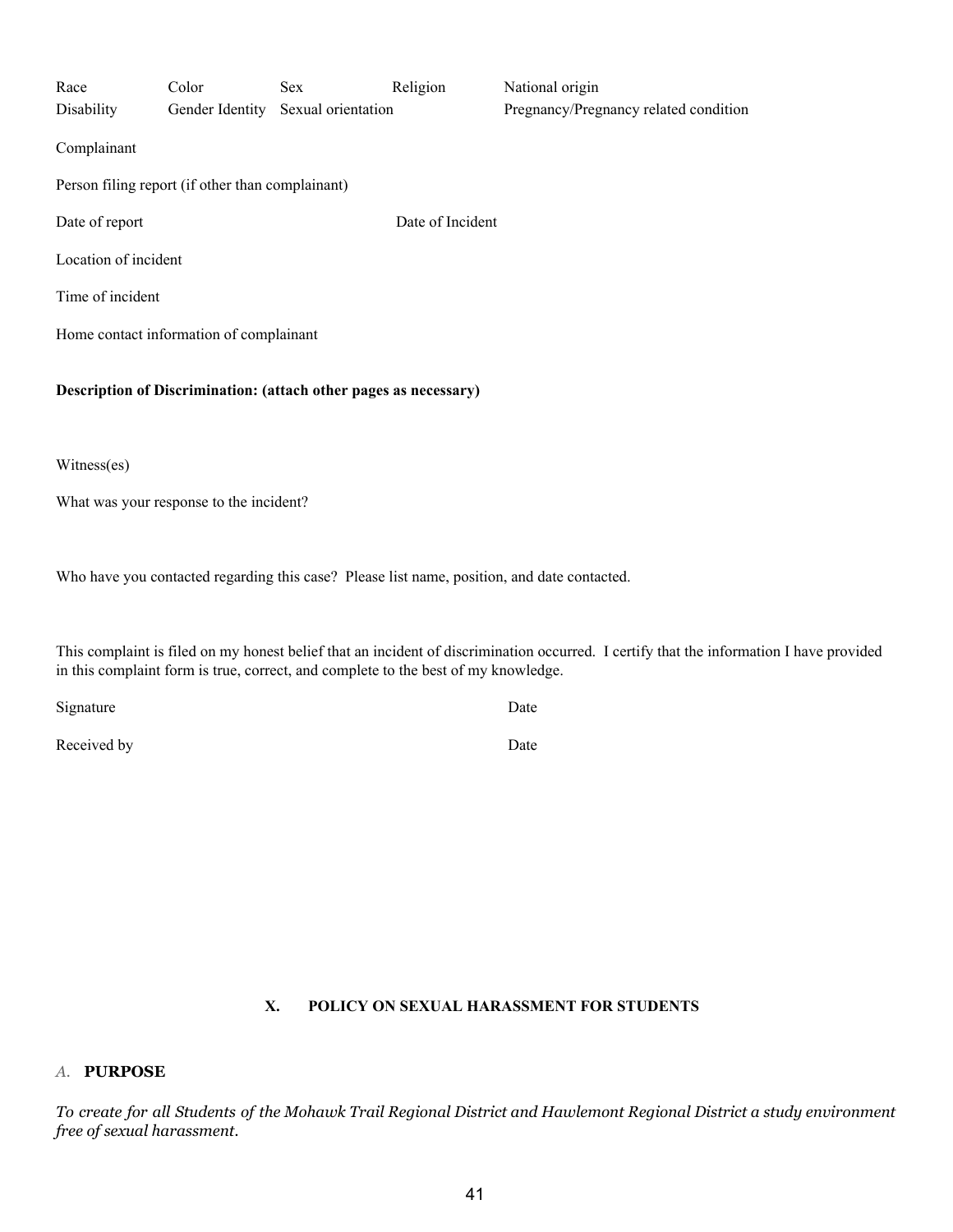Race Color Sex Religion National origin
Disability Gender Identity Sexual orientation Pregnancy/Pregnancy related condition

Complainant

Person filing report (if other than complainant)

Date of report Date of Incident

Location of incident

Time of incident

Home contact information of complainant

**Description of Discrimination: (attach other pages as necessary)**

Witness(es)

What was your response to the incident?

Who have you contacted regarding this case? Please list name, position, and date contacted.

This complaint is filed on my honest belief that an incident of discrimination occurred. I certify that the information I have provided in this complaint form is true, correct, and complete to the best of my knowledge.

Signature Date

Received by Date

## X. POLICY ON SEXUAL HARASSMENT FOR STUDENTS

### *A.* PURPOSE

*To create for all Students of the Mohawk Trail Regional District and Hawlemont Regional District a study environment free of sexual harassment.*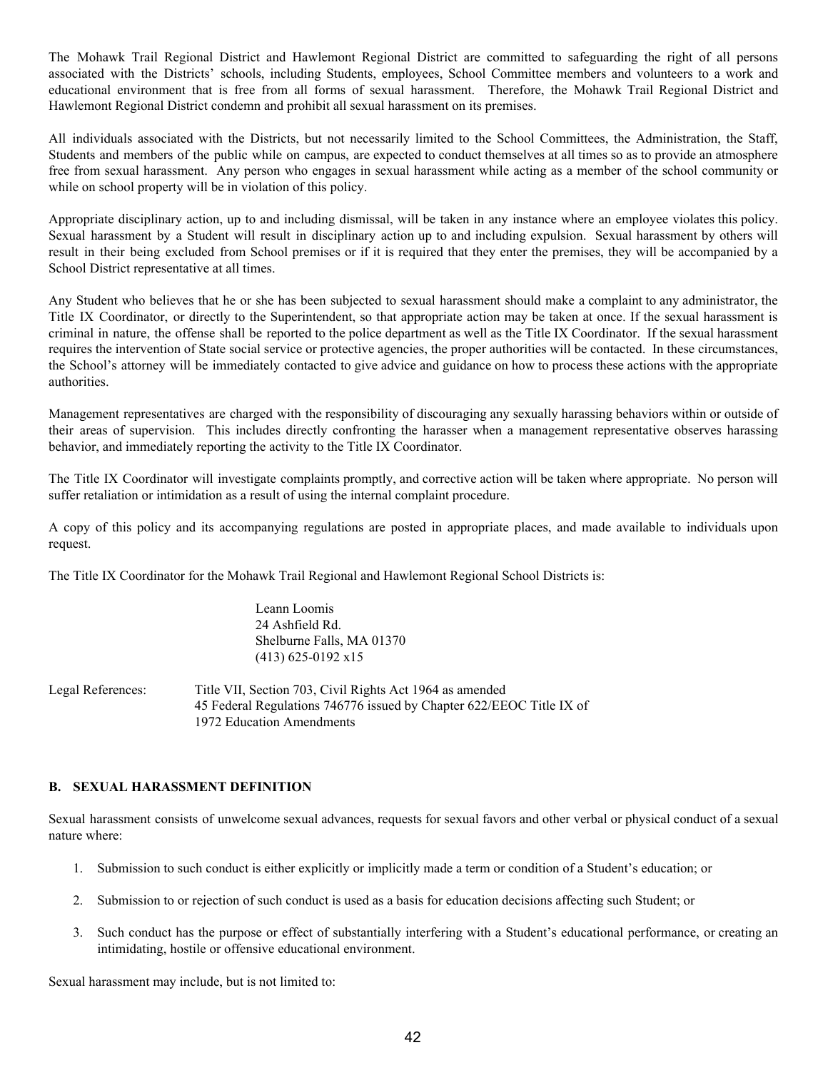The Mohawk Trail Regional District and Hawlemont Regional District are committed to safeguarding the right of all persons associated with the Districts' schools, including Students, employees, School Committee members and volunteers to a work and educational environment that is free from all forms of sexual harassment. Therefore, the Mohawk Trail Regional District and Hawlemont Regional District condemn and prohibit all sexual harassment on its premises.

All individuals associated with the Districts, but not necessarily limited to the School Committees, the Administration, the Staff, Students and members of the public while on campus, are expected to conduct themselves at all times so as to provide an atmosphere free from sexual harassment. Any person who engages in sexual harassment while acting as a member of the school community or while on school property will be in violation of this policy.

Appropriate disciplinary action, up to and including dismissal, will be taken in any instance where an employee violates this policy. Sexual harassment by a Student will result in disciplinary action up to and including expulsion. Sexual harassment by others will result in their being excluded from School premises or if it is required that they enter the premises, they will be accompanied by a School District representative at all times.

Any Student who believes that he or she has been subjected to sexual harassment should make a complaint to any administrator, the Title IX Coordinator, or directly to the Superintendent, so that appropriate action may be taken at once. If the sexual harassment is criminal in nature, the offense shall be reported to the police department as well as the Title IX Coordinator. If the sexual harassment requires the intervention of State social service or protective agencies, the proper authorities will be contacted. In these circumstances, the School's attorney will be immediately contacted to give advice and guidance on how to process these actions with the appropriate authorities.

Management representatives are charged with the responsibility of discouraging any sexually harassing behaviors within or outside of their areas of supervision. This includes directly confronting the harasser when a management representative observes harassing behavior, and immediately reporting the activity to the Title IX Coordinator.

The Title IX Coordinator will investigate complaints promptly, and corrective action will be taken where appropriate. No person will suffer retaliation or intimidation as a result of using the internal complaint procedure.

A copy of this policy and its accompanying regulations are posted in appropriate places, and made available to individuals upon request.

The Title IX Coordinator for the Mohawk Trail Regional and Hawlemont Regional School Districts is:

Leann Loomis
24 Ashfield Rd.
Shelburne Falls, MA 01370
(413) 625-0192 x15

Legal References: Title VII, Section 703, Civil Rights Act 1964 as amended
45 Federal Regulations 746776 issued by Chapter 622/EEOC Title IX of 1972 Education Amendments

#### B. SEXUAL HARASSMENT DEFINITION

Sexual harassment consists of unwelcome sexual advances, requests for sexual favors and other verbal or physical conduct of a sexual nature where:

1. Submission to such conduct is either explicitly or implicitly made a term or condition of a Student's education; or
2. Submission to or rejection of such conduct is used as a basis for education decisions affecting such Student; or
3. Such conduct has the purpose or effect of substantially interfering with a Student's educational performance, or creating an intimidating, hostile or offensive educational environment.

Sexual harassment may include, but is not limited to: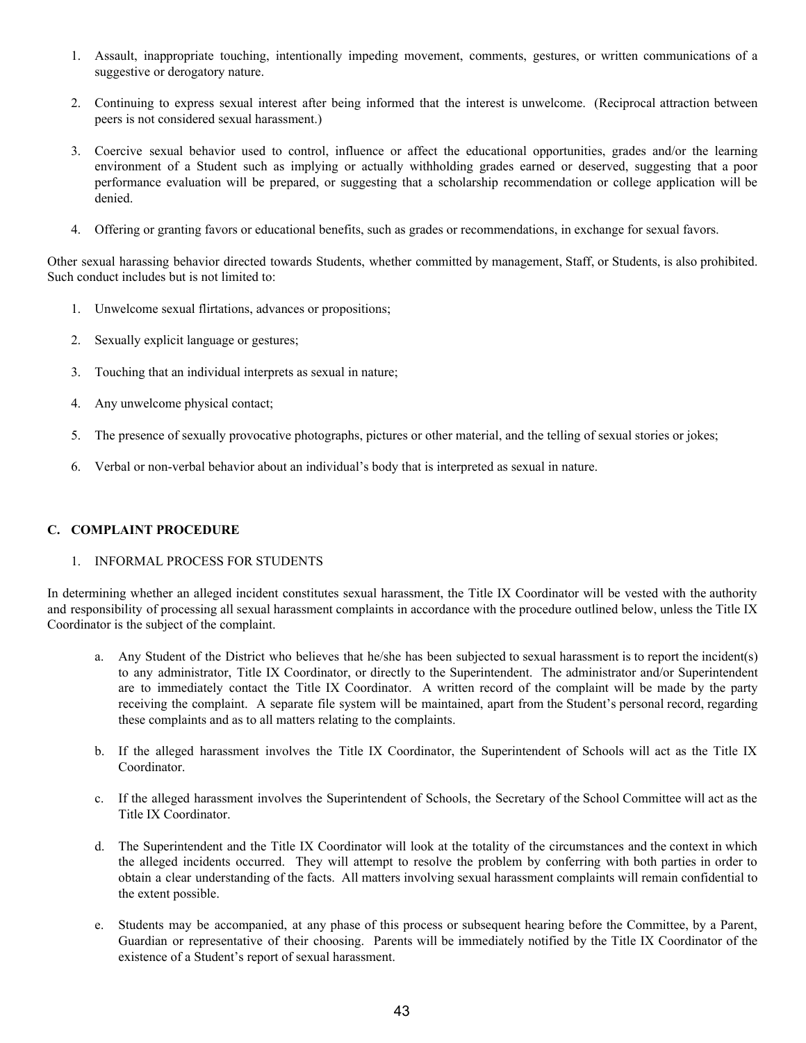1. Assault, inappropriate touching, intentionally impeding movement, comments, gestures, or written communications of a suggestive or derogatory nature.

2. Continuing to express sexual interest after being informed that the interest is unwelcome. (Reciprocal attraction between peers is not considered sexual harassment.)

3. Coercive sexual behavior used to control, influence or affect the educational opportunities, grades and/or the learning environment of a Student such as implying or actually withholding grades earned or deserved, suggesting that a poor performance evaluation will be prepared, or suggesting that a scholarship recommendation or college application will be denied.

4. Offering or granting favors or educational benefits, such as grades or recommendations, in exchange for sexual favors.

Other sexual harassing behavior directed towards Students, whether committed by management, Staff, or Students, is also prohibited. Such conduct includes but is not limited to:

1. Unwelcome sexual flirtations, advances or propositions;

2. Sexually explicit language or gestures;

3. Touching that an individual interprets as sexual in nature;

4. Any unwelcome physical contact;

5. The presence of sexually provocative photographs, pictures or other material, and the telling of sexual stories or jokes;

6. Verbal or non-verbal behavior about an individual's body that is interpreted as sexual in nature.

**C. COMPLAINT PROCEDURE**

1. INFORMAL PROCESS FOR STUDENTS

In determining whether an alleged incident constitutes sexual harassment, the Title IX Coordinator will be vested with the authority and responsibility of processing all sexual harassment complaints in accordance with the procedure outlined below, unless the Title IX Coordinator is the subject of the complaint.

a. Any Student of the District who believes that he/she has been subjected to sexual harassment is to report the incident(s) to any administrator, Title IX Coordinator, or directly to the Superintendent. The administrator and/or Superintendent are to immediately contact the Title IX Coordinator. A written record of the complaint will be made by the party receiving the complaint. A separate file system will be maintained, apart from the Student's personal record, regarding these complaints and as to all matters relating to the complaints.

b. If the alleged harassment involves the Title IX Coordinator, the Superintendent of Schools will act as the Title IX Coordinator.

c. If the alleged harassment involves the Superintendent of Schools, the Secretary of the School Committee will act as the Title IX Coordinator.

d. The Superintendent and the Title IX Coordinator will look at the totality of the circumstances and the context in which the alleged incidents occurred. They will attempt to resolve the problem by conferring with both parties in order to obtain a clear understanding of the facts. All matters involving sexual harassment complaints will remain confidential to the extent possible.

e. Students may be accompanied, at any phase of this process or subsequent hearing before the Committee, by a Parent, Guardian or representative of their choosing. Parents will be immediately notified by the Title IX Coordinator of the existence of a Student's report of sexual harassment.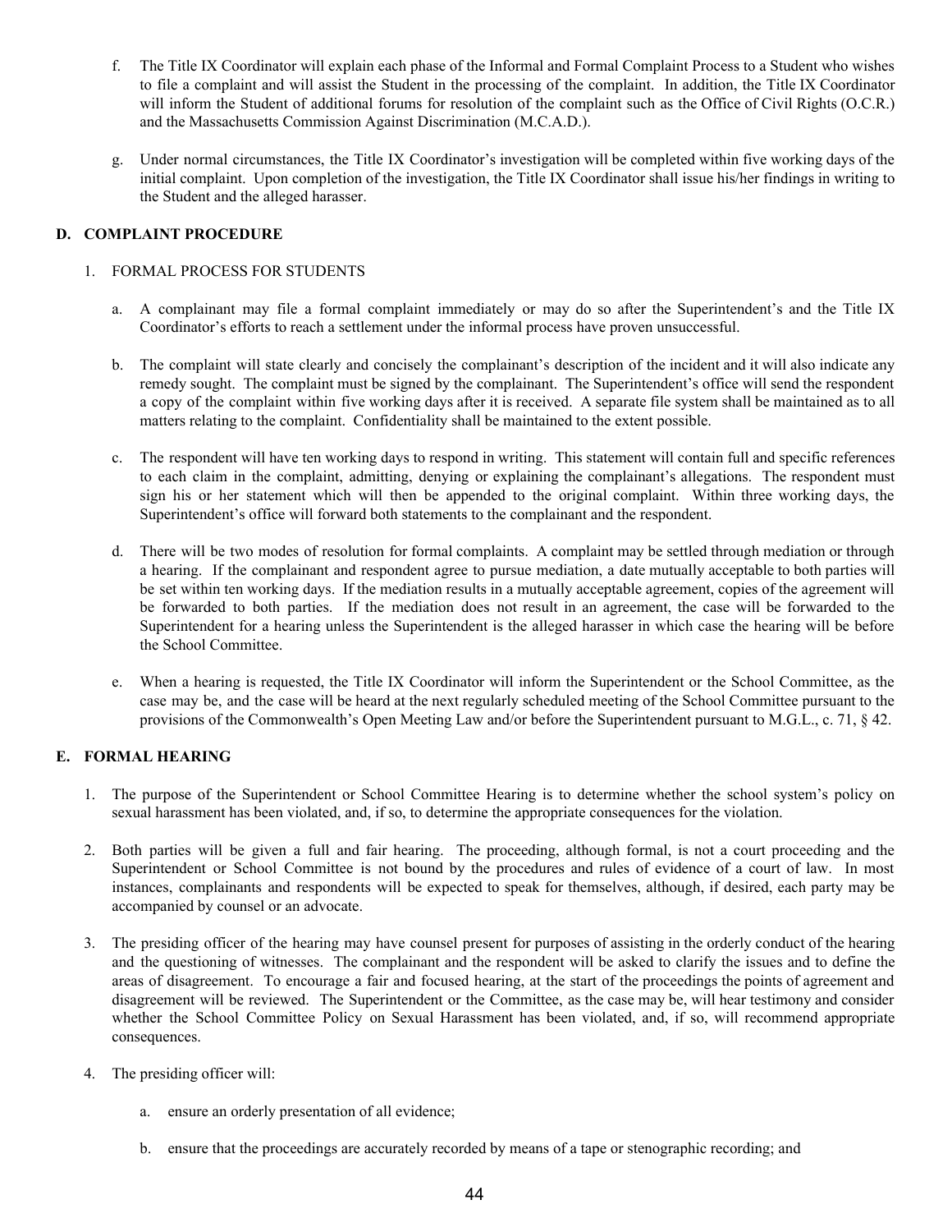f. The Title IX Coordinator will explain each phase of the Informal and Formal Complaint Process to a Student who wishes to file a complaint and will assist the Student in the processing of the complaint. In addition, the Title IX Coordinator will inform the Student of additional forums for resolution of the complaint such as the Office of Civil Rights (O.C.R.) and the Massachusetts Commission Against Discrimination (M.C.A.D.).

g. Under normal circumstances, the Title IX Coordinator's investigation will be completed within five working days of the initial complaint. Upon completion of the investigation, the Title IX Coordinator shall issue his/her findings in writing to the Student and the alleged harasser.

## D. COMPLAINT PROCEDURE

1. FORMAL PROCESS FOR STUDENTS

a. A complainant may file a formal complaint immediately or may do so after the Superintendent's and the Title IX Coordinator's efforts to reach a settlement under the informal process have proven unsuccessful.

b. The complaint will state clearly and concisely the complainant's description of the incident and it will also indicate any remedy sought. The complaint must be signed by the complainant. The Superintendent's office will send the respondent a copy of the complaint within five working days after it is received. A separate file system shall be maintained as to all matters relating to the complaint. Confidentiality shall be maintained to the extent possible.

c. The respondent will have ten working days to respond in writing. This statement will contain full and specific references to each claim in the complaint, admitting, denying or explaining the complainant's allegations. The respondent must sign his or her statement which will then be appended to the original complaint. Within three working days, the Superintendent's office will forward both statements to the complainant and the respondent.

d. There will be two modes of resolution for formal complaints. A complaint may be settled through mediation or through a hearing. If the complainant and respondent agree to pursue mediation, a date mutually acceptable to both parties will be set within ten working days. If the mediation results in a mutually acceptable agreement, copies of the agreement will be forwarded to both parties. If the mediation does not result in an agreement, the case will be forwarded to the Superintendent for a hearing unless the Superintendent is the alleged harasser in which case the hearing will be before the School Committee.

e. When a hearing is requested, the Title IX Coordinator will inform the Superintendent or the School Committee, as the case may be, and the case will be heard at the next regularly scheduled meeting of the School Committee pursuant to the provisions of the Commonwealth's Open Meeting Law and/or before the Superintendent pursuant to M.G.L., c. 71, § 42.

## E. FORMAL HEARING

1. The purpose of the Superintendent or School Committee Hearing is to determine whether the school system's policy on sexual harassment has been violated, and, if so, to determine the appropriate consequences for the violation.

2. Both parties will be given a full and fair hearing. The proceeding, although formal, is not a court proceeding and the Superintendent or School Committee is not bound by the procedures and rules of evidence of a court of law. In most instances, complainants and respondents will be expected to speak for themselves, although, if desired, each party may be accompanied by counsel or an advocate.

3. The presiding officer of the hearing may have counsel present for purposes of assisting in the orderly conduct of the hearing and the questioning of witnesses. The complainant and the respondent will be asked to clarify the issues and to define the areas of disagreement. To encourage a fair and focused hearing, at the start of the proceedings the points of agreement and disagreement will be reviewed. The Superintendent or the Committee, as the case may be, will hear testimony and consider whether the School Committee Policy on Sexual Harassment has been violated, and, if so, will recommend appropriate consequences.

4. The presiding officer will:

   a. ensure an orderly presentation of all evidence;

   b. ensure that the proceedings are accurately recorded by means of a tape or stenographic recording; and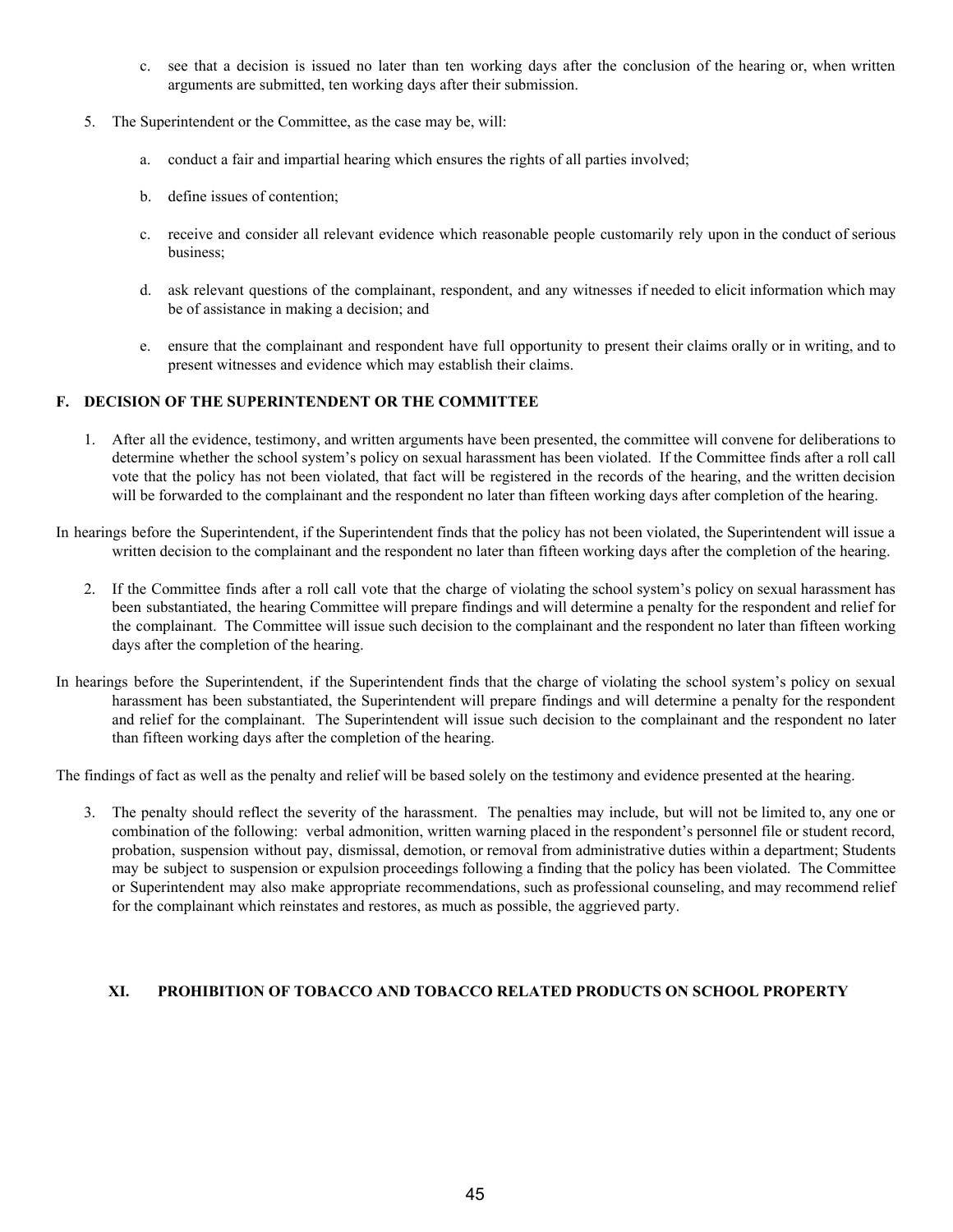c. see that a decision is issued no later than ten working days after the conclusion of the hearing or, when written arguments are submitted, ten working days after their submission.

5. The Superintendent or the Committee, as the case may be, will:

   a. conduct a fair and impartial hearing which ensures the rights of all parties involved;

   b. define issues of contention;

   c. receive and consider all relevant evidence which reasonable people customarily rely upon in the conduct of serious business;

   d. ask relevant questions of the complainant, respondent, and any witnesses if needed to elicit information which may be of assistance in making a decision; and

   e. ensure that the complainant and respondent have full opportunity to present their claims orally or in writing, and to present witnesses and evidence which may establish their claims.

### F. DECISION OF THE SUPERINTENDENT OR THE COMMITTEE

1. After all the evidence, testimony, and written arguments have been presented, the committee will convene for deliberations to determine whether the school system's policy on sexual harassment has been violated. If the Committee finds after a roll call vote that the policy has not been violated, that fact will be registered in the records of the hearing, and the written decision will be forwarded to the complainant and the respondent no later than fifteen working days after completion of the hearing.

In hearings before the Superintendent, if the Superintendent finds that the policy has not been violated, the Superintendent will issue a written decision to the complainant and the respondent no later than fifteen working days after the completion of the hearing.

2. If the Committee finds after a roll call vote that the charge of violating the school system's policy on sexual harassment has been substantiated, the hearing Committee will prepare findings and will determine a penalty for the respondent and relief for the complainant. The Committee will issue such decision to the complainant and the respondent no later than fifteen working days after the completion of the hearing.

In hearings before the Superintendent, if the Superintendent finds that the charge of violating the school system's policy on sexual harassment has been substantiated, the Superintendent will prepare findings and will determine a penalty for the respondent and relief for the complainant. The Superintendent will issue such decision to the complainant and the respondent no later than fifteen working days after the completion of the hearing.

The findings of fact as well as the penalty and relief will be based solely on the testimony and evidence presented at the hearing.

3. The penalty should reflect the severity of the harassment. The penalties may include, but will not be limited to, any one or combination of the following: verbal admonition, written warning placed in the respondent's personnel file or student record, probation, suspension without pay, dismissal, demotion, or removal from administrative duties within a department; Students may be subject to suspension or expulsion proceedings following a finding that the policy has been violated. The Committee or Superintendent may also make appropriate recommendations, such as professional counseling, and may recommend relief for the complainant which reinstates and restores, as much as possible, the aggrieved party.

## XI. PROHIBITION OF TOBACCO AND TOBACCO RELATED PRODUCTS ON SCHOOL PROPERTY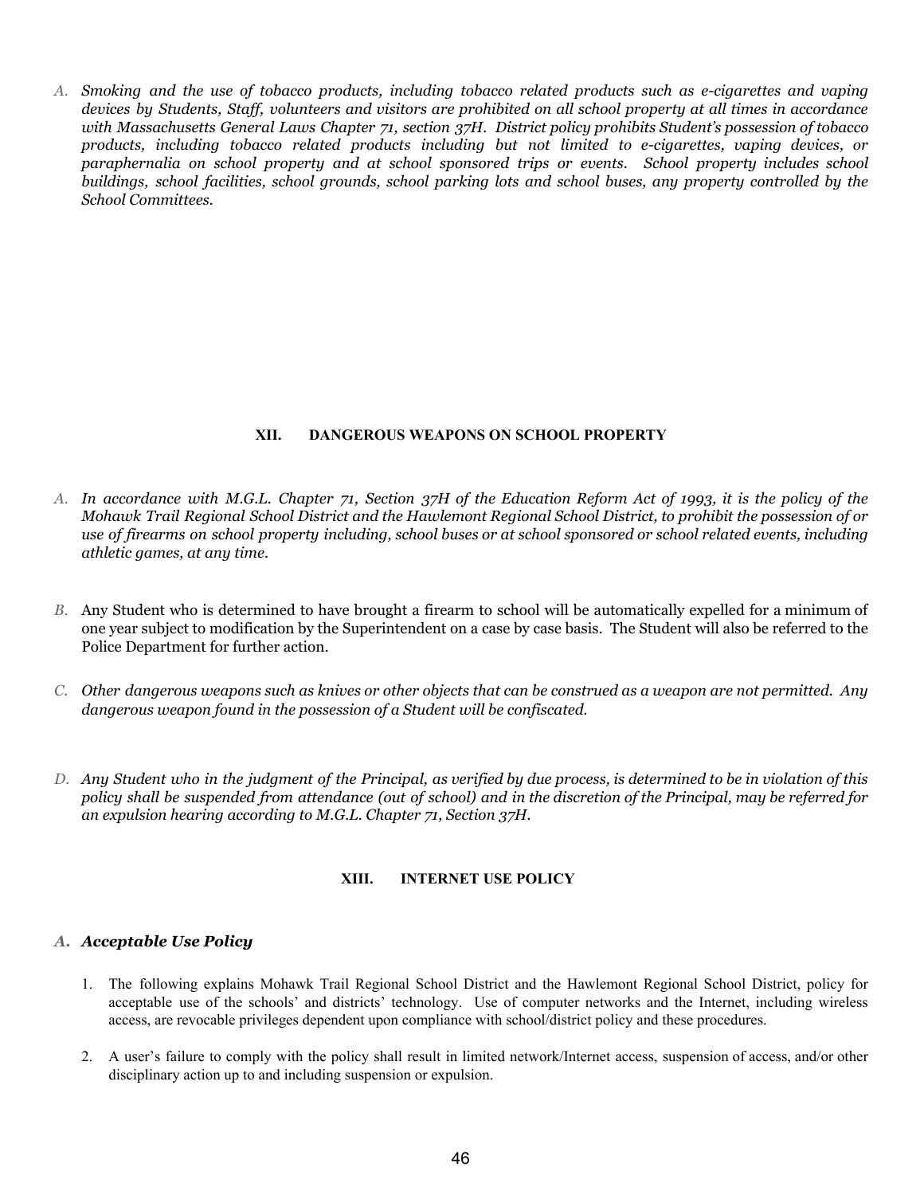A. *Smoking and the use of tobacco products, including tobacco related products such as e-cigarettes and vaping devices by Students, Staff, volunteers and visitors are prohibited on all school property at all times in accordance with Massachusetts General Laws Chapter 71, section 37H. District policy prohibits Student's possession of tobacco products, including tobacco related products including but not limited to e-cigarettes, vaping devices, or paraphernalia on school property and at school sponsored trips or events. School property includes school buildings, school facilities, school grounds, school parking lots and school buses, any property controlled by the School Committees.*

## XII. DANGEROUS WEAPONS ON SCHOOL PROPERTY

A. *In accordance with M.G.L. Chapter 71, Section 37H of the Education Reform Act of 1993, it is the policy of the Mohawk Trail Regional School District and the Hawlemont Regional School District, to prohibit the possession of or use of firearms on school property including, school buses or at school sponsored or school related events, including athletic games, at any time.*

B. Any Student who is determined to have brought a firearm to school will be automatically expelled for a minimum of one year subject to modification by the Superintendent on a case by case basis. The Student will also be referred to the Police Department for further action.

C. *Other dangerous weapons such as knives or other objects that can be construed as a weapon are not permitted. Any dangerous weapon found in the possession of a Student will be confiscated.*

D. *Any Student who in the judgment of the Principal, as verified by due process, is determined to be in violation of this policy shall be suspended from attendance (out of school) and in the discretion of the Principal, may be referred for an expulsion hearing according to M.G.L. Chapter 71, Section 37H.*

## XIII. INTERNET USE POLICY

### A. *Acceptable Use Policy*

1. The following explains Mohawk Trail Regional School District and the Hawlemont Regional School District, policy for acceptable use of the schools' and districts' technology. Use of computer networks and the Internet, including wireless access, are revocable privileges dependent upon compliance with school/district policy and these procedures.

2. A user's failure to comply with the policy shall result in limited network/Internet access, suspension of access, and/or other disciplinary action up to and including suspension or expulsion.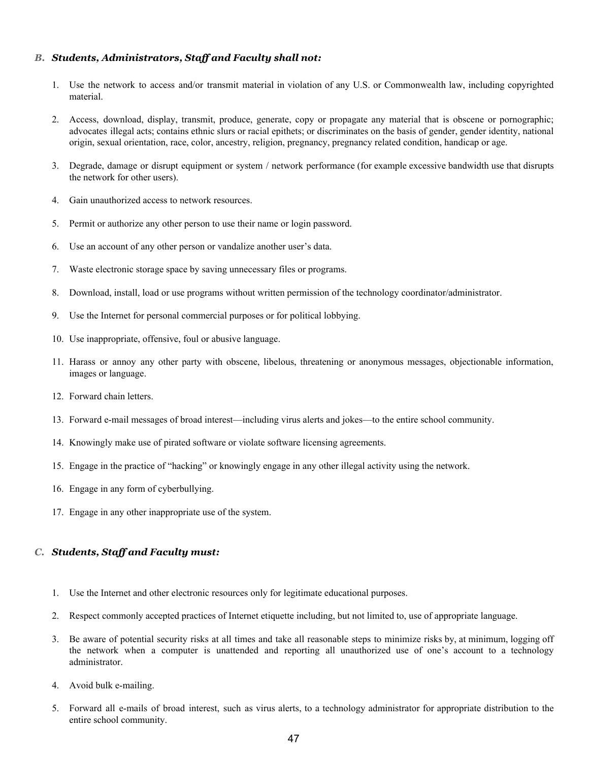### *B. Students, Administrators, Staff and Faculty shall not:*

1. Use the network to access and/or transmit material in violation of any U.S. or Commonwealth law, including copyrighted material.
2. Access, download, display, transmit, produce, generate, copy or propagate any material that is obscene or pornographic; advocates illegal acts; contains ethnic slurs or racial epithets; or discriminates on the basis of gender, gender identity, national origin, sexual orientation, race, color, ancestry, religion, pregnancy, pregnancy related condition, handicap or age.
3. Degrade, damage or disrupt equipment or system / network performance (for example excessive bandwidth use that disrupts the network for other users).
4. Gain unauthorized access to network resources.
5. Permit or authorize any other person to use their name or login password.
6. Use an account of any other person or vandalize another user's data.
7. Waste electronic storage space by saving unnecessary files or programs.
8. Download, install, load or use programs without written permission of the technology coordinator/administrator.
9. Use the Internet for personal commercial purposes or for political lobbying.
10. Use inappropriate, offensive, foul or abusive language.
11. Harass or annoy any other party with obscene, libelous, threatening or anonymous messages, objectionable information, images or language.
12. Forward chain letters.
13. Forward e-mail messages of broad interest—including virus alerts and jokes—to the entire school community.
14. Knowingly make use of pirated software or violate software licensing agreements.
15. Engage in the practice of "hacking" or knowingly engage in any other illegal activity using the network.
16. Engage in any form of cyberbullying.
17. Engage in any other inappropriate use of the system.

### *C. Students, Staff and Faculty must:*

1. Use the Internet and other electronic resources only for legitimate educational purposes.
2. Respect commonly accepted practices of Internet etiquette including, but not limited to, use of appropriate language.
3. Be aware of potential security risks at all times and take all reasonable steps to minimize risks by, at minimum, logging off the network when a computer is unattended and reporting all unauthorized use of one's account to a technology administrator.
4. Avoid bulk e-mailing.
5. Forward all e-mails of broad interest, such as virus alerts, to a technology administrator for appropriate distribution to the entire school community.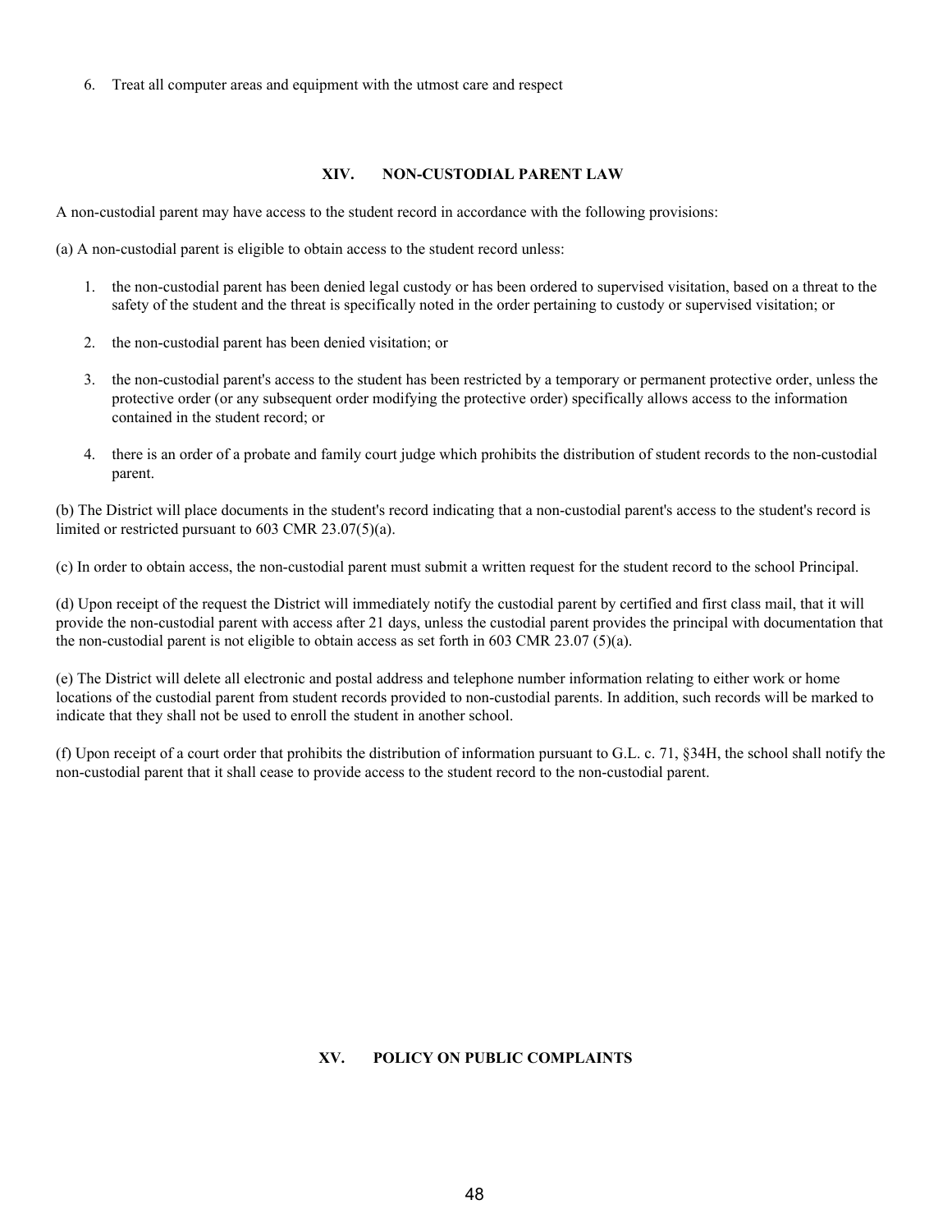6. Treat all computer areas and equipment with the utmost care and respect

## XIV. NON-CUSTODIAL PARENT LAW

A non-custodial parent may have access to the student record in accordance with the following provisions:

(a) A non-custodial parent is eligible to obtain access to the student record unless:

1. the non-custodial parent has been denied legal custody or has been ordered to supervised visitation, based on a threat to the safety of the student and the threat is specifically noted in the order pertaining to custody or supervised visitation; or
2. the non-custodial parent has been denied visitation; or
3. the non-custodial parent's access to the student has been restricted by a temporary or permanent protective order, unless the protective order (or any subsequent order modifying the protective order) specifically allows access to the information contained in the student record; or
4. there is an order of a probate and family court judge which prohibits the distribution of student records to the non-custodial parent.

(b) The District will place documents in the student's record indicating that a non-custodial parent's access to the student's record is limited or restricted pursuant to 603 CMR 23.07(5)(a).

(c) In order to obtain access, the non-custodial parent must submit a written request for the student record to the school Principal.

(d) Upon receipt of the request the District will immediately notify the custodial parent by certified and first class mail, that it will provide the non-custodial parent with access after 21 days, unless the custodial parent provides the principal with documentation that the non-custodial parent is not eligible to obtain access as set forth in 603 CMR 23.07 (5)(a).

(e) The District will delete all electronic and postal address and telephone number information relating to either work or home locations of the custodial parent from student records provided to non-custodial parents. In addition, such records will be marked to indicate that they shall not be used to enroll the student in another school.

(f) Upon receipt of a court order that prohibits the distribution of information pursuant to G.L. c. 71, §34H, the school shall notify the non-custodial parent that it shall cease to provide access to the student record to the non-custodial parent.

## XV. POLICY ON PUBLIC COMPLAINTS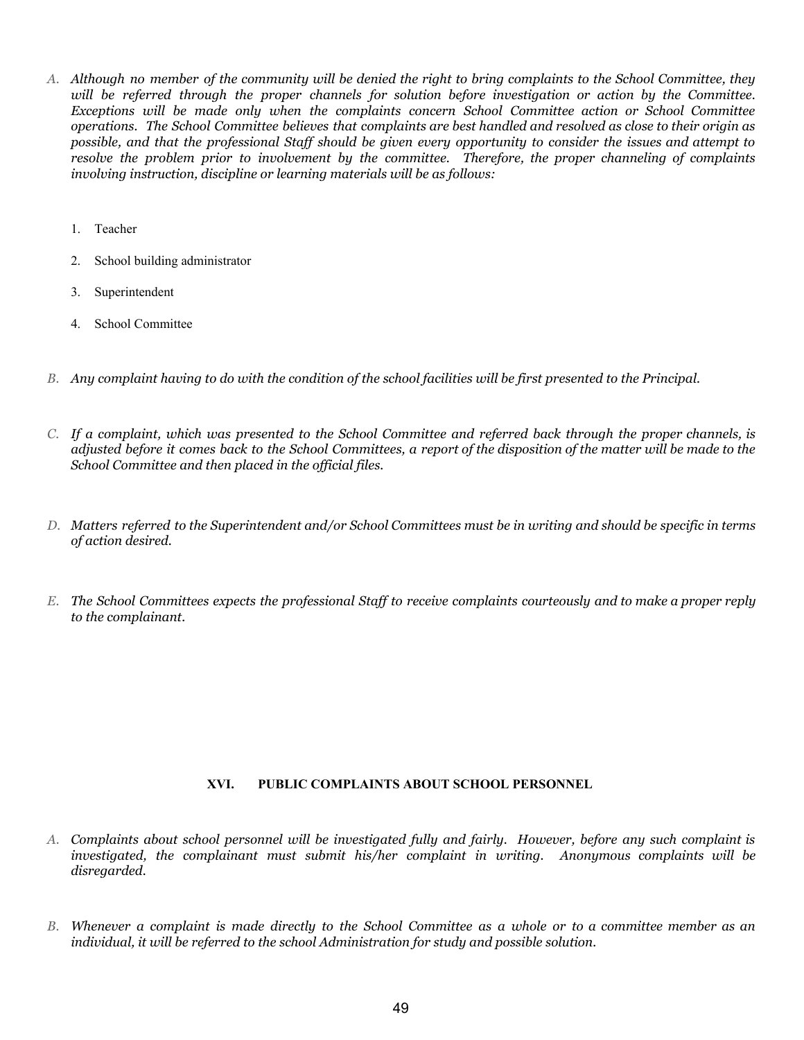A. *Although no member of the community will be denied the right to bring complaints to the School Committee, they will be referred through the proper channels for solution before investigation or action by the Committee. Exceptions will be made only when the complaints concern School Committee action or School Committee operations. The School Committee believes that complaints are best handled and resolved as close to their origin as possible, and that the professional Staff should be given every opportunity to consider the issues and attempt to resolve the problem prior to involvement by the committee. Therefore, the proper channeling of complaints involving instruction, discipline or learning materials will be as follows:*

   1. Teacher
   2. School building administrator
   3. Superintendent
   4. School Committee

B. *Any complaint having to do with the condition of the school facilities will be first presented to the Principal.*

C. *If a complaint, which was presented to the School Committee and referred back through the proper channels, is adjusted before it comes back to the School Committees, a report of the disposition of the matter will be made to the School Committee and then placed in the official files.*

D. *Matters referred to the Superintendent and/or School Committees must be in writing and should be specific in terms of action desired.*

E. *The School Committees expects the professional Staff to receive complaints courteously and to make a proper reply to the complainant.*

## XVI. PUBLIC COMPLAINTS ABOUT SCHOOL PERSONNEL

A. *Complaints about school personnel will be investigated fully and fairly. However, before any such complaint is investigated, the complainant must submit his/her complaint in writing. Anonymous complaints will be disregarded.*

B. *Whenever a complaint is made directly to the School Committee as a whole or to a committee member as an individual, it will be referred to the school Administration for study and possible solution.*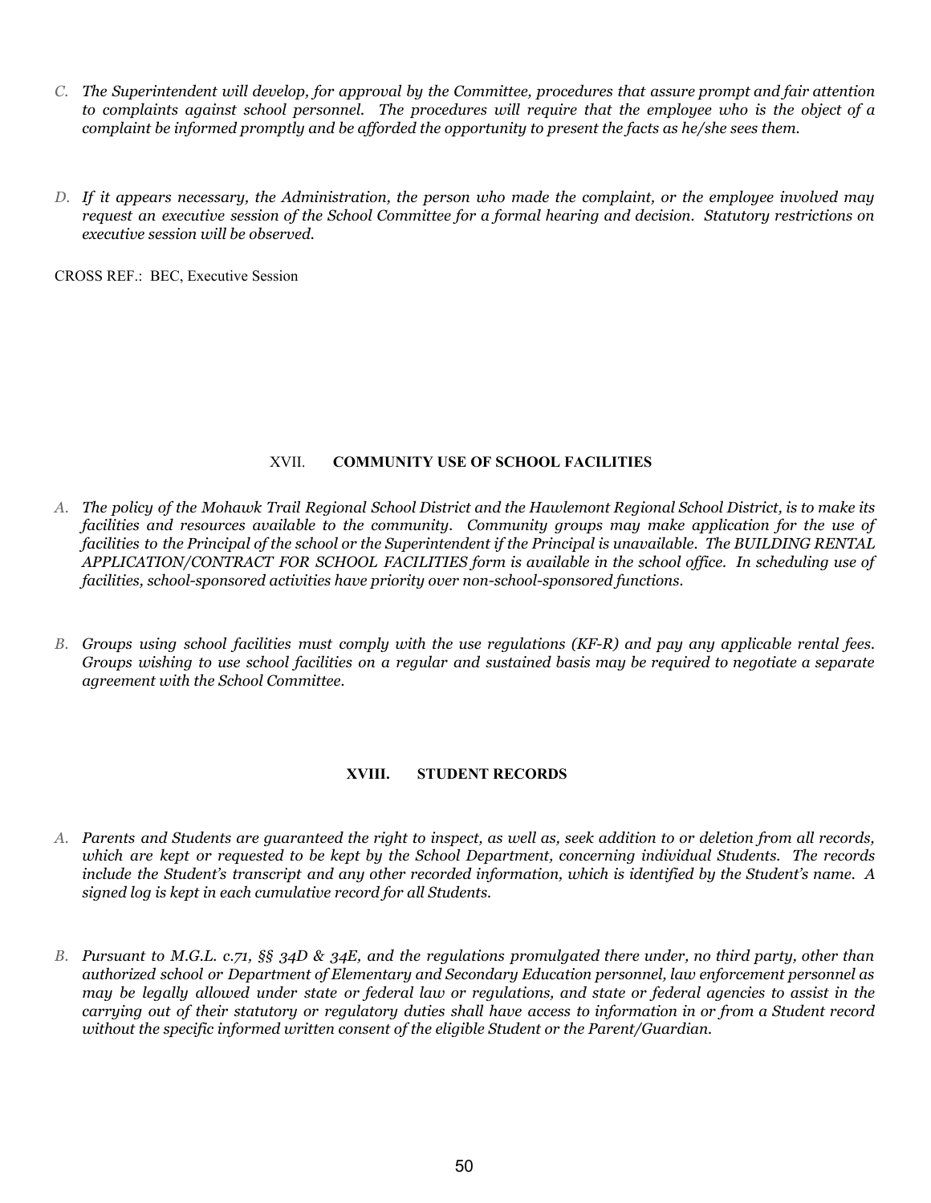C. *The Superintendent will develop, for approval by the Committee, procedures that assure prompt and fair attention to complaints against school personnel. The procedures will require that the employee who is the object of a complaint be informed promptly and be afforded the opportunity to present the facts as he/she sees them.*

D. *If it appears necessary, the Administration, the person who made the complaint, or the employee involved may request an executive session of the School Committee for a formal hearing and decision. Statutory restrictions on executive session will be observed.*

CROSS REF.: BEC, Executive Session

## XVII. COMMUNITY USE OF SCHOOL FACILITIES

A. *The policy of the Mohawk Trail Regional School District and the Hawlemont Regional School District, is to make its facilities and resources available to the community. Community groups may make application for the use of facilities to the Principal of the school or the Superintendent if the Principal is unavailable. The BUILDING RENTAL APPLICATION/CONTRACT FOR SCHOOL FACILITIES form is available in the school office. In scheduling use of facilities, school-sponsored activities have priority over non-school-sponsored functions.*

B. *Groups using school facilities must comply with the use regulations (KF-R) and pay any applicable rental fees. Groups wishing to use school facilities on a regular and sustained basis may be required to negotiate a separate agreement with the School Committee.*

## XVIII. STUDENT RECORDS

A. *Parents and Students are guaranteed the right to inspect, as well as, seek addition to or deletion from all records, which are kept or requested to be kept by the School Department, concerning individual Students. The records include the Student's transcript and any other recorded information, which is identified by the Student's name. A signed log is kept in each cumulative record for all Students.*

B. *Pursuant to M.G.L. c.71, §§ 34D & 34E, and the regulations promulgated there under, no third party, other than authorized school or Department of Elementary and Secondary Education personnel, law enforcement personnel as may be legally allowed under state or federal law or regulations, and state or federal agencies to assist in the carrying out of their statutory or regulatory duties shall have access to information in or from a Student record without the specific informed written consent of the eligible Student or the Parent/Guardian.*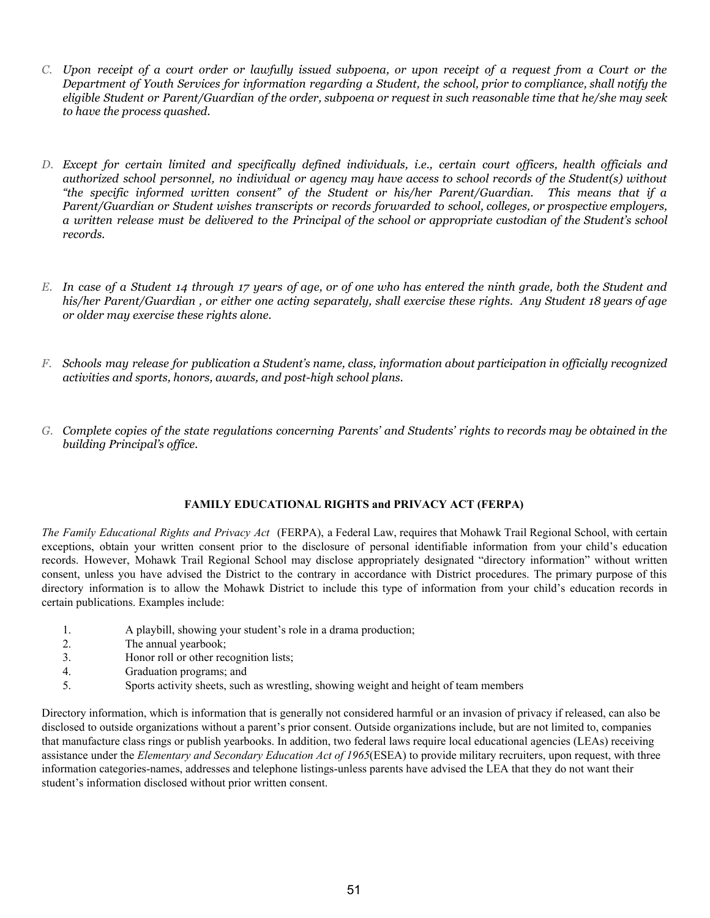C. *Upon receipt of a court order or lawfully issued subpoena, or upon receipt of a request from a Court or the Department of Youth Services for information regarding a Student, the school, prior to compliance, shall notify the eligible Student or Parent/Guardian of the order, subpoena or request in such reasonable time that he/she may seek to have the process quashed.*

D. *Except for certain limited and specifically defined individuals, i.e., certain court officers, health officials and authorized school personnel, no individual or agency may have access to school records of the Student(s) without "the specific informed written consent" of the Student or his/her Parent/Guardian. This means that if a Parent/Guardian or Student wishes transcripts or records forwarded to school, colleges, or prospective employers, a written release must be delivered to the Principal of the school or appropriate custodian of the Student's school records.*

E. *In case of a Student 14 through 17 years of age, or of one who has entered the ninth grade, both the Student and his/her Parent/Guardian , or either one acting separately, shall exercise these rights. Any Student 18 years of age or older may exercise these rights alone.*

F. *Schools may release for publication a Student's name, class, information about participation in officially recognized activities and sports, honors, awards, and post-high school plans.*

G. *Complete copies of the state regulations concerning Parents' and Students' rights to records may be obtained in the building Principal's office.*

## FAMILY EDUCATIONAL RIGHTS and PRIVACY ACT (FERPA)

*The Family Educational Rights and Privacy Act* (FERPA), a Federal Law, requires that Mohawk Trail Regional School, with certain exceptions, obtain your written consent prior to the disclosure of personal identifiable information from your child's education records. However, Mohawk Trail Regional School may disclose appropriately designated "directory information" without written consent, unless you have advised the District to the contrary in accordance with District procedures. The primary purpose of this directory information is to allow the Mohawk District to include this type of information from your child's education records in certain publications. Examples include:

1. A playbill, showing your student's role in a drama production;
2. The annual yearbook;
3. Honor roll or other recognition lists;
4. Graduation programs; and
5. Sports activity sheets, such as wrestling, showing weight and height of team members

Directory information, which is information that is generally not considered harmful or an invasion of privacy if released, can also be disclosed to outside organizations without a parent's prior consent. Outside organizations include, but are not limited to, companies that manufacture class rings or publish yearbooks. In addition, two federal laws require local educational agencies (LEAs) receiving assistance under the *Elementary and Secondary Education Act of 1965*(ESEA) to provide military recruiters, upon request, with three information categories-names, addresses and telephone listings-unless parents have advised the LEA that they do not want their student's information disclosed without prior written consent.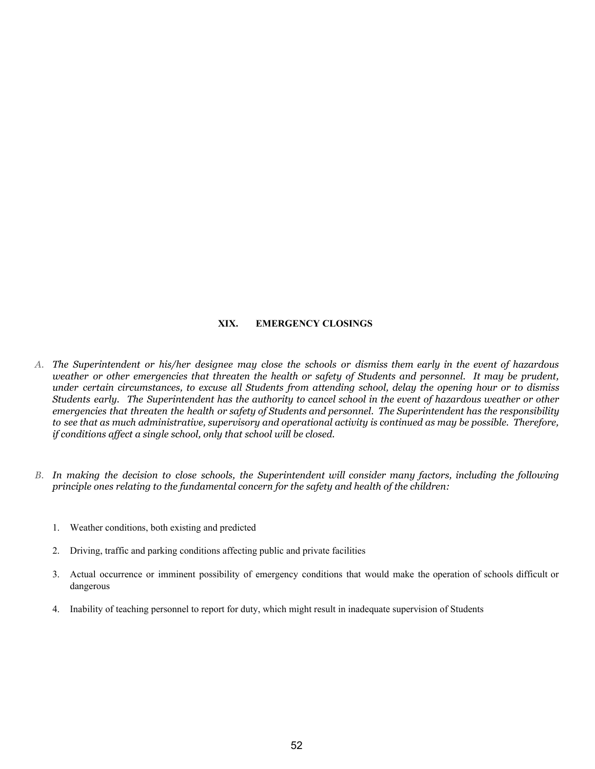## XIX. EMERGENCY CLOSINGS

A. *The Superintendent or his/her designee may close the schools or dismiss them early in the event of hazardous weather or other emergencies that threaten the health or safety of Students and personnel. It may be prudent, under certain circumstances, to excuse all Students from attending school, delay the opening hour or to dismiss Students early. The Superintendent has the authority to cancel school in the event of hazardous weather or other emergencies that threaten the health or safety of Students and personnel. The Superintendent has the responsibility to see that as much administrative, supervisory and operational activity is continued as may be possible. Therefore, if conditions affect a single school, only that school will be closed.*

B. *In making the decision to close schools, the Superintendent will consider many factors, including the following principle ones relating to the fundamental concern for the safety and health of the children:*

1. Weather conditions, both existing and predicted
2. Driving, traffic and parking conditions affecting public and private facilities
3. Actual occurrence or imminent possibility of emergency conditions that would make the operation of schools difficult or dangerous
4. Inability of teaching personnel to report for duty, which might result in inadequate supervision of Students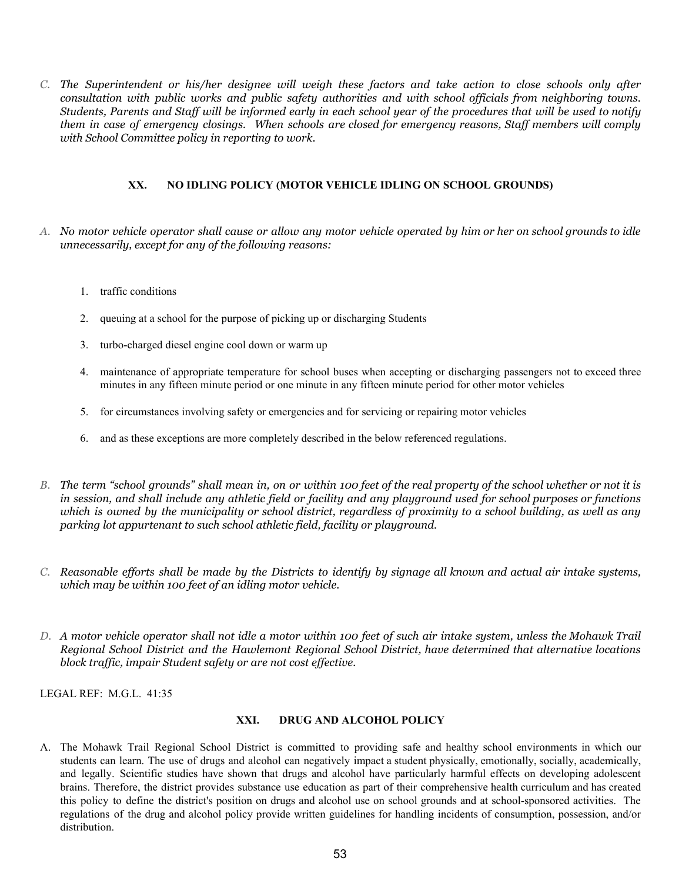C. *The Superintendent or his/her designee will weigh these factors and take action to close schools only after consultation with public works and public safety authorities and with school officials from neighboring towns. Students, Parents and Staff will be informed early in each school year of the procedures that will be used to notify them in case of emergency closings. When schools are closed for emergency reasons, Staff members will comply with School Committee policy in reporting to work.*

### XX. NO IDLING POLICY (MOTOR VEHICLE IDLING ON SCHOOL GROUNDS)

A. *No motor vehicle operator shall cause or allow any motor vehicle operated by him or her on school grounds to idle unnecessarily, except for any of the following reasons:*

1. traffic conditions
2. queuing at a school for the purpose of picking up or discharging Students
3. turbo-charged diesel engine cool down or warm up
4. maintenance of appropriate temperature for school buses when accepting or discharging passengers not to exceed three minutes in any fifteen minute period or one minute in any fifteen minute period for other motor vehicles
5. for circumstances involving safety or emergencies and for servicing or repairing motor vehicles
6. and as these exceptions are more completely described in the below referenced regulations.

B. *The term "school grounds" shall mean in, on or within 100 feet of the real property of the school whether or not it is in session, and shall include any athletic field or facility and any playground used for school purposes or functions which is owned by the municipality or school district, regardless of proximity to a school building, as well as any parking lot appurtenant to such school athletic field, facility or playground.*

C. *Reasonable efforts shall be made by the Districts to identify by signage all known and actual air intake systems, which may be within 100 feet of an idling motor vehicle.*

D. *A motor vehicle operator shall not idle a motor within 100 feet of such air intake system, unless the Mohawk Trail Regional School District and the Hawlemont Regional School District, have determined that alternative locations block traffic, impair Student safety or are not cost effective.*

LEGAL REF: M.G.L. 41:35

### XXI. DRUG AND ALCOHOL POLICY

A. The Mohawk Trail Regional School District is committed to providing safe and healthy school environments in which our students can learn. The use of drugs and alcohol can negatively impact a student physically, emotionally, socially, academically, and legally. Scientific studies have shown that drugs and alcohol have particularly harmful effects on developing adolescent brains. Therefore, the district provides substance use education as part of their comprehensive health curriculum and has created this policy to define the district's position on drugs and alcohol use on school grounds and at school-sponsored activities. The regulations of the drug and alcohol policy provide written guidelines for handling incidents of consumption, possession, and/or distribution.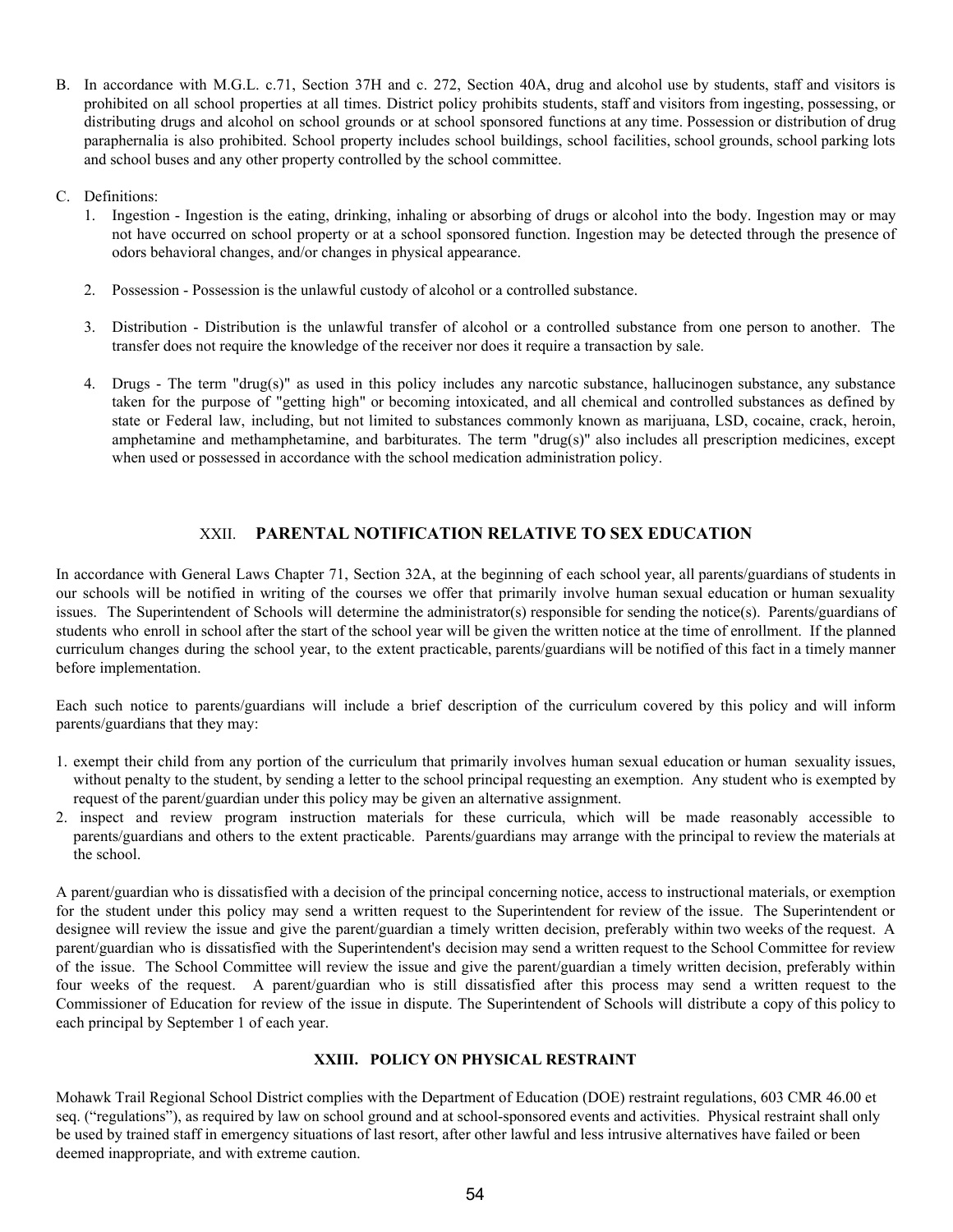B. In accordance with M.G.L. c.71, Section 37H and c. 272, Section 40A, drug and alcohol use by students, staff and visitors is prohibited on all school properties at all times. District policy prohibits students, staff and visitors from ingesting, possessing, or distributing drugs and alcohol on school grounds or at school sponsored functions at any time. Possession or distribution of drug paraphernalia is also prohibited. School property includes school buildings, school facilities, school grounds, school parking lots and school buses and any other property controlled by the school committee.

C. Definitions:
   1. Ingestion - Ingestion is the eating, drinking, inhaling or absorbing of drugs or alcohol into the body. Ingestion may or may not have occurred on school property or at a school sponsored function. Ingestion may be detected through the presence of odors behavioral changes, and/or changes in physical appearance.

   2. Possession - Possession is the unlawful custody of alcohol or a controlled substance.

   3. Distribution - Distribution is the unlawful transfer of alcohol or a controlled substance from one person to another. The transfer does not require the knowledge of the receiver nor does it require a transaction by sale.

   4. Drugs - The term "drug(s)" as used in this policy includes any narcotic substance, hallucinogen substance, any substance taken for the purpose of "getting high" or becoming intoxicated, and all chemical and controlled substances as defined by state or Federal law, including, but not limited to substances commonly known as marijuana, LSD, cocaine, crack, heroin, amphetamine and methamphetamine, and barbiturates. The term "drug(s)" also includes all prescription medicines, except when used or possessed in accordance with the school medication administration policy.

## XXII. PARENTAL NOTIFICATION RELATIVE TO SEX EDUCATION

In accordance with General Laws Chapter 71, Section 32A, at the beginning of each school year, all parents/guardians of students in our schools will be notified in writing of the courses we offer that primarily involve human sexual education or human sexuality issues. The Superintendent of Schools will determine the administrator(s) responsible for sending the notice(s). Parents/guardians of students who enroll in school after the start of the school year will be given the written notice at the time of enrollment. If the planned curriculum changes during the school year, to the extent practicable, parents/guardians will be notified of this fact in a timely manner before implementation.

Each such notice to parents/guardians will include a brief description of the curriculum covered by this policy and will inform parents/guardians that they may:

1. exempt their child from any portion of the curriculum that primarily involves human sexual education or human sexuality issues, without penalty to the student, by sending a letter to the school principal requesting an exemption. Any student who is exempted by request of the parent/guardian under this policy may be given an alternative assignment.
2. inspect and review program instruction materials for these curricula, which will be made reasonably accessible to parents/guardians and others to the extent practicable. Parents/guardians may arrange with the principal to review the materials at the school.

A parent/guardian who is dissatisfied with a decision of the principal concerning notice, access to instructional materials, or exemption for the student under this policy may send a written request to the Superintendent for review of the issue. The Superintendent or designee will review the issue and give the parent/guardian a timely written decision, preferably within two weeks of the request. A parent/guardian who is dissatisfied with the Superintendent's decision may send a written request to the School Committee for review of the issue. The School Committee will review the issue and give the parent/guardian a timely written decision, preferably within four weeks of the request. A parent/guardian who is still dissatisfied after this process may send a written request to the Commissioner of Education for review of the issue in dispute. The Superintendent of Schools will distribute a copy of this policy to each principal by September 1 of each year.

## XXIII. POLICY ON PHYSICAL RESTRAINT

Mohawk Trail Regional School District complies with the Department of Education (DOE) restraint regulations, 603 CMR 46.00 et seq. ("regulations"), as required by law on school ground and at school-sponsored events and activities. Physical restraint shall only be used by trained staff in emergency situations of last resort, after other lawful and less intrusive alternatives have failed or been deemed inappropriate, and with extreme caution.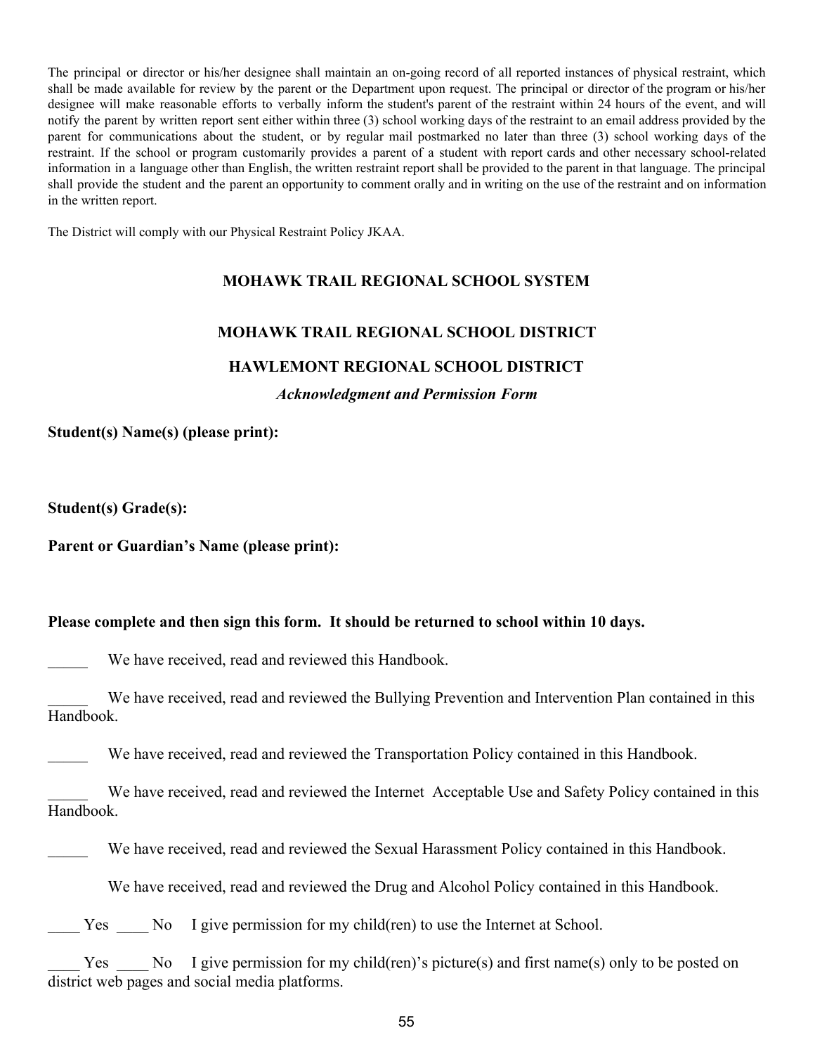The principal or director or his/her designee shall maintain an on-going record of all reported instances of physical restraint, which shall be made available for review by the parent or the Department upon request. The principal or director of the program or his/her designee will make reasonable efforts to verbally inform the student's parent of the restraint within 24 hours of the event, and will notify the parent by written report sent either within three (3) school working days of the restraint to an email address provided by the parent for communications about the student, or by regular mail postmarked no later than three (3) school working days of the restraint. If the school or program customarily provides a parent of a student with report cards and other necessary school-related information in a language other than English, the written restraint report shall be provided to the parent in that language. The principal shall provide the student and the parent an opportunity to comment orally and in writing on the use of the restraint and on information in the written report.

The District will comply with our Physical Restraint Policy JKAA.

## MOHAWK TRAIL REGIONAL SCHOOL SYSTEM

## MOHAWK TRAIL REGIONAL SCHOOL DISTRICT

## HAWLEMONT REGIONAL SCHOOL DISTRICT

***Acknowledgment and Permission Form***

**Student(s) Name(s) (please print):**

**Student(s) Grade(s):**

**Parent or Guardian's Name (please print):**

**Please complete and then sign this form. It should be returned to school within 10 days.**

_____ We have received, read and reviewed this Handbook.

_____ We have received, read and reviewed the Bullying Prevention and Intervention Plan contained in this Handbook.

_____ We have received, read and reviewed the Transportation Policy contained in this Handbook.

_____ We have received, read and reviewed the Internet Acceptable Use and Safety Policy contained in this Handbook.

_____ We have received, read and reviewed the Sexual Harassment Policy contained in this Handbook.

We have received, read and reviewed the Drug and Alcohol Policy contained in this Handbook.

____ Yes ____ No I give permission for my child(ren) to use the Internet at School.

____ Yes ____ No I give permission for my child(ren)'s picture(s) and first name(s) only to be posted on district web pages and social media platforms.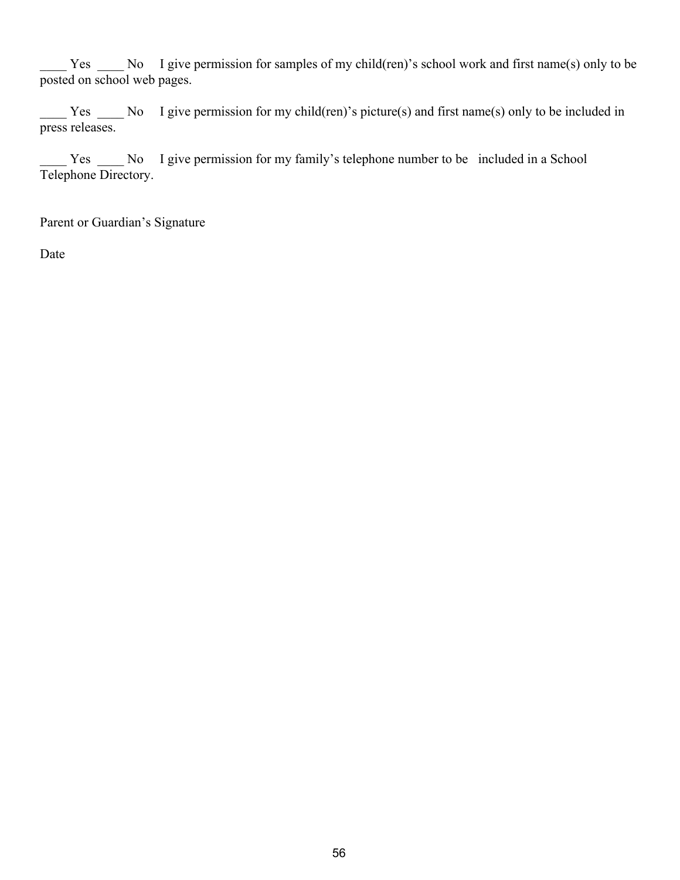____ Yes ____ No I give permission for samples of my child(ren)'s school work and first name(s) only to be posted on school web pages.

____ Yes ____ No I give permission for my child(ren)'s picture(s) and first name(s) only to be included in press releases.

____ Yes ____ No I give permission for my family's telephone number to be included in a School Telephone Directory.

Parent or Guardian's Signature

Date